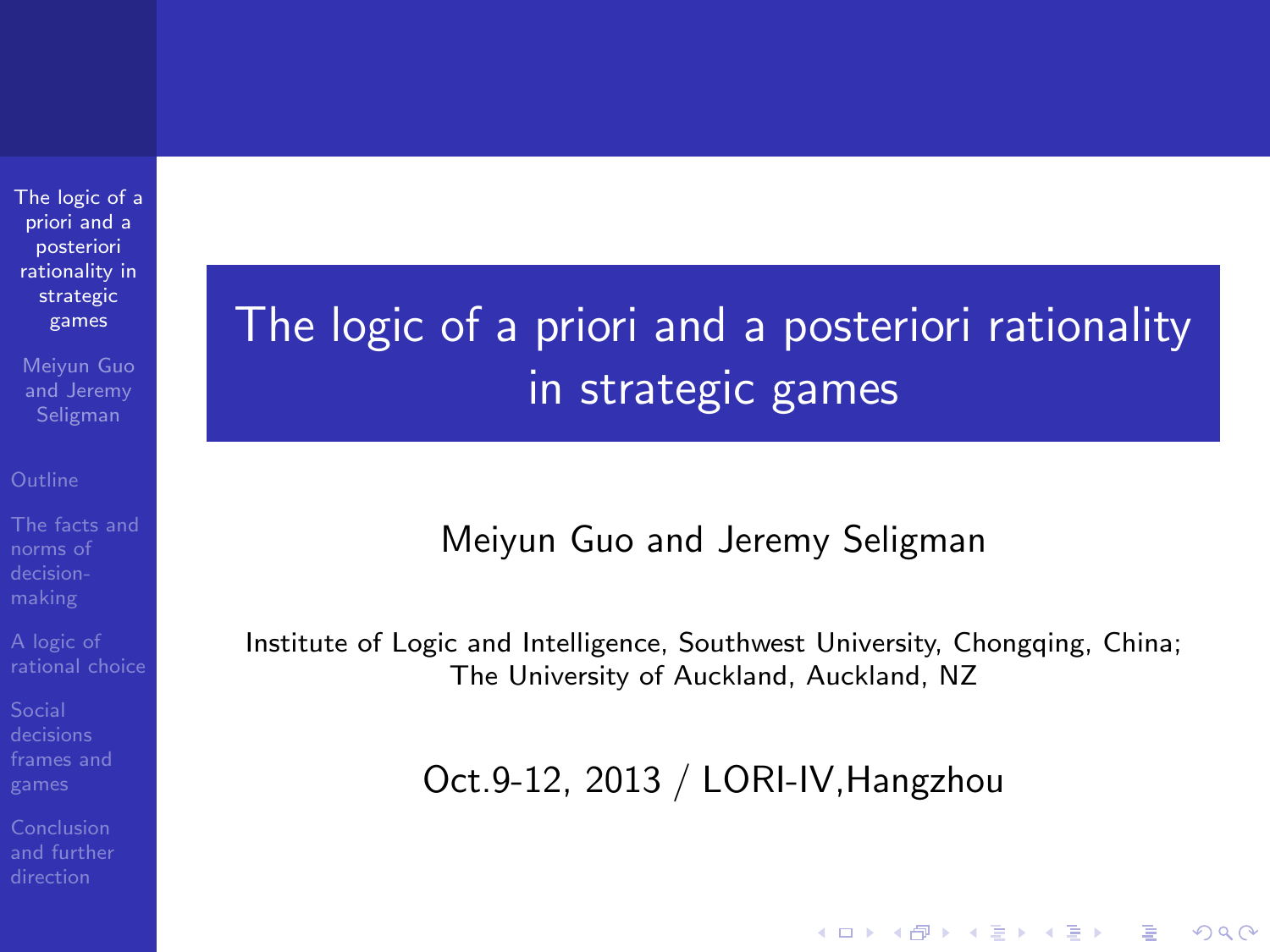# The logic of a priori and a posteriori rationality in strategic games

Meiyun Guo and Jeremy Seligman

Institute of Logic and Intelligence, Southwest University, Chongqing, China;
The University of Auckland, Auckland, NZ

Oct.9-12, 2013 / LORI-IV,Hangzhou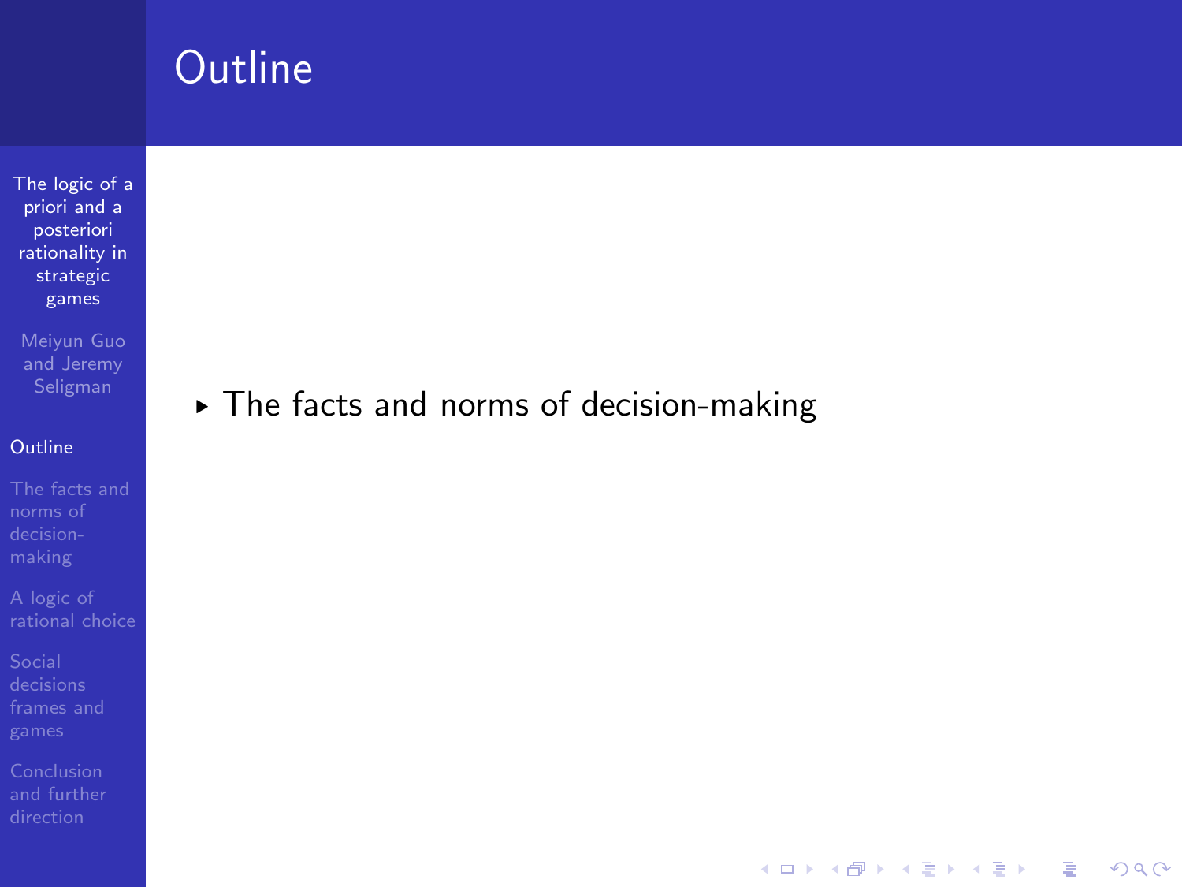# Outline

- The facts and norms of decision-making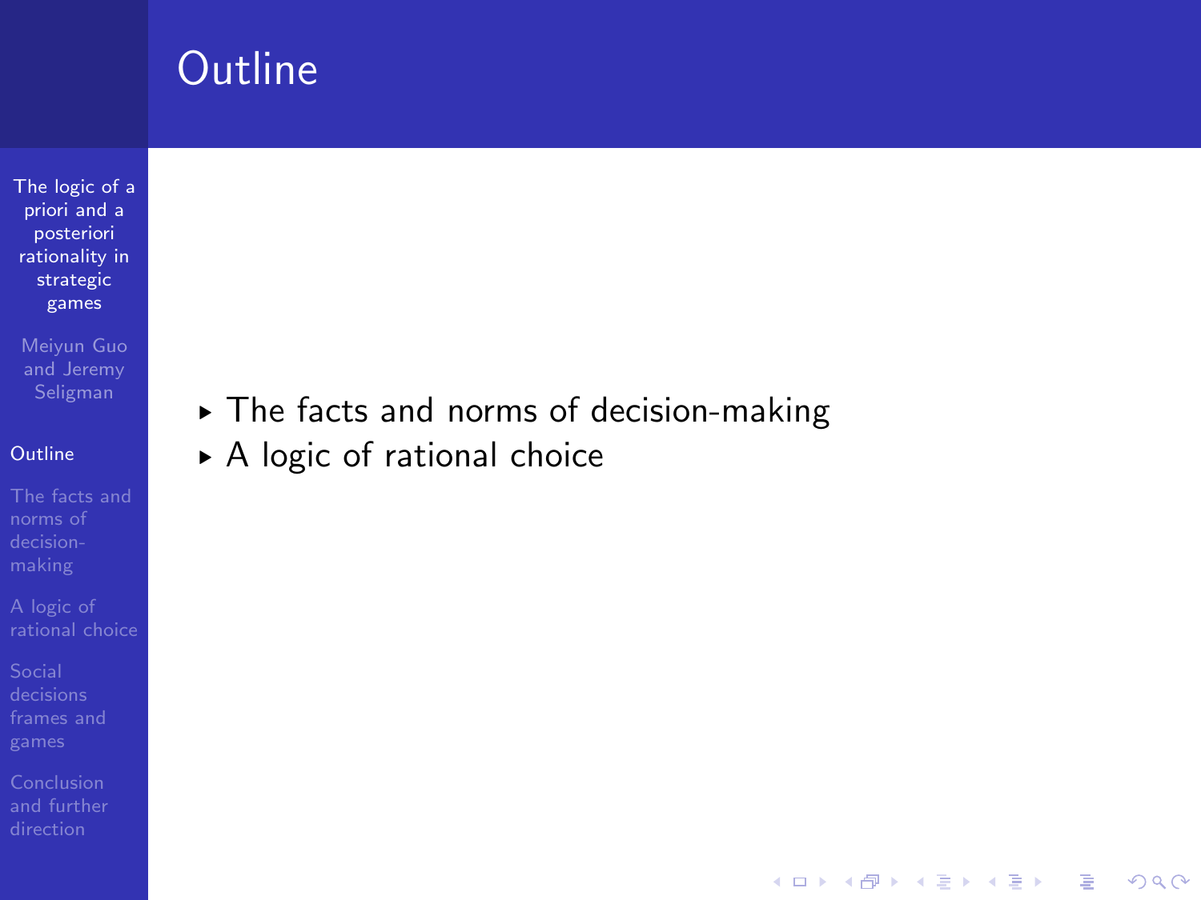# Outline

- The facts and norms of decision-making
- A logic of rational choice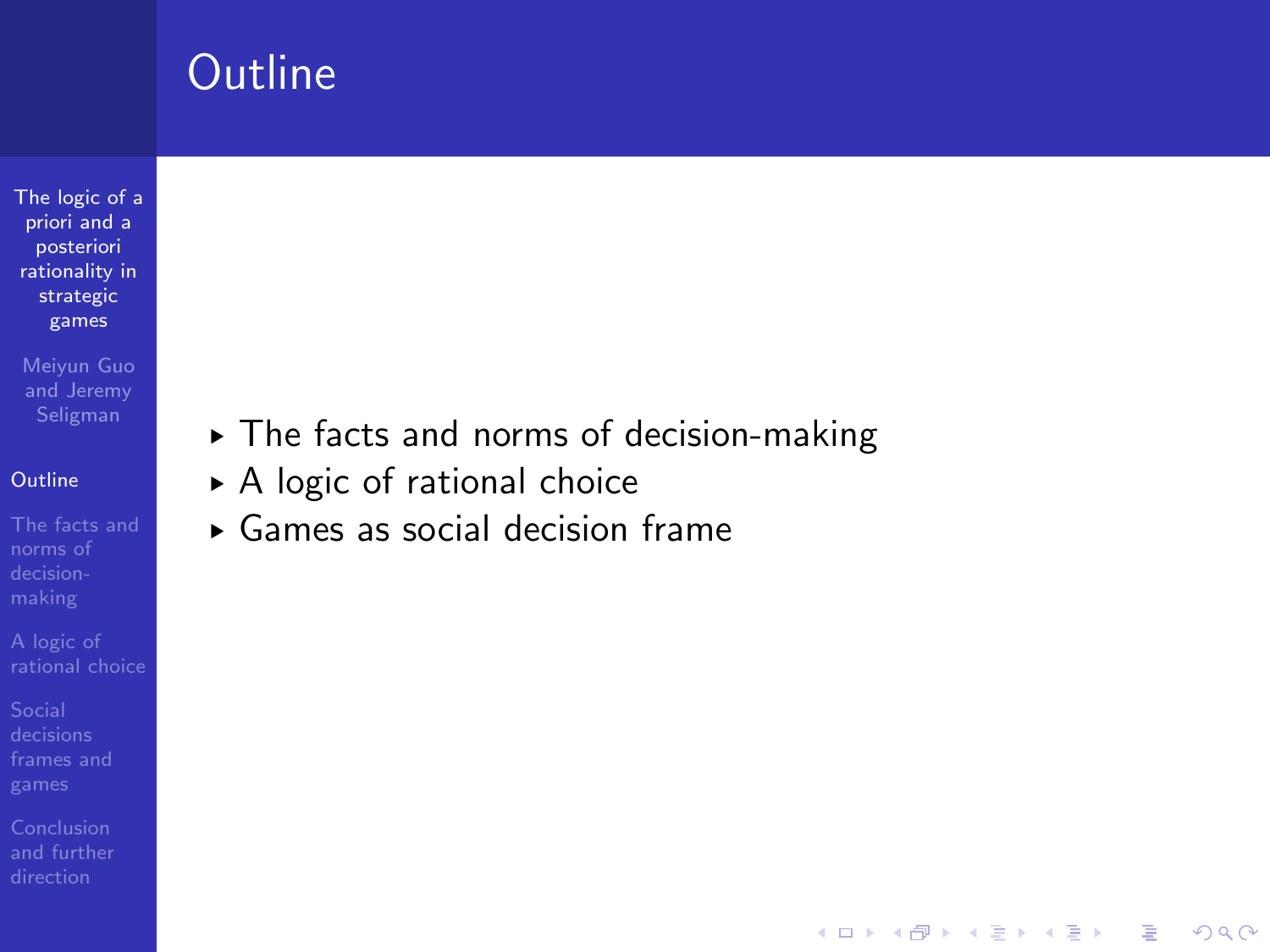# Outline

- The facts and norms of decision-making
- A logic of rational choice
- Games as social decision frame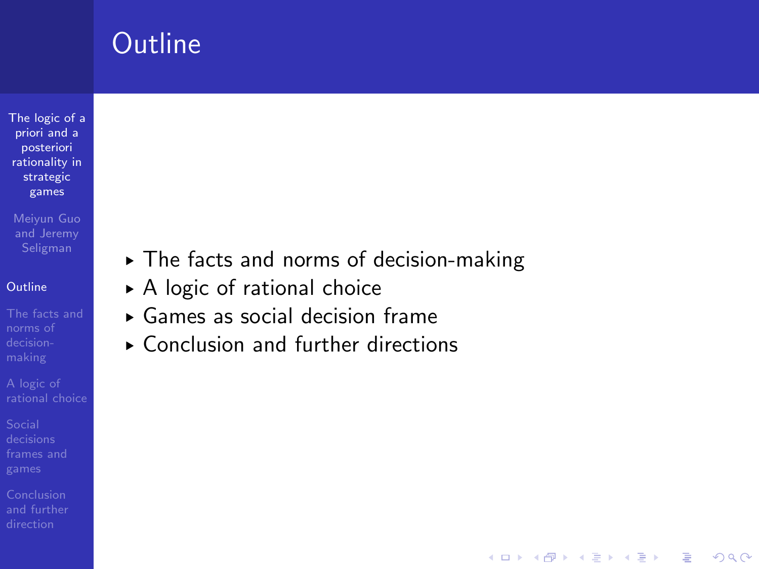# Outline

- The facts and norms of decision-making
- A logic of rational choice
- Games as social decision frame
- Conclusion and further directions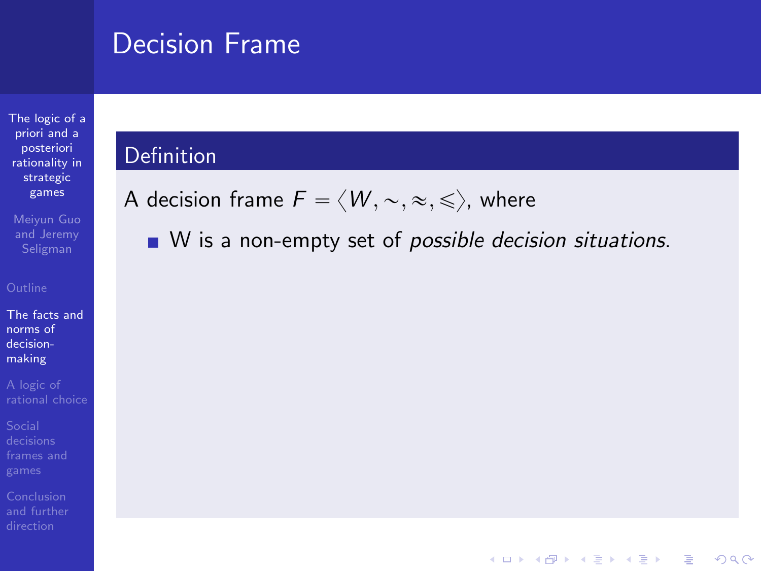# Decision Frame

**Definition**

A decision frame $F = \langle W, \sim, \approx, \leqslant \rangle$, where

- W is a non-empty set of *possible decision situations*.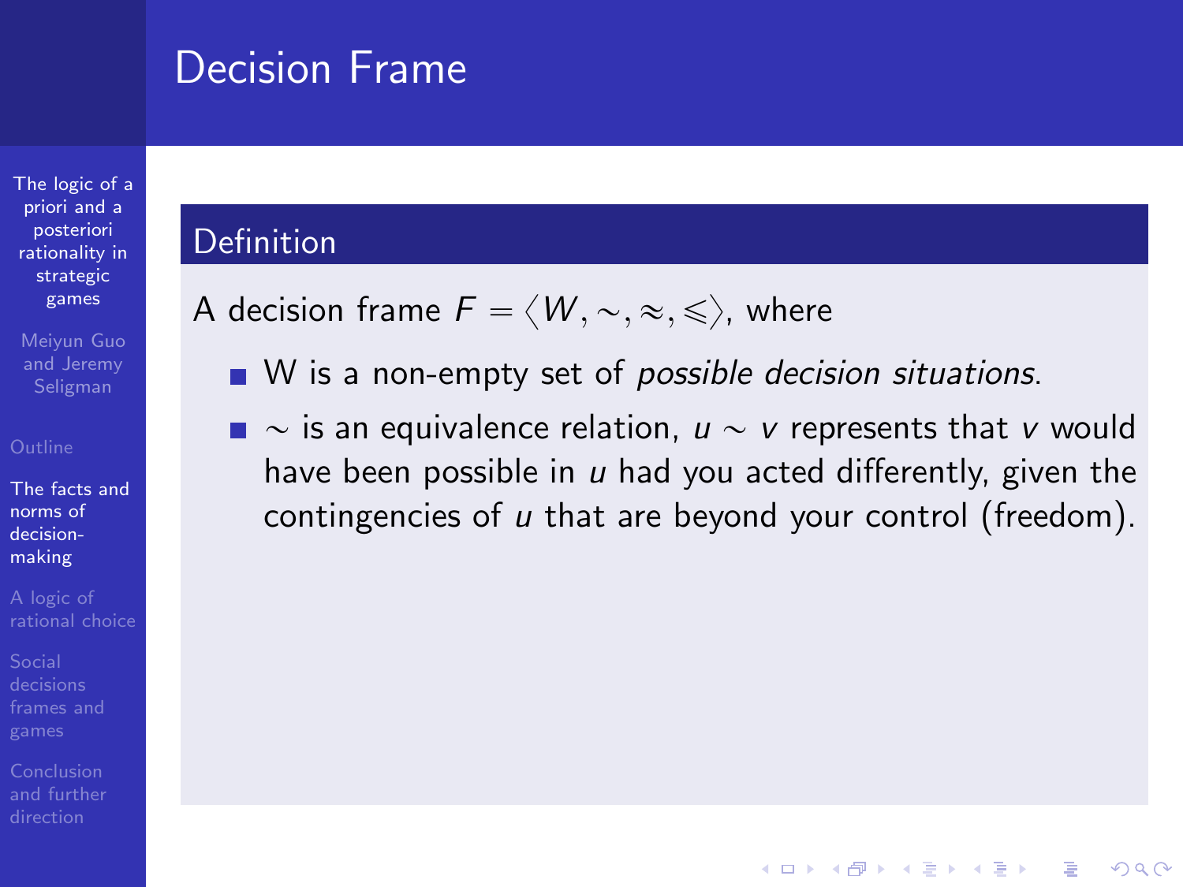# Decision Frame

## Definition

A decision frame $F = \langle W, \sim, \approx, \leqslant \rangle$, where

- W is a non-empty set of *possible decision situations*.
- $\sim$ is an equivalence relation, $u \sim v$ represents that $v$ would have been possible in $u$ had you acted differently, given the contingencies of $u$ that are beyond your control (freedom).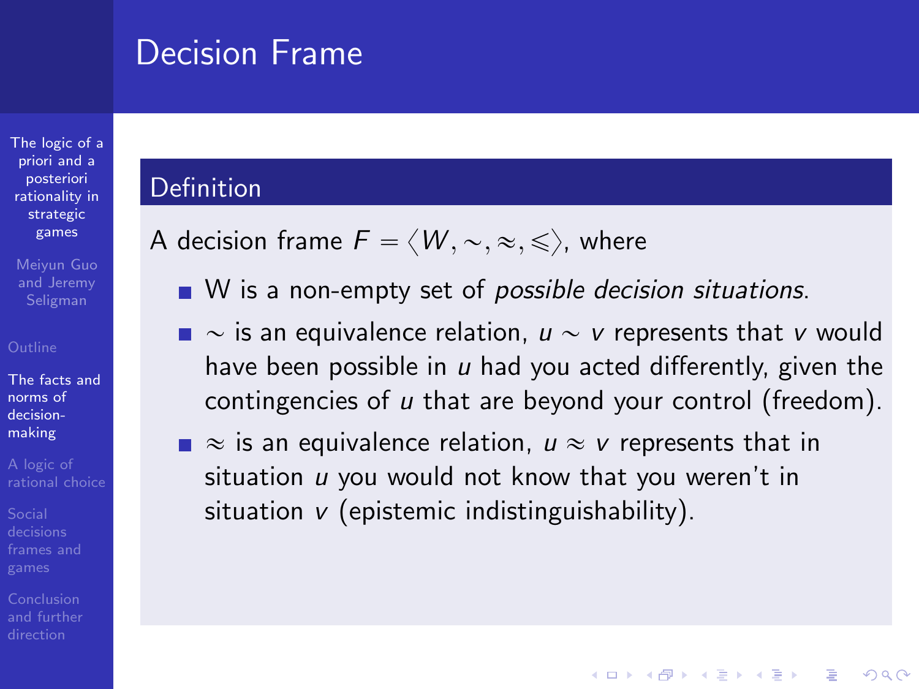# Decision Frame

## Definition

A decision frame $F = \langle W, \sim, \approx, \leqslant \rangle$, where

- W is a non-empty set of *possible decision situations*.
- $\sim$ is an equivalence relation, $u \sim v$ represents that $v$ would have been possible in $u$ had you acted differently, given the contingencies of $u$ that are beyond your control (freedom).
- $\approx$ is an equivalence relation, $u \approx v$ represents that in situation $u$ you would not know that you weren't in situation $v$ (epistemic indistinguishability).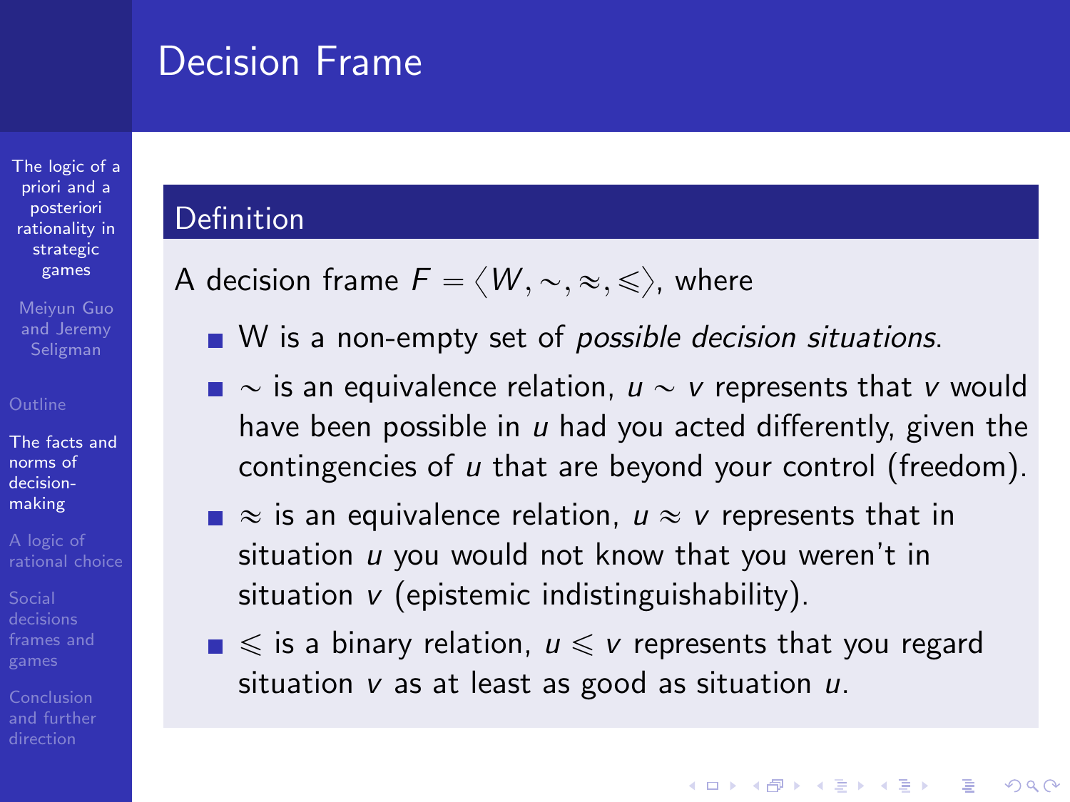# Decision Frame

## Definition

A decision frame $F = \langle W, \sim, \approx, \leqslant \rangle$, where

- W is a non-empty set of *possible decision situations*.
- $\sim$ is an equivalence relation, $u \sim v$ represents that $v$ would have been possible in $u$ had you acted differently, given the contingencies of $u$ that are beyond your control (freedom).
- $\approx$ is an equivalence relation, $u \approx v$ represents that in situation $u$ you would not know that you weren't in situation $v$ (epistemic indistinguishability).
- $\leqslant$ is a binary relation, $u \leqslant v$ represents that you regard situation $v$ as at least as good as situation $u$.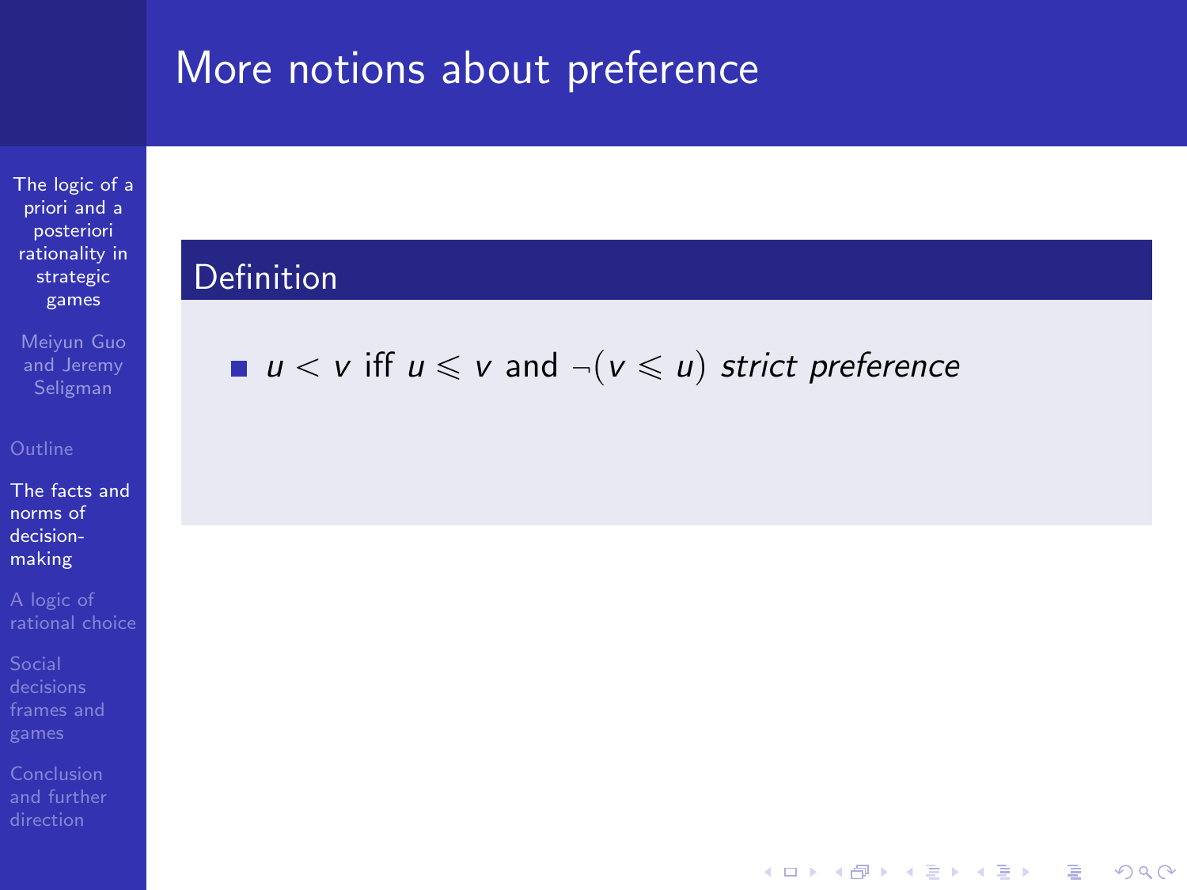# More notions about preference

## Definition

- $u < v$ iff $u \leqslant v$ and $\neg(v \leqslant u)$ *strict preference*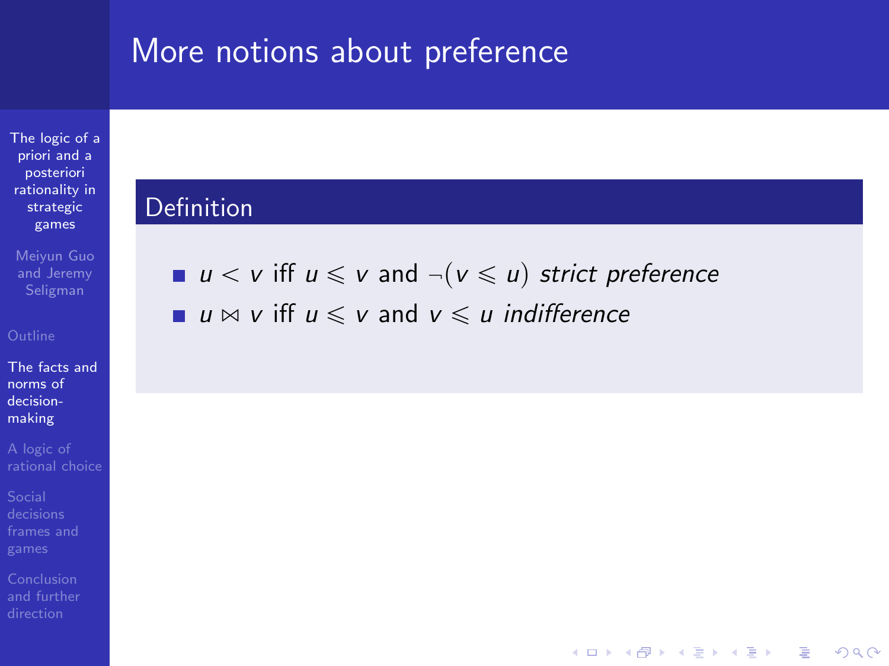# More notions about preference

**Definition**

- $u < v$ iff $u \leqslant v$ and $\neg(v \leqslant u)$ *strict preference*
- $u \bowtie v$ iff $u \leqslant v$ and $v \leqslant u$ *indifference*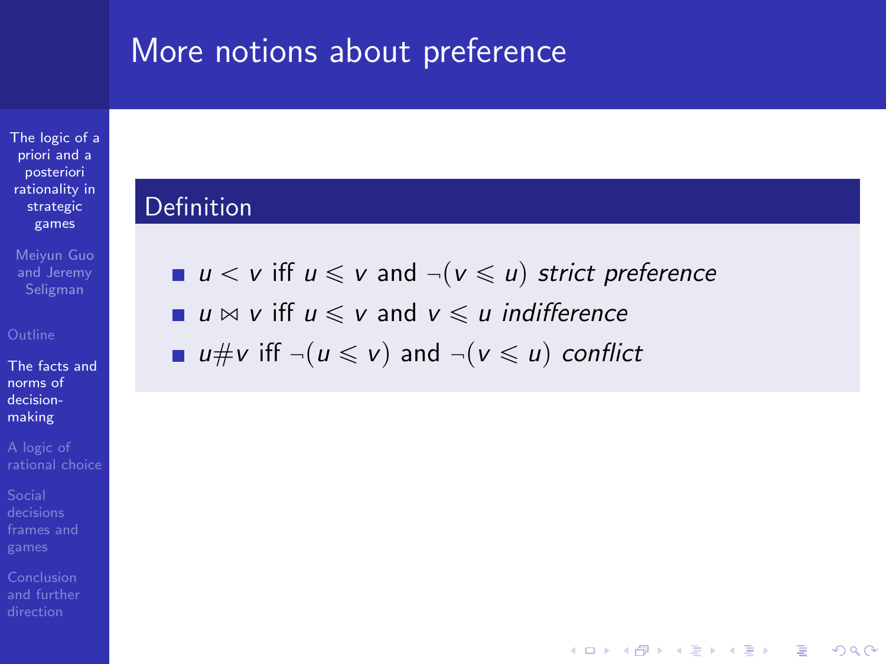# More notions about preference

## Definition

- $u < v$ iff $u \leqslant v$ and $\neg(v \leqslant u)$ *strict preference*
- $u \bowtie v$ iff $u \leqslant v$ and $v \leqslant u$ *indifference*
- $u \# v$ iff $\neg(u \leqslant v)$ and $\neg(v \leqslant u)$ *conflict*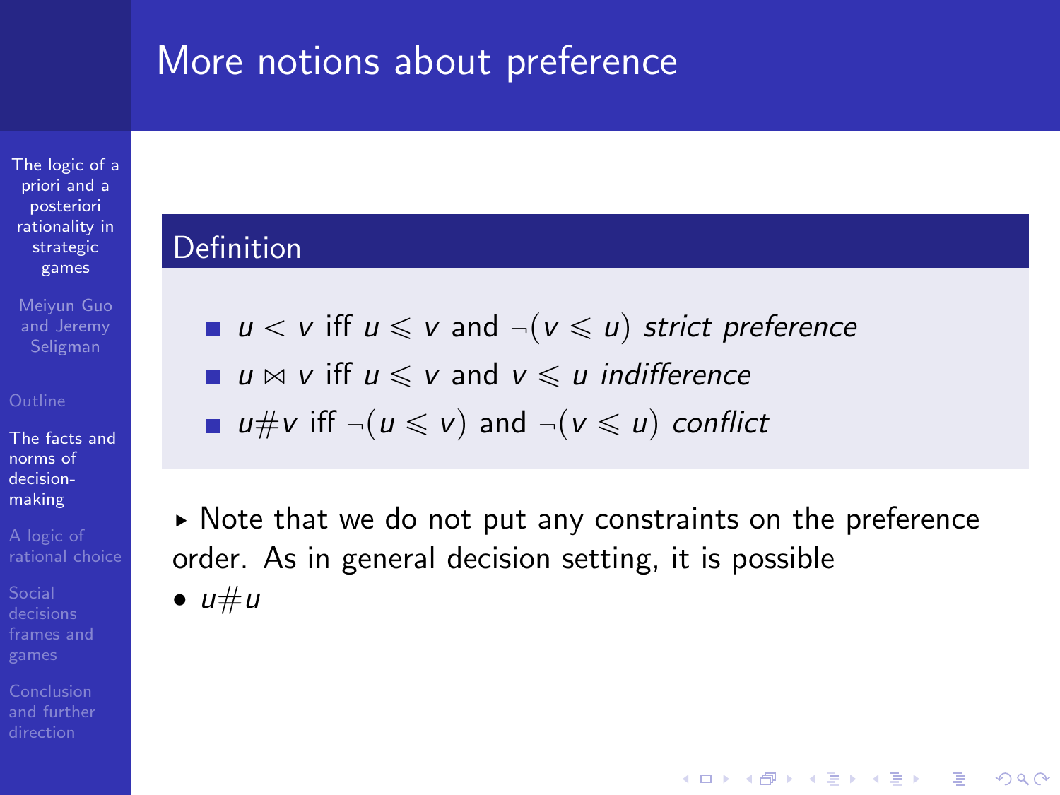# More notions about preference

**Definition**

- $u < v$ iff $u \leqslant v$ and $\neg(v \leqslant u)$ *strict preference*
- $u \bowtie v$ iff $u \leqslant v$ and $v \leqslant u$ *indifference*
- $u \# v$ iff $\neg(u \leqslant v)$ and $\neg(v \leqslant u)$ *conflict*

▸ Note that we do not put any constraints on the preference order. As in general decision setting, it is possible

- $u \# u$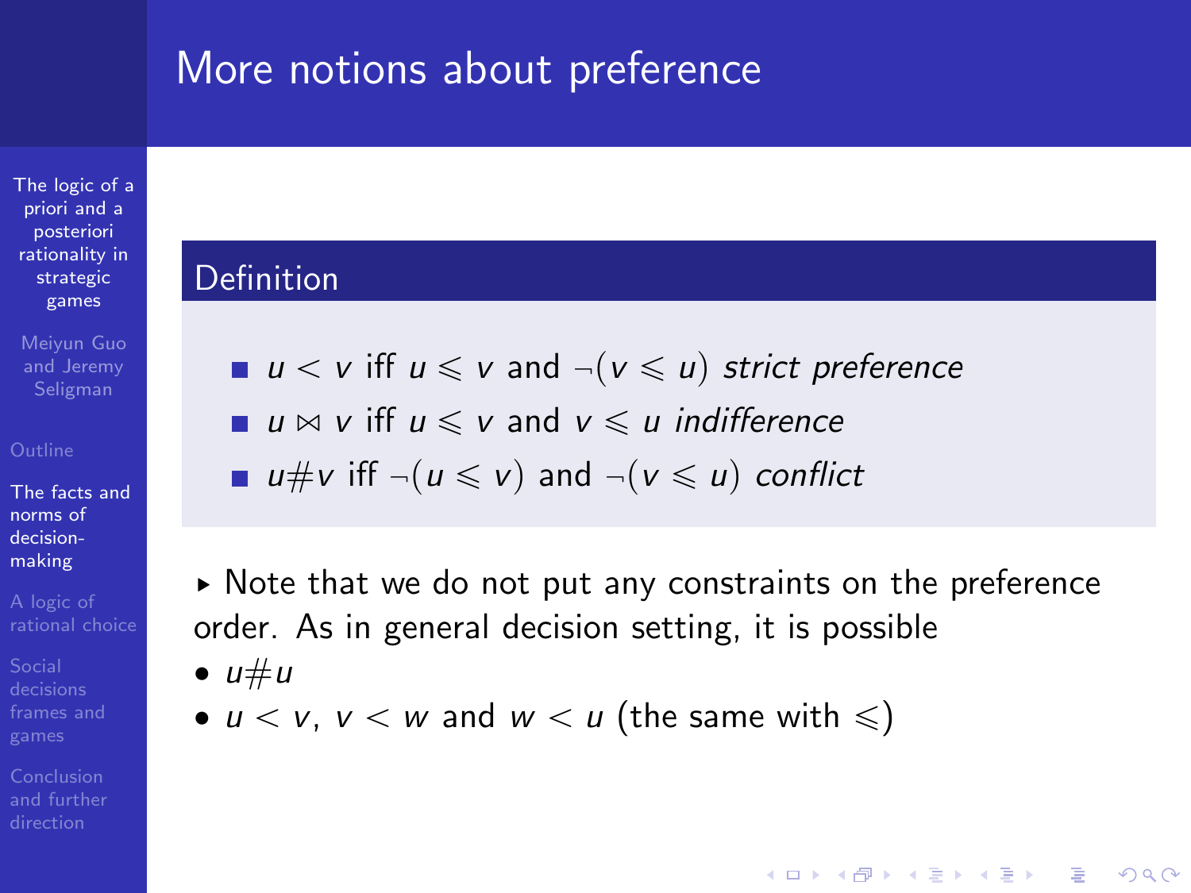# More notions about preference

**Definition**

- $u < v$ iff $u \leqslant v$ and $\neg(v \leqslant u)$ *strict preference*
- $u \bowtie v$ iff $u \leqslant v$ and $v \leqslant u$ *indifference*
- $u \# v$ iff $\neg(u \leqslant v)$ and $\neg(v \leqslant u)$ *conflict*

▸ Note that we do not put any constraints on the preference order. As in general decision setting, it is possible

- $u \# u$
- $u < v$, $v < w$ and $w < u$ (the same with $\leqslant$)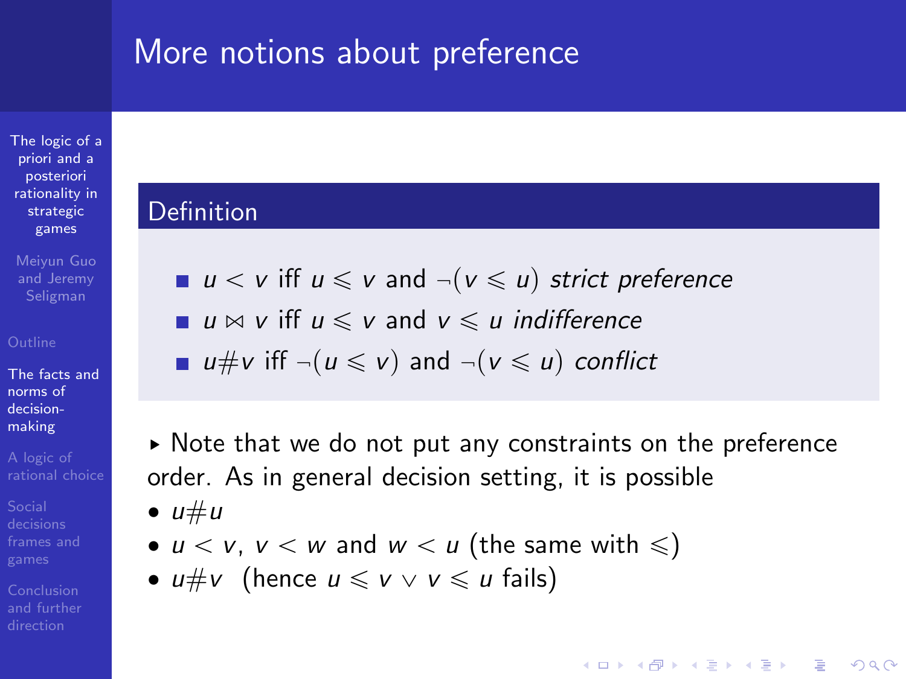# More notions about preference

**Definition**

- $u < v$ iff $u \leqslant v$ and $\neg(v \leqslant u)$ *strict preference*
- $u \bowtie v$ iff $u \leqslant v$ and $v \leqslant u$ *indifference*
- $u \# v$ iff $\neg(u \leqslant v)$ and $\neg(v \leqslant u)$ *conflict*

▸ Note that we do not put any constraints on the preference order. As in general decision setting, it is possible

- $u \# u$
- $u < v$, $v < w$ and $w < u$ (the same with $\leqslant$)
- $u \# v$ (hence $u \leqslant v \vee v \leqslant u$ fails)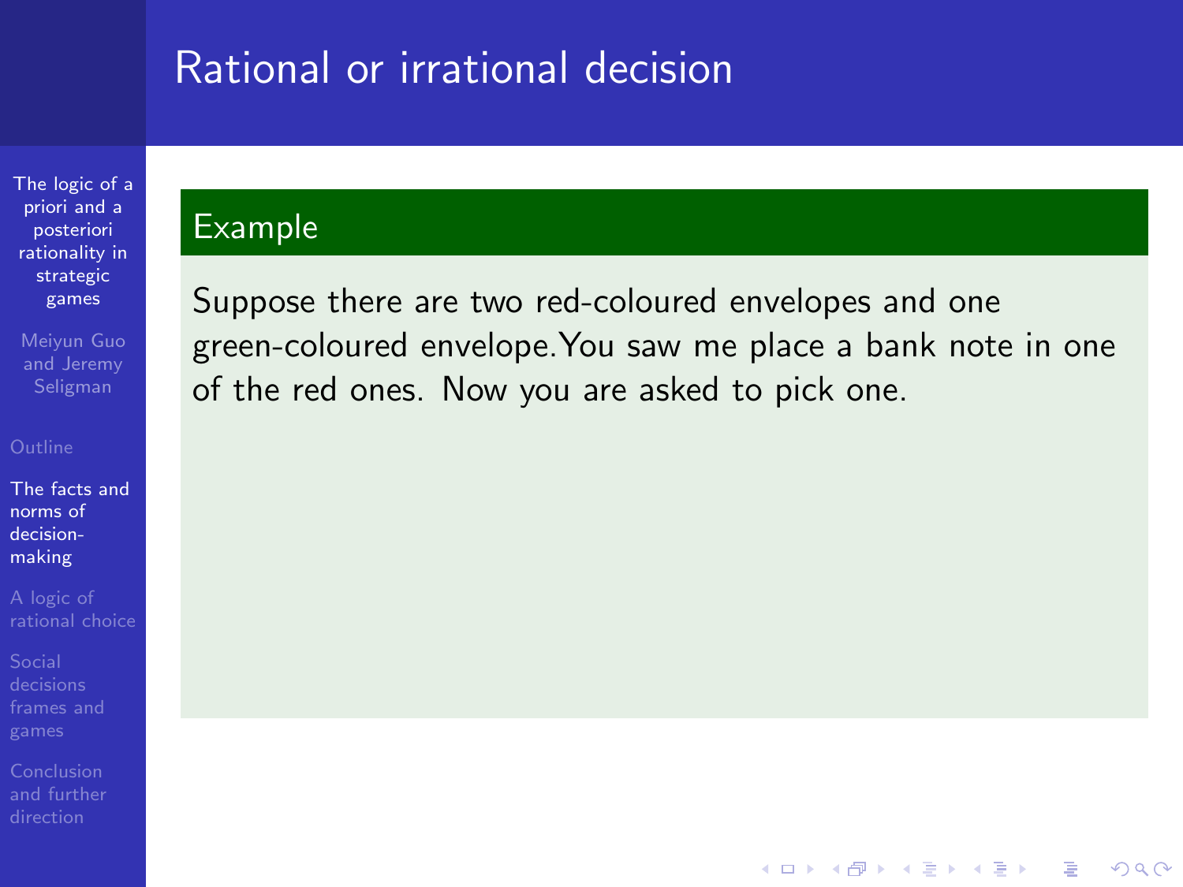# Rational or irrational decision

**Example**

Suppose there are two red-coloured envelopes and one green-coloured envelope.You saw me place a bank note in one of the red ones. Now you are asked to pick one.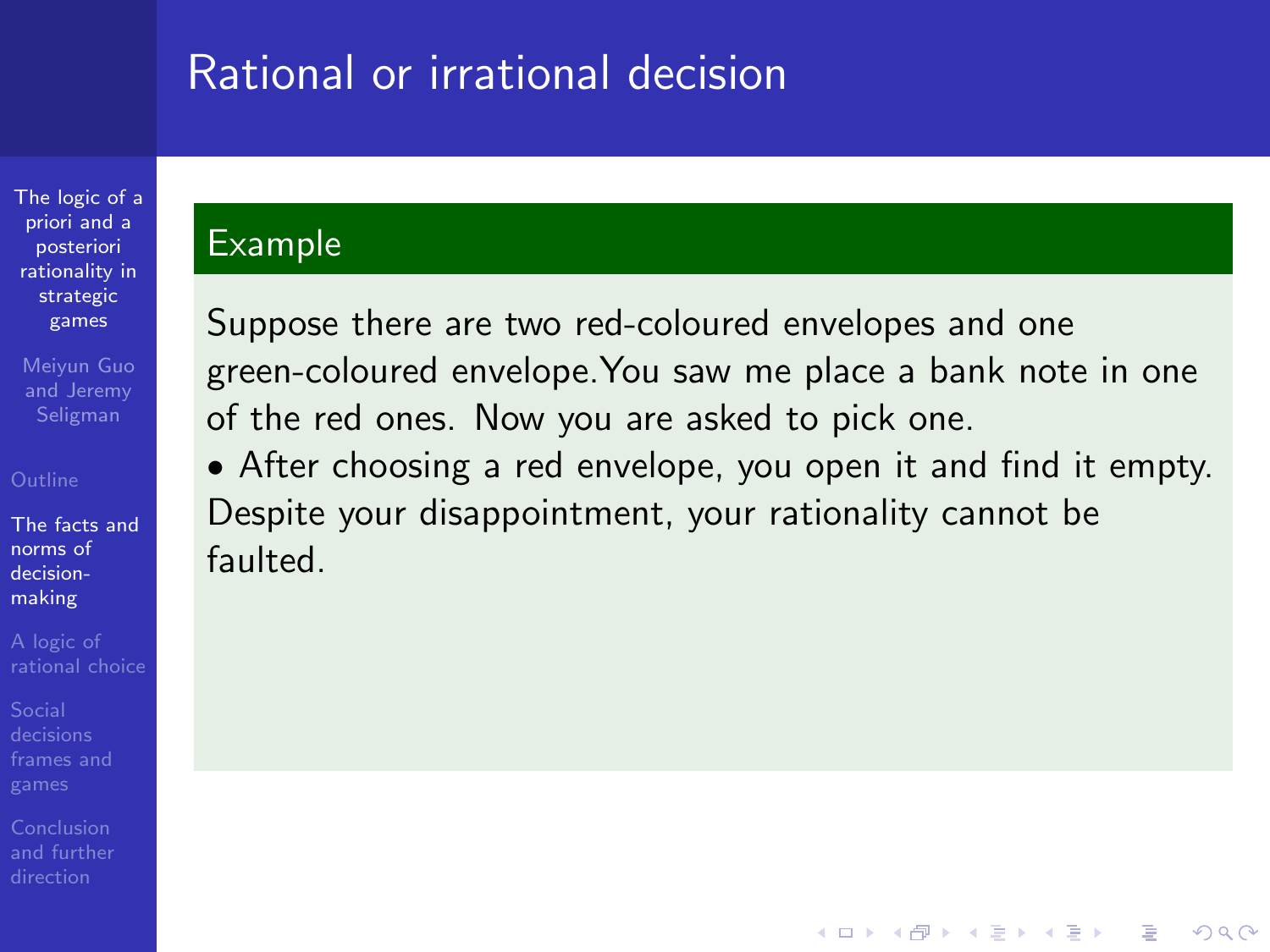# Rational or irrational decision

### Example

Suppose there are two red-coloured envelopes and one green-coloured envelope.You saw me place a bank note in one of the red ones. Now you are asked to pick one.

- After choosing a red envelope, you open it and find it empty. Despite your disappointment, your rationality cannot be faulted.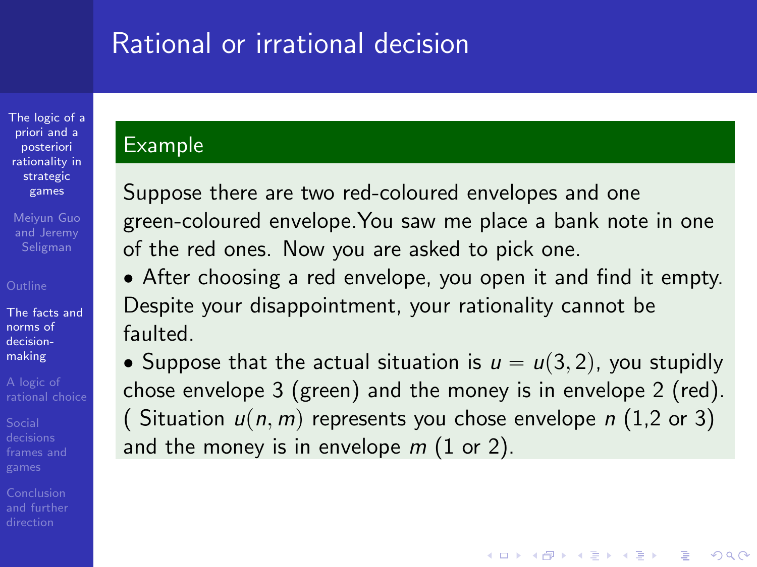# Rational or irrational decision

### Example

Suppose there are two red-coloured envelopes and one green-coloured envelope.You saw me place a bank note in one of the red ones. Now you are asked to pick one.

• After choosing a red envelope, you open it and find it empty. Despite your disappointment, your rationality cannot be faulted.

• Suppose that the actual situation is $u = u(3, 2)$, you stupidly chose envelope 3 (green) and the money is in envelope 2 (red). ( Situation $u(n, m)$ represents you chose envelope $n$ (1,2 or 3) and the money is in envelope $m$ (1 or 2).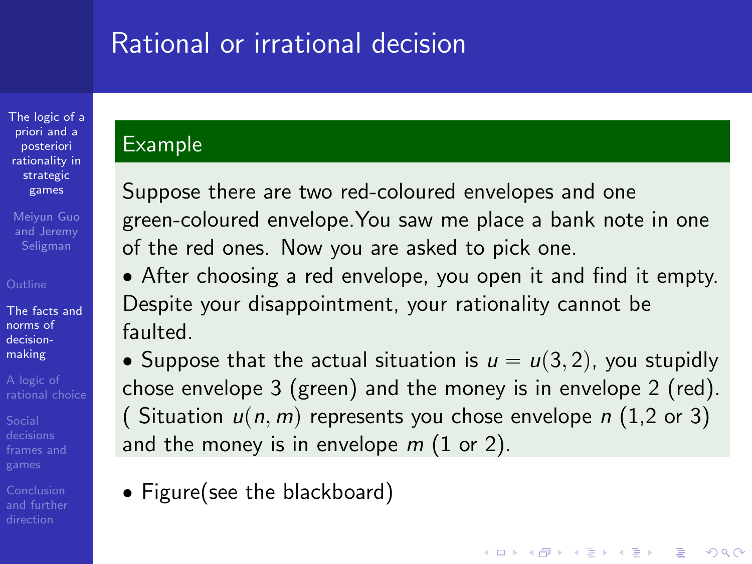# Rational or irrational decision

**Example**

Suppose there are two red-coloured envelopes and one green-coloured envelope.You saw me place a bank note in one of the red ones. Now you are asked to pick one.

- After choosing a red envelope, you open it and find it empty. Despite your disappointment, your rationality cannot be faulted.
- Suppose that the actual situation is $u = u(3, 2)$, you stupidly chose envelope 3 (green) and the money is in envelope 2 (red). ( Situation $u(n, m)$ represents you chose envelope $n$ (1,2 or 3) and the money is in envelope $m$ (1 or 2).

- Figure(see the blackboard)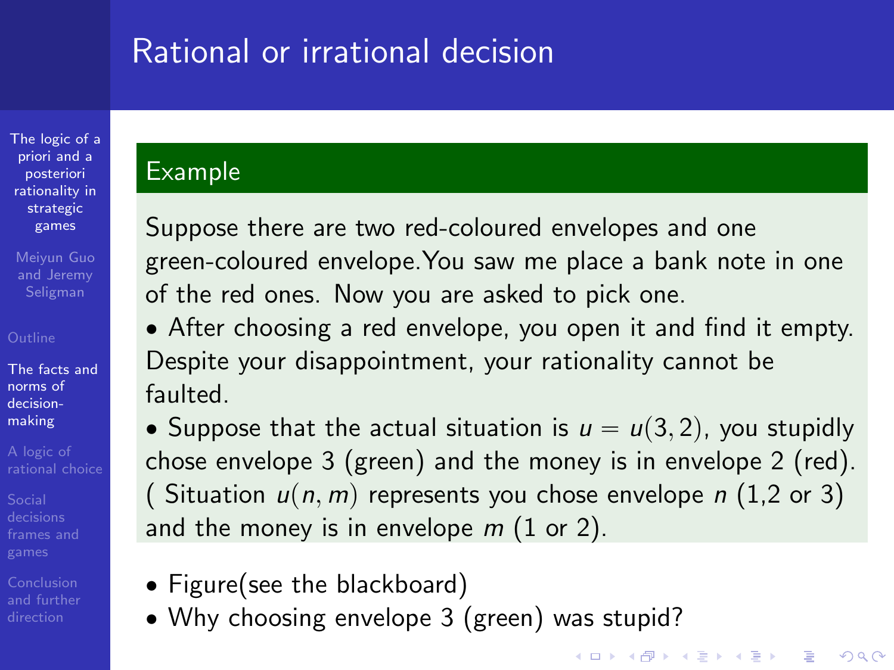# Rational or irrational decision

## Example

Suppose there are two red-coloured envelopes and one green-coloured envelope.You saw me place a bank note in one of the red ones. Now you are asked to pick one.

- After choosing a red envelope, you open it and find it empty. Despite your disappointment, your rationality cannot be faulted.
- Suppose that the actual situation is $u = u(3, 2)$, you stupidly chose envelope 3 (green) and the money is in envelope 2 (red). ( Situation $u(n, m)$ represents you chose envelope $n$ (1,2 or 3) and the money is in envelope $m$ (1 or 2).

- Figure(see the blackboard)
- Why choosing envelope 3 (green) was stupid?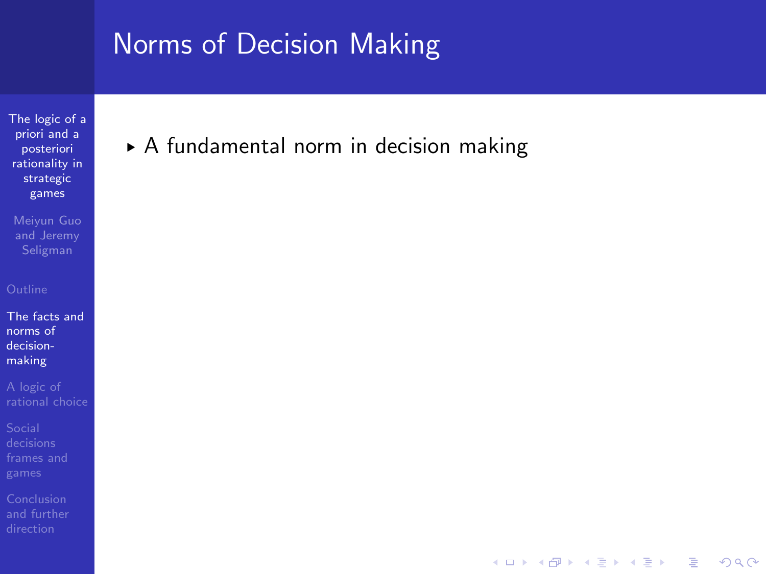# Norms of Decision Making

- A fundamental norm in decision making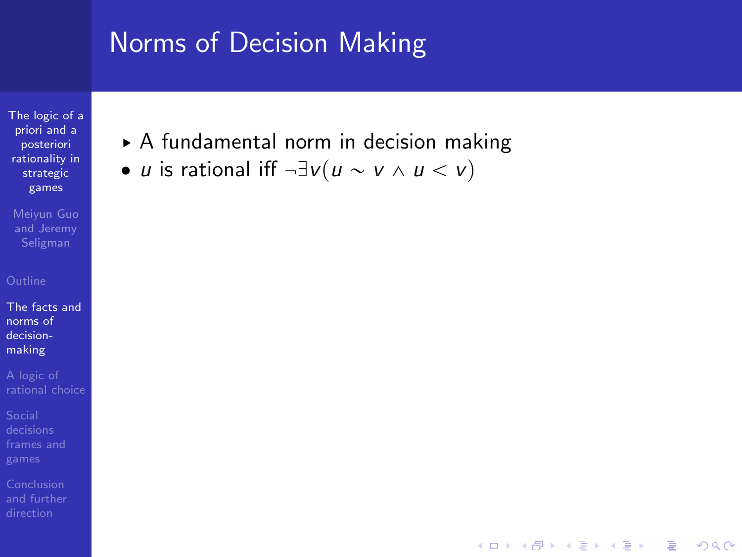# Norms of Decision Making

- A fundamental norm in decision making
- $u$ is rational iff $\neg\exists v(u \sim v \wedge u < v)$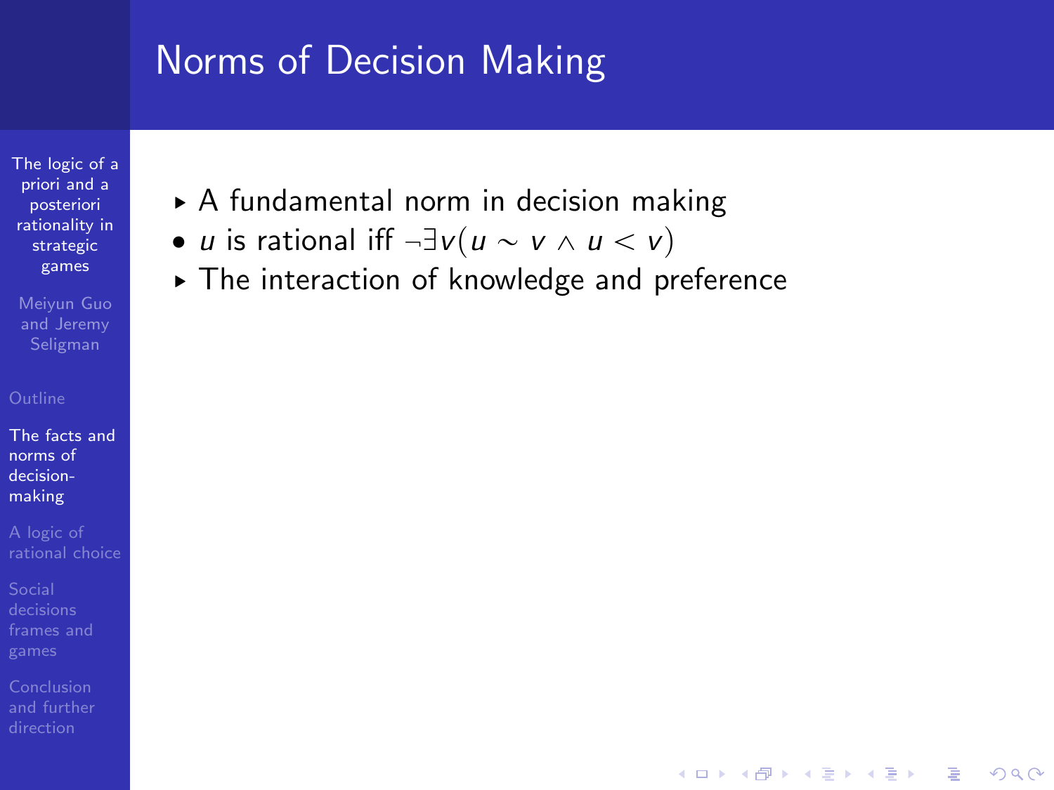# Norms of Decision Making

- A fundamental norm in decision making
- $u$ is rational iff $\neg\exists v(u \sim v \wedge u < v)$
- The interaction of knowledge and preference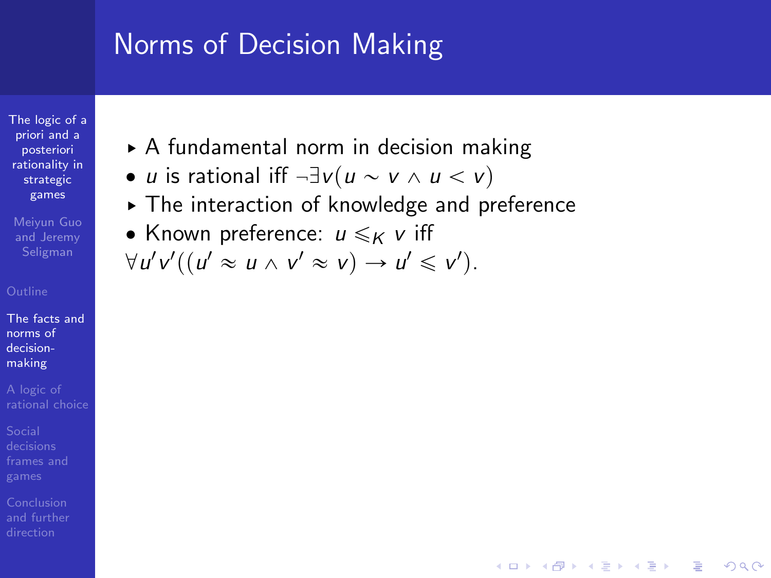# Norms of Decision Making

- A fundamental norm in decision making
- $u$ is rational iff $\neg\exists v(u \sim v \wedge u < v)$
- The interaction of knowledge and preference
- Known preference: $u \leqslant_K v$ iff $\forall u'v'((u' \approx u \wedge v' \approx v) \rightarrow u' \leqslant v')$.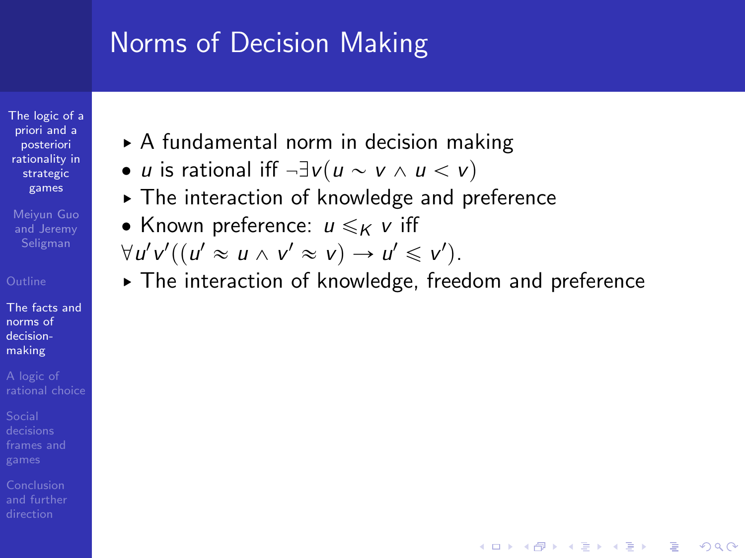# Norms of Decision Making

- A fundamental norm in decision making
- $u$ is rational iff $\neg\exists v(u \sim v \wedge u < v)$
- The interaction of knowledge and preference
- Known preference: $u \leqslant_K v$ iff $\forall u'v'((u' \approx u \wedge v' \approx v) \rightarrow u' \leqslant v')$.
- The interaction of knowledge, freedom and preference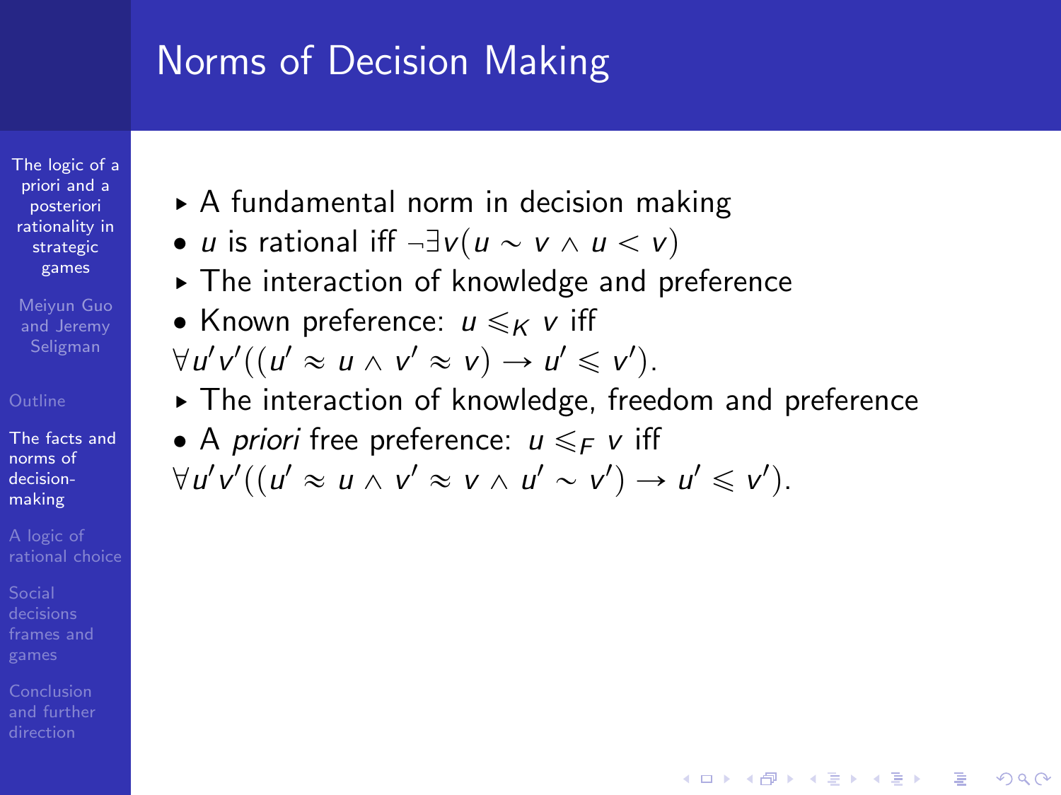# Norms of Decision Making

- A fundamental norm in decision making
- $u$ is rational iff $\neg\exists v(u \sim v \wedge u < v)$
- The interaction of knowledge and preference
- Known preference: $u \leqslant_K v$ iff $\forall u'v'((u' \approx u \wedge v' \approx v) \rightarrow u' \leqslant v')$.
- The interaction of knowledge, freedom and preference
- A *priori* free preference: $u \leqslant_F v$ iff $\forall u'v'((u' \approx u \wedge v' \approx v \wedge u' \sim v') \rightarrow u' \leqslant v')$.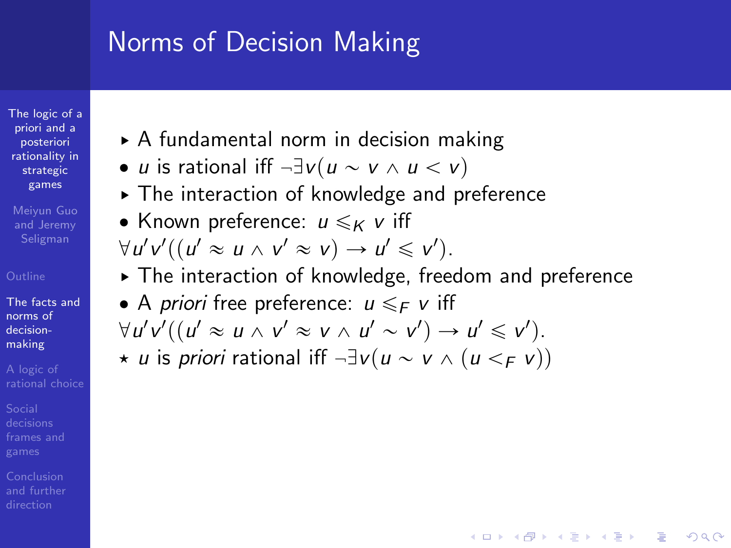# Norms of Decision Making

- A fundamental norm in decision making
- $u$ is rational iff $\neg\exists v(u \sim v \wedge u < v)$
- The interaction of knowledge and preference
- Known preference: $u \leqslant_K v$ iff $\forall u'v'((u' \approx u \wedge v' \approx v) \rightarrow u' \leqslant v')$.
- The interaction of knowledge, freedom and preference
- A *priori* free preference: $u \leqslant_F v$ iff $\forall u'v'((u' \approx u \wedge v' \approx v \wedge u' \sim v') \rightarrow u' \leqslant v')$.
- ⋆ $u$ is *priori* rational iff $\neg\exists v(u \sim v \wedge (u <_F v))$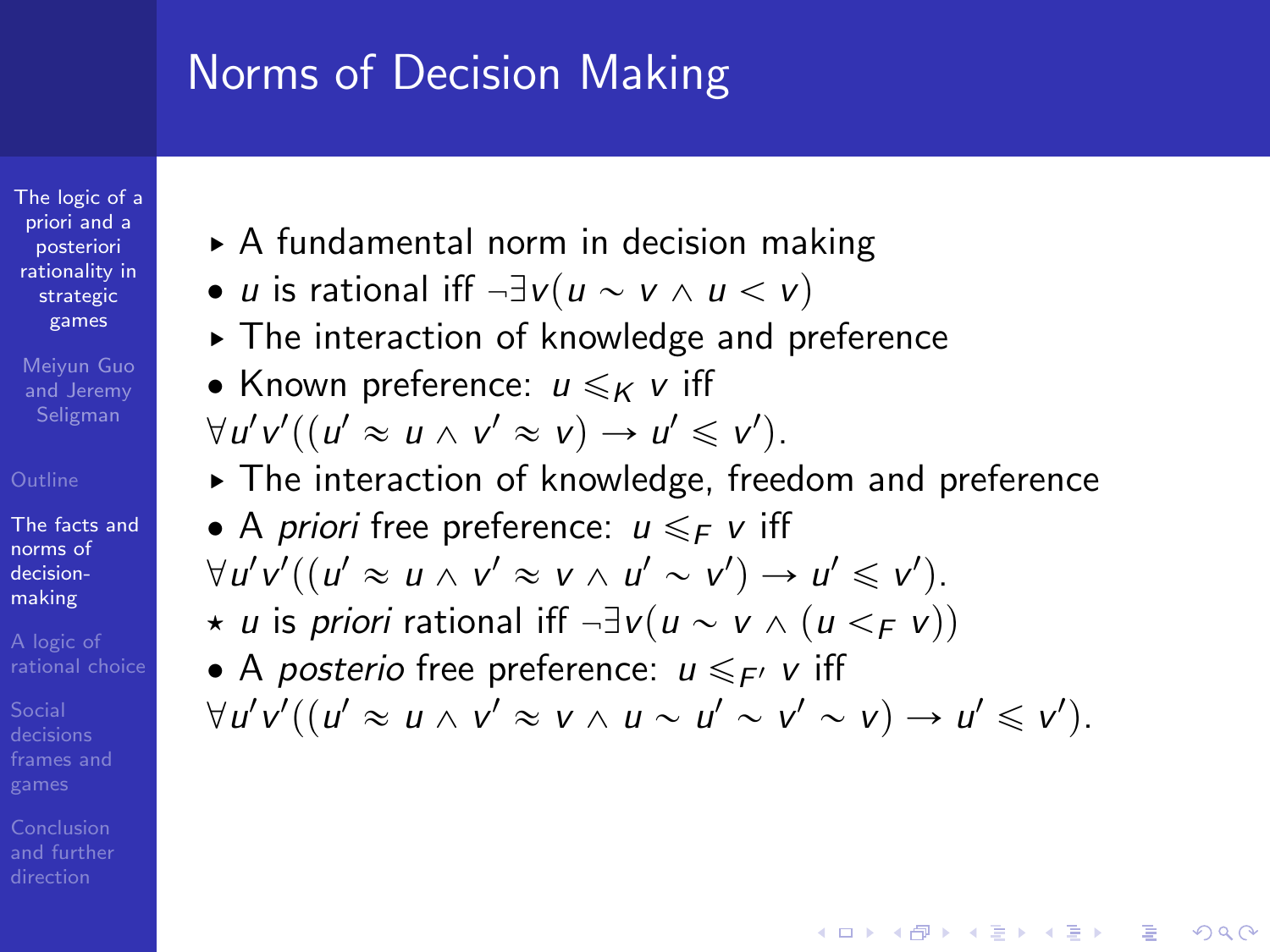# Norms of Decision Making

- A fundamental norm in decision making
- $u$ is rational iff $\neg\exists v(u \sim v \wedge u < v)$
- The interaction of knowledge and preference
- Known preference: $u \leqslant_K v$ iff $\forall u'v'((u' \approx u \wedge v' \approx v) \rightarrow u' \leqslant v')$.
- The interaction of knowledge, freedom and preference
- A *priori* free preference: $u \leqslant_F v$ iff $\forall u'v'((u' \approx u \wedge v' \approx v \wedge u' \sim v') \rightarrow u' \leqslant v')$.
- ⋆ $u$ is *priori* rational iff $\neg\exists v(u \sim v \wedge (u <_F v))$
- A *posterio* free preference: $u \leqslant_{F'} v$ iff $\forall u'v'((u' \approx u \wedge v' \approx v \wedge u \sim u' \sim v' \sim v) \rightarrow u' \leqslant v')$.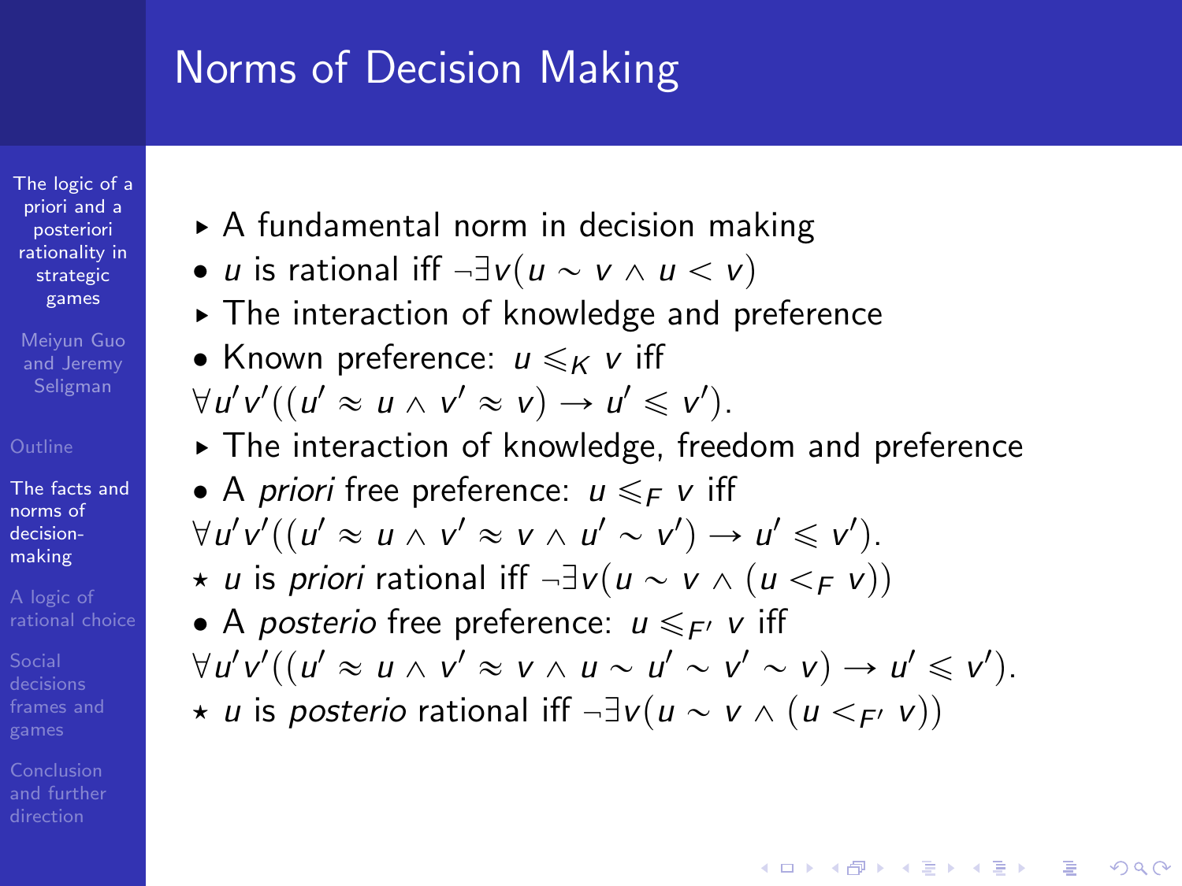# Norms of Decision Making

- A fundamental norm in decision making
- $u$ is rational iff $\neg\exists v(u \sim v \wedge u < v)$
- The interaction of knowledge and preference
- Known preference: $u \leqslant_K v$ iff $\forall u'v'((u' \approx u \wedge v' \approx v) \rightarrow u' \leqslant v')$.
- The interaction of knowledge, freedom and preference
- A *priori* free preference: $u \leqslant_F v$ iff $\forall u'v'((u' \approx u \wedge v' \approx v \wedge u' \sim v') \rightarrow u' \leqslant v')$.
- ⋆ $u$ is *priori* rational iff $\neg\exists v(u \sim v \wedge (u <_F v))$
- A *posterio* free preference: $u \leqslant_{F'} v$ iff $\forall u'v'((u' \approx u \wedge v' \approx v \wedge u \sim u' \sim v' \sim v) \rightarrow u' \leqslant v')$.
- ⋆ $u$ is *posterio* rational iff $\neg\exists v(u \sim v \wedge (u <_{F'} v))$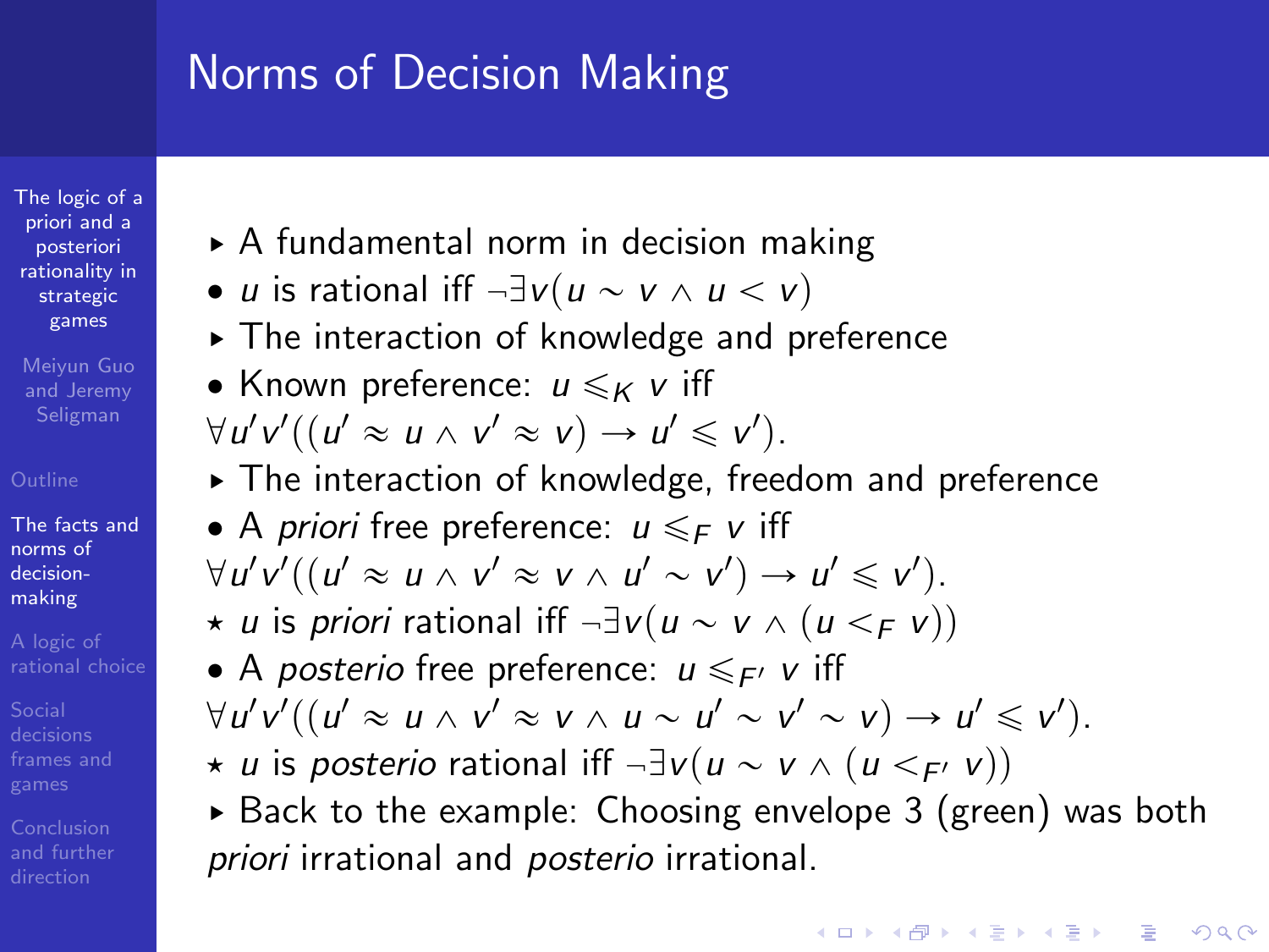# Norms of Decision Making

- A fundamental norm in decision making
- $u$ is rational iff $\neg\exists v(u \sim v \wedge u < v)$
- The interaction of knowledge and preference
- Known preference: $u \leqslant_K v$ iff $\forall u'v'((u' \approx u \wedge v' \approx v) \rightarrow u' \leqslant v')$.
- The interaction of knowledge, freedom and preference
- A *priori* free preference: $u \leqslant_F v$ iff $\forall u'v'((u' \approx u \wedge v' \approx v \wedge u' \sim v') \rightarrow u' \leqslant v')$.
- ⋆ $u$ is *priori* rational iff $\neg\exists v(u \sim v \wedge (u <_F v))$
- A *posterio* free preference: $u \leqslant_{F'} v$ iff $\forall u'v'((u' \approx u \wedge v' \approx v \wedge u \sim u' \sim v' \sim v) \rightarrow u' \leqslant v')$.
- ⋆ $u$ is *posterio* rational iff $\neg\exists v(u \sim v \wedge (u <_{F'} v))$
- Back to the example: Choosing envelope 3 (green) was both *priori* irrational and *posterio* irrational.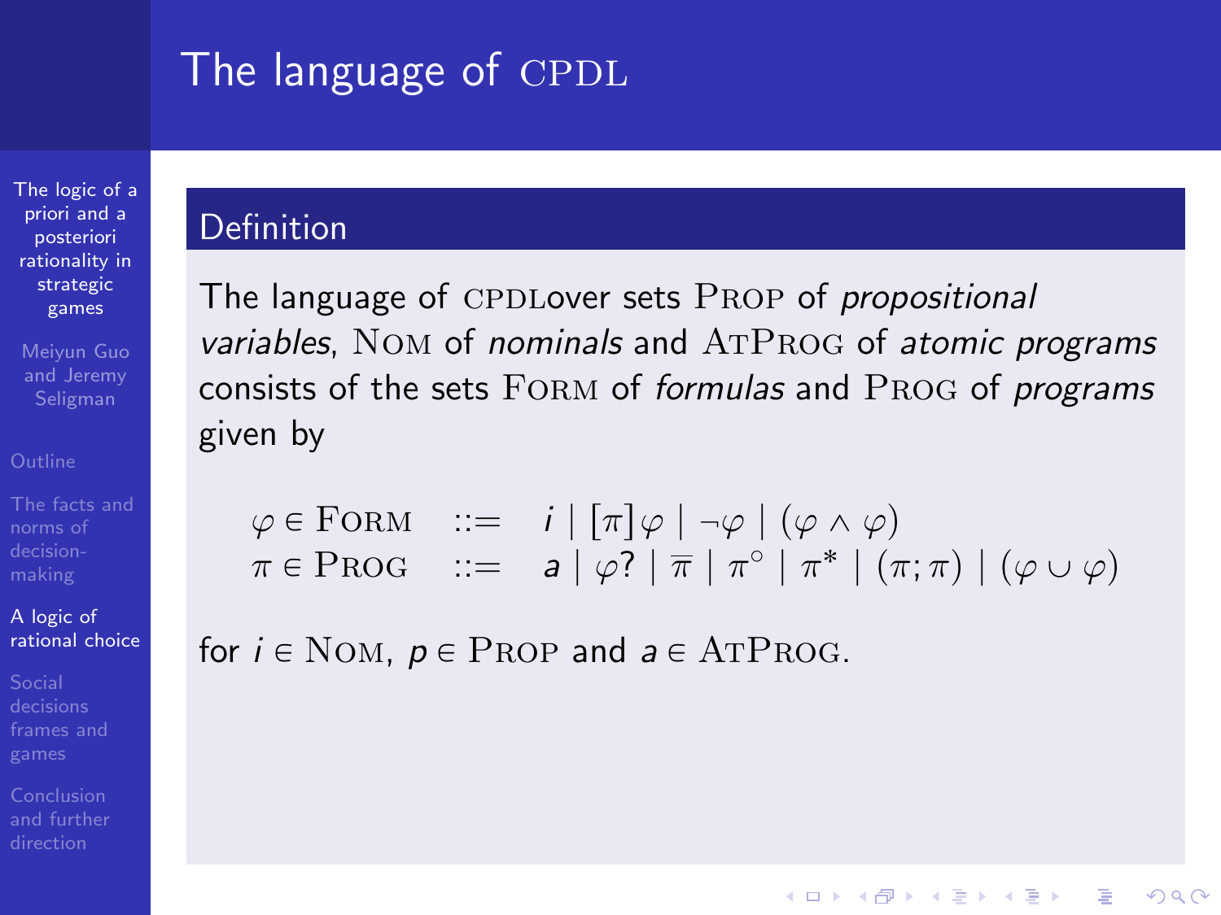# The language of CPDL

## Definition

The language of CPDLover sets $\textsc{Prop}$ of *propositional variables*, $\textsc{Nom}$ of *nominals* and $\textsc{AtProg}$ of *atomic programs* consists of the sets $\textsc{Form}$ of *formulas* and $\textsc{Prog}$ of *programs* given by

$$
\begin{array}{lcl}
\varphi \in \textsc{Form} & ::= & i \mid [\pi]\varphi \mid \neg\varphi \mid (\varphi \wedge \varphi) \\
\pi \in \textsc{Prog} & ::= & a \mid \varphi? \mid \overline{\pi} \mid \pi^{\circ} \mid \pi^{*} \mid (\pi ; \pi) \mid (\varphi \cup \varphi)
\end{array}
$$

for $i \in \textsc{Nom}$, $p \in \textsc{Prop}$ and $a \in \textsc{AtProg}$.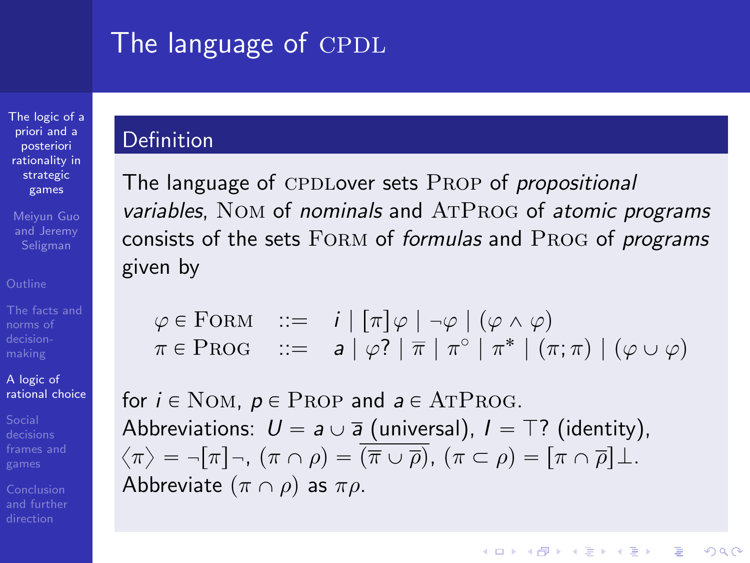# The language of CPDL

## Definition

The language of CPDLover sets $\textsc{Prop}$ of *propositional variables*, $\textsc{Nom}$ of *nominals* and $\textsc{AtProg}$ of *atomic programs* consists of the sets $\textsc{Form}$ of *formulas* and $\textsc{Prog}$ of *programs* given by

$$
\begin{array}{lcl}
\varphi \in \textsc{Form} & ::= & i \mid [\pi]\varphi \mid \neg\varphi \mid (\varphi \wedge \varphi) \\
\pi \in \textsc{Prog} & ::= & a \mid \varphi? \mid \overline{\pi} \mid \pi^{\circ} \mid \pi^{*} \mid (\pi;\pi) \mid (\varphi \cup \varphi)
\end{array}
$$

for $i \in \textsc{Nom}$, $p \in \textsc{Prop}$ and $a \in \textsc{AtProg}$.

Abbreviations: $U = a \cup \overline{a}$ (universal), $I = \top?$ (identity), $\langle\pi\rangle = \neg[\pi]\neg$, $(\pi \cap \rho) = \overline{(\overline{\pi} \cup \overline{\rho})}$, $(\pi \subset \rho) = [\pi \cap \overline{\rho}]\bot$.

Abbreviate $(\pi \cap \rho)$ as $\pi\rho$.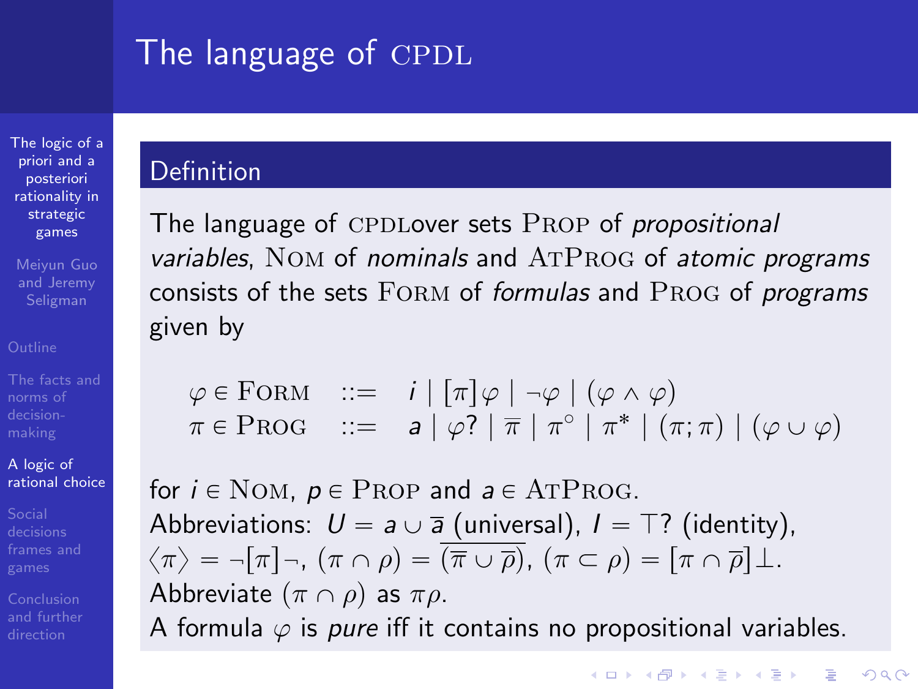# The language of CPDL

## Definition

The language of CPDLover sets PROP of *propositional variables*, NOM of *nominals* and ATPROG of *atomic programs* consists of the sets FORM of *formulas* and PROG of *programs* given by

$$
\begin{array}{lcl}
\varphi \in \text{FORM} & ::= & i \mid [\pi]\varphi \mid \neg\varphi \mid (\varphi \wedge \varphi) \\
\pi \in \text{PROG} & ::= & a \mid \varphi? \mid \overline{\pi} \mid \pi^{\circ} \mid \pi^{*} \mid (\pi;\pi) \mid (\varphi \cup \varphi)
\end{array}
$$

for $i \in \text{NOM}$, $p \in \text{PROP}$ and $a \in \text{ATPROG}$.

Abbreviations: $U = a \cup \overline{a}$ (universal), $I = \top?$ (identity), $\langle\pi\rangle = \neg[\pi]\neg$, $(\pi \cap \rho) = \overline{(\overline{\pi} \cup \overline{\rho})}$, $(\pi \subset \rho) = [\pi \cap \overline{\rho}]\bot$.

Abbreviate $(\pi \cap \rho)$ as $\pi\rho$.

A formula $\varphi$ is *pure* iff it contains no propositional variables.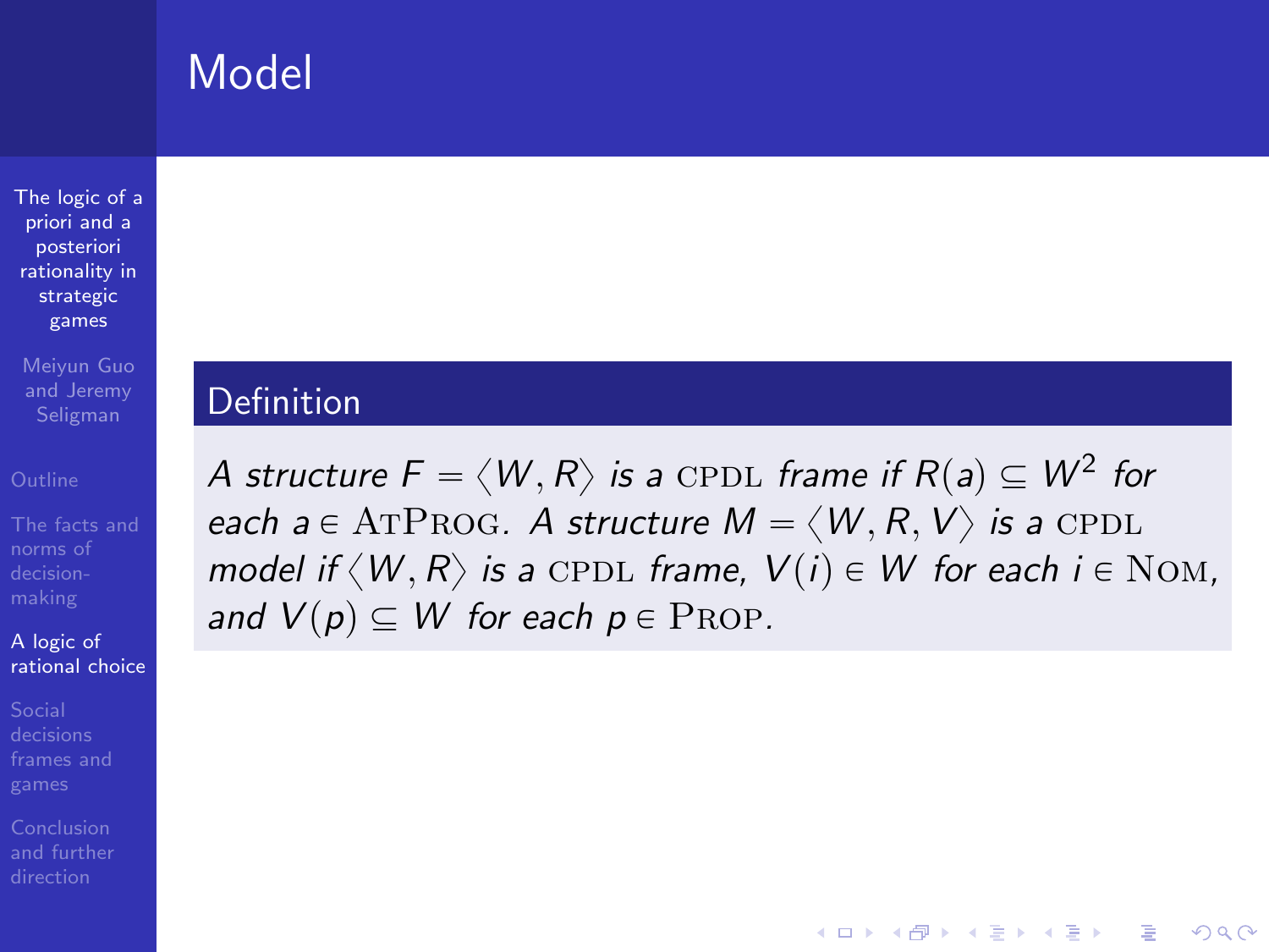# Model

**Definition**

*A structure* $F = \langle W, R \rangle$ *is a* CPDL *frame if* $R(a) \subseteq W^2$ *for each* $a \in \textsc{AtProg}$. *A structure* $M = \langle W, R, V \rangle$ *is a* CPDL *model if* $\langle W, R \rangle$ *is a* CPDL *frame,* $V(i) \in W$ *for each* $i \in \textsc{Nom}$, *and* $V(p) \subseteq W$ *for each* $p \in \textsc{Prop}$.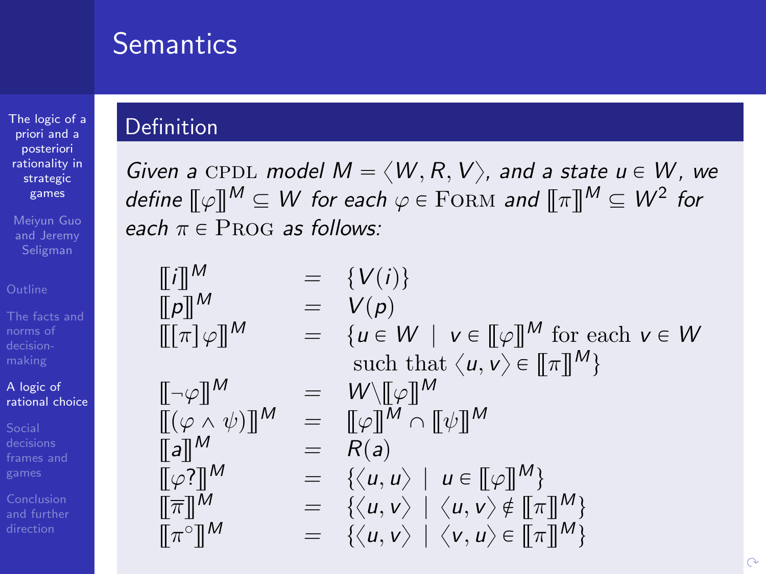# Semantics

## Definition

*Given a* CPDL *model* $M = \langle W, R, V \rangle$, *and a state* $u \in W$, *we define* $[\![\varphi]\!]^M \subseteq W$ *for each* $\varphi \in$ FORM *and* $[\![\pi]\!]^M \subseteq W^2$ *for each* $\pi \in$ PROG *as follows:*

$$
\begin{array}{lcl}
[\![i]\!]^M & = & \{V(i)\} \\
[\![p]\!]^M & = & V(p) \\
[\![[\pi]\varphi]\!]^M & = & \{u \in W \mid v \in [\![\varphi]\!]^M \text{ for each } v \in W \\
 & & \quad \text{such that } \langle u, v \rangle \in [\![\pi]\!]^M\} \\
[\![\neg\varphi]\!]^M & = & W \backslash [\![\varphi]\!]^M \\
[\![(\varphi \wedge \psi)]\!]^M & = & [\![\varphi]\!]^M \cap [\![\psi]\!]^M \\
[\![a]\!]^M & = & R(a) \\
[\![\varphi?]\!]^M & = & \{\langle u, u \rangle \mid u \in [\![\varphi]\!]^M\} \\
[\![\overline{\pi}]\!]^M & = & \{\langle u, v \rangle \mid \langle u, v \rangle \notin [\![\pi]\!]^M\} \\
[\![\pi^\circ]\!]^M & = & \{\langle u, v \rangle \mid \langle v, u \rangle \in [\![\pi]\!]^M\}
\end{array}
$$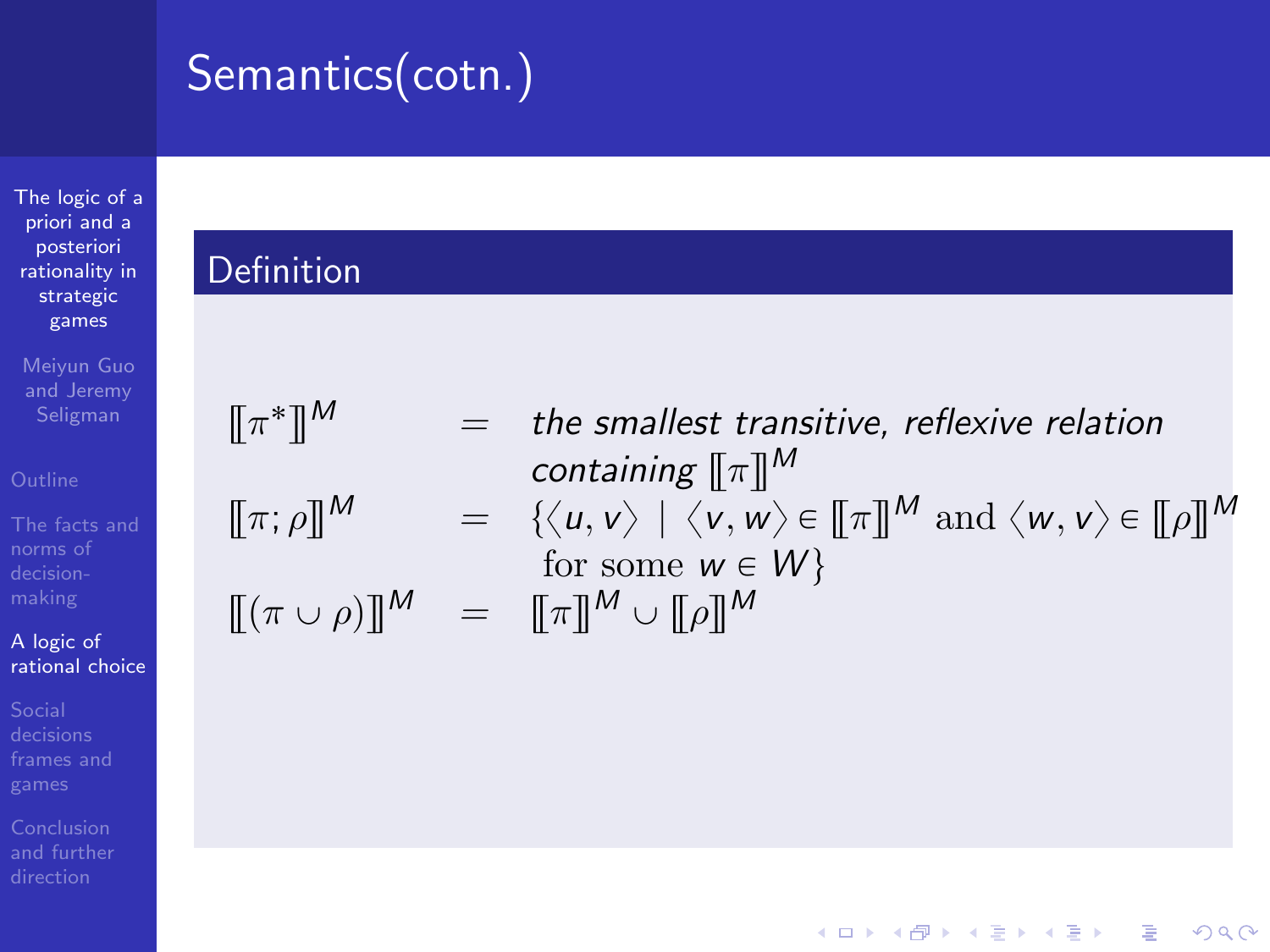# Semantics(cotn.)

**Definition**

$$
\begin{aligned}
[\![\pi^*]\!]^M &= \textit{the smallest transitive, reflexive relation containing } [\![\pi]\!]^M \\
[\![\pi;\rho]\!]^M &= \{\langle u, v\rangle \mid \langle v, w\rangle \in [\![\pi]\!]^M \text{ and } \langle w, v\rangle \in [\![\rho]\!]^M \text{ for some } w \in W\} \\
[\![(\pi \cup \rho)]\!]^M &= [\![\pi]\!]^M \cup [\![\rho]\!]^M
\end{aligned}
$$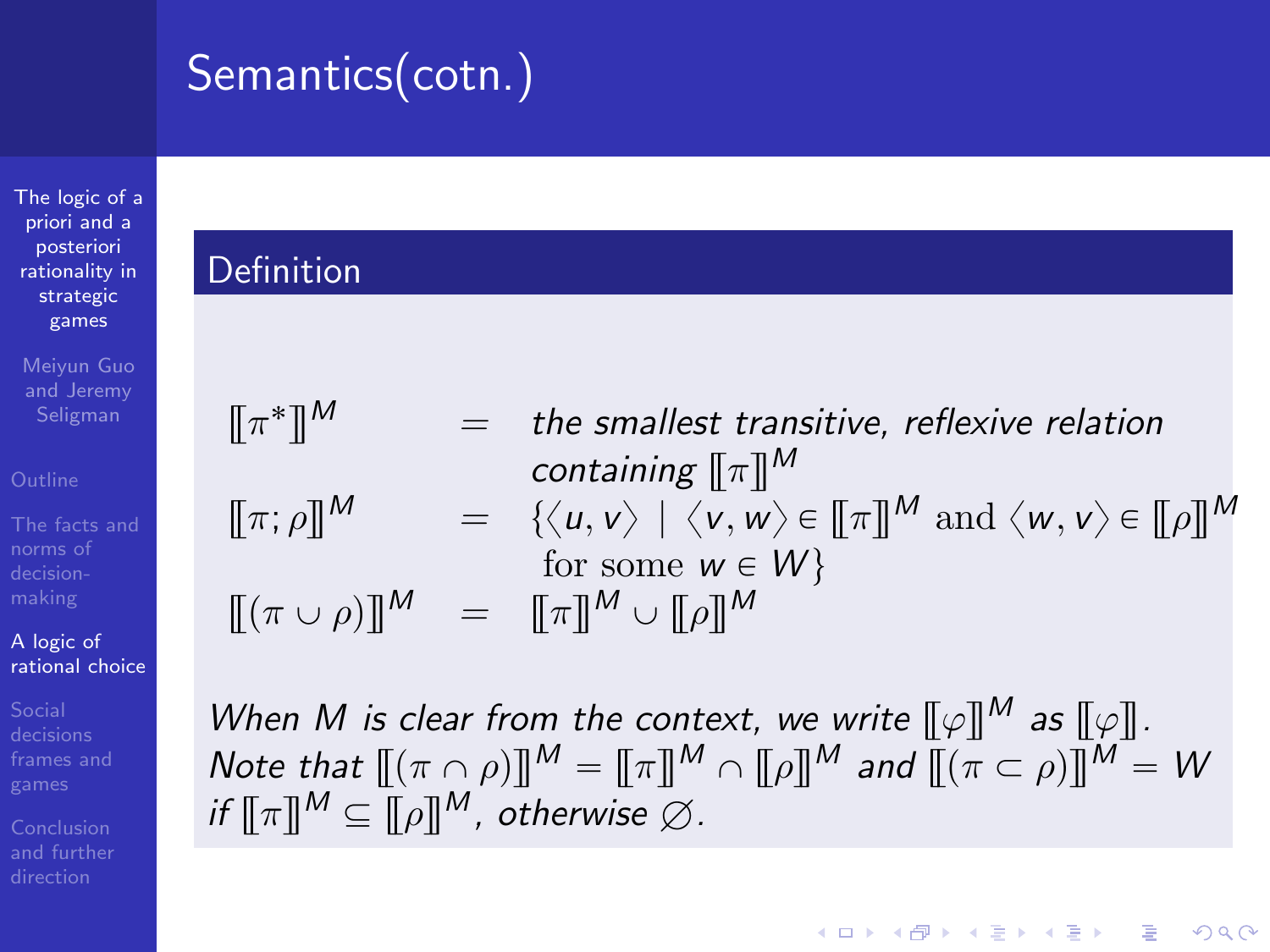# Semantics(cotn.)

## Definition

$$
\begin{aligned}
[\![\pi^*]\!]^M &= \textit{the smallest transitive, reflexive relation containing } [\![\pi]\!]^M \\
[\![\pi;\rho]\!]^M &= \{\langle u,v\rangle \mid \langle v,w\rangle \in [\![\pi]\!]^M \text{ and } \langle w,v\rangle \in [\![\rho]\!]^M \text{ for some } w \in W\} \\
[\![(\pi \cup \rho)]\!]^M &= [\![\pi]\!]^M \cup [\![\rho]\!]^M
\end{aligned}
$$

*When $M$ is clear from the context, we write $[\![\varphi]\!]^M$ as $[\![\varphi]\!]$. Note that $[\![(\pi \cap \rho)]\!]^M = [\![\pi]\!]^M \cap [\![\rho]\!]^M$ and $[\![(\pi \subset \rho)]\!]^M = W$ if $[\![\pi]\!]^M \subseteq [\![\rho]\!]^M$, otherwise $\varnothing$.*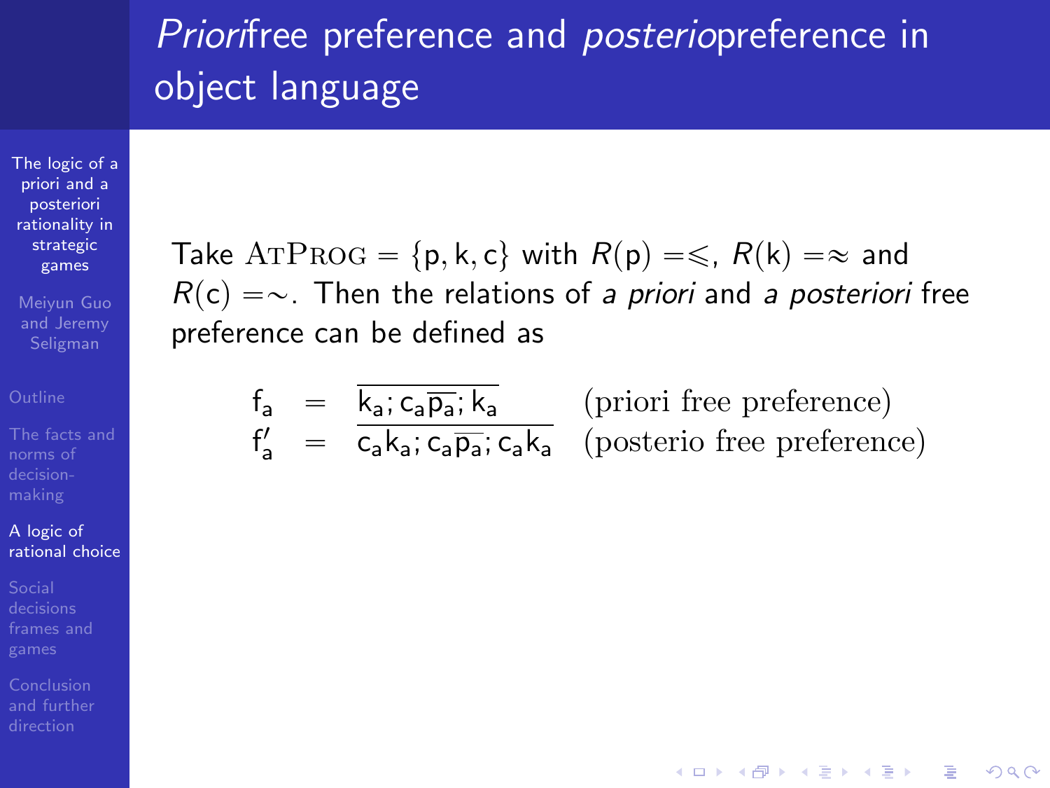# *Priori* free preference and *posterio* preference in object language

Take $\textsc{AtProg} = \{\mathsf{p}, \mathsf{k}, \mathsf{c}\}$ with $R(\mathsf{p}) = \leqslant$, $R(\mathsf{k}) = \approx$ and $R(\mathsf{c}) = \sim$. Then the relations of *a priori* and *a posteriori* free preference can be defined as

$$
\begin{array}{rcll}
\mathsf{f_a} & = & \overline{\mathsf{k_a}; \mathsf{c_a}\overline{\mathsf{p_a}}; \mathsf{k_a}} & \text{(priori free preference)} \\
\mathsf{f'_a} & = & \overline{\mathsf{c_a}\mathsf{k_a}; \mathsf{c_a}\overline{\mathsf{p_a}}; \mathsf{c_a}\mathsf{k_a}} & \text{(posterio free preference)}
\end{array}
$$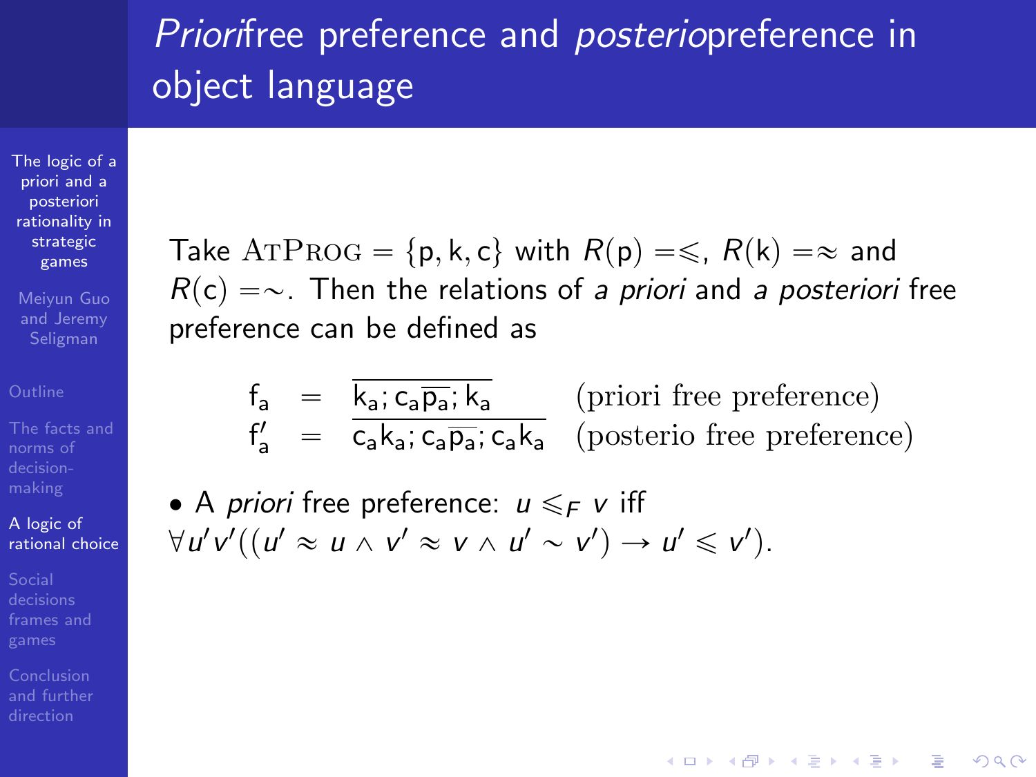# *Priori*free preference and *posterio*preference in object language

Take ATPROG = $\{p, k, c\}$ with $R(p) = \leqslant$, $R(k) = \approx$ and $R(c) = \sim$. Then the relations of *a priori* and *a posteriori* free preference can be defined as

$$
\begin{array}{rcll}
f_a & = & \overline{k_a; c_a\overline{p_a}; k_a} & \text{(priori free preference)} \\
f'_a & = & \overline{c_a k_a; c_a\overline{p_a}; c_a k_a} & \text{(posterio free preference)}
\end{array}
$$

- A *priori* free preference: $u \leqslant_F v$ iff $\forall u'v'((u' \approx u \wedge v' \approx v \wedge u' \sim v') \rightarrow u' \leqslant v')$.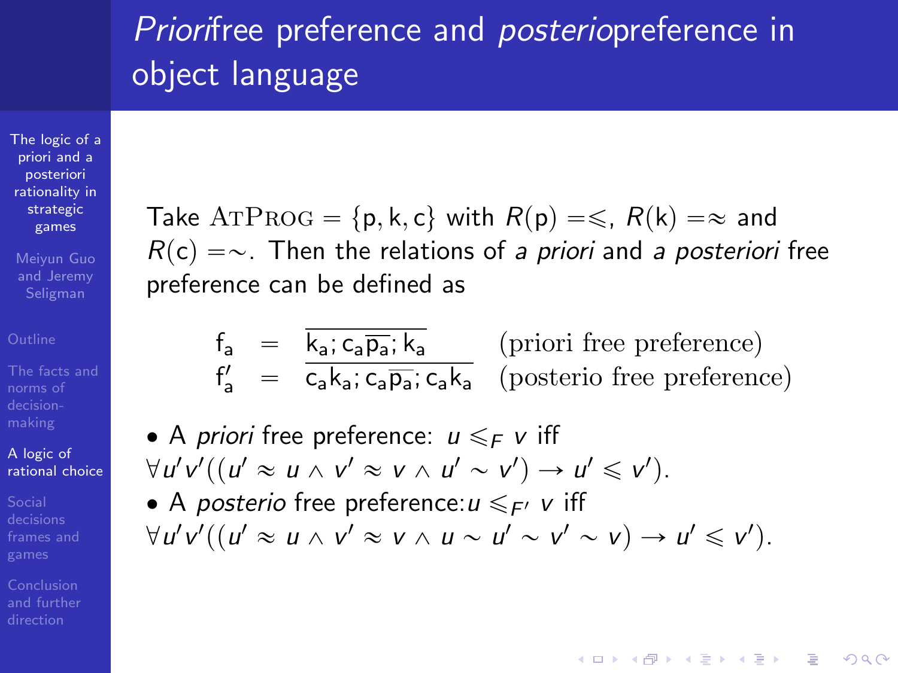# *Priori*free preference and *posterio*preference in object language

Take $\text{AtProg} = \{\mathsf{p}, \mathsf{k}, \mathsf{c}\}$ with $R(\mathsf{p}) = \leqslant$, $R(\mathsf{k}) = \approx$ and $R(\mathsf{c}) = \sim$. Then the relations of *a priori* and *a posteriori* free preference can be defined as

$$
\begin{array}{lcll}
\mathsf{f}_a & = & \overline{\mathsf{k}_a ; \mathsf{c}_a \overline{\mathsf{p}_a} ; \mathsf{k}_a} & \text{(priori free preference)} \\
\mathsf{f}'_a & = & \overline{\mathsf{c}_a \mathsf{k}_a ; \mathsf{c}_a \overline{\mathsf{p}_a} ; \mathsf{c}_a \mathsf{k}_a} & \text{(posterio free preference)}
\end{array}
$$

- A *priori* free preference: $u \leqslant_F v$ iff $\forall u' v' ((u' \approx u \wedge v' \approx v \wedge u' \sim v') \rightarrow u' \leqslant v')$.
- A *posterio* free preference: $u \leqslant_{F'} v$ iff $\forall u' v' ((u' \approx u \wedge v' \approx v \wedge u \sim u' \sim v' \sim v) \rightarrow u' \leqslant v')$.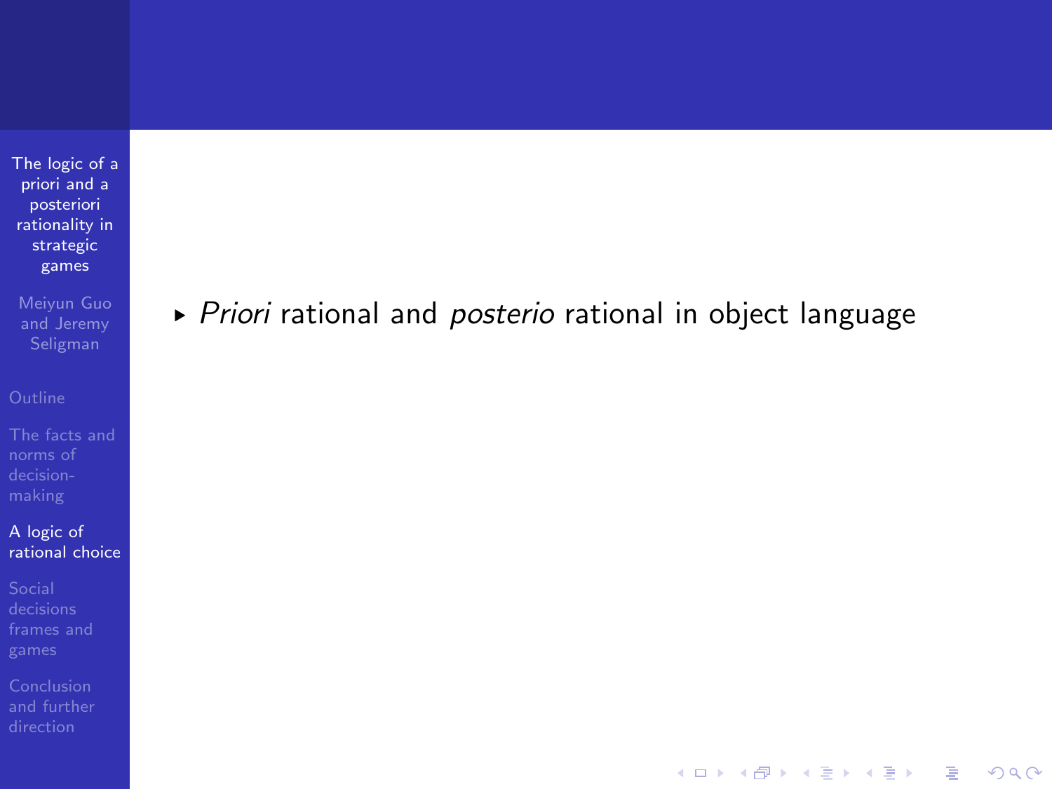- *Priori* rational and *posterio* rational in object language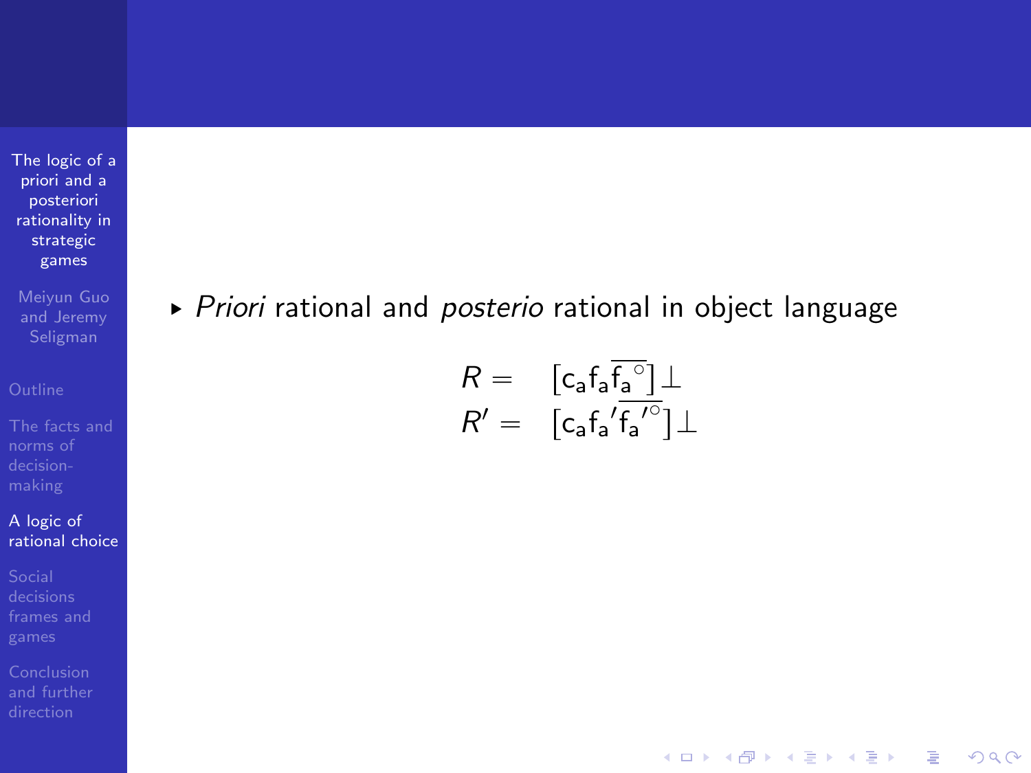- *Priori* rational and *posterio* rational in object language

$$
\begin{aligned}
R = & \quad [\mathsf{c_a f_a \overline{f_a{}^{\circ}}}]\bot \\
R' = & \quad [\mathsf{c_a f_a{}' \overline{f_a{}'^{\circ}}}]\bot
\end{aligned}
$$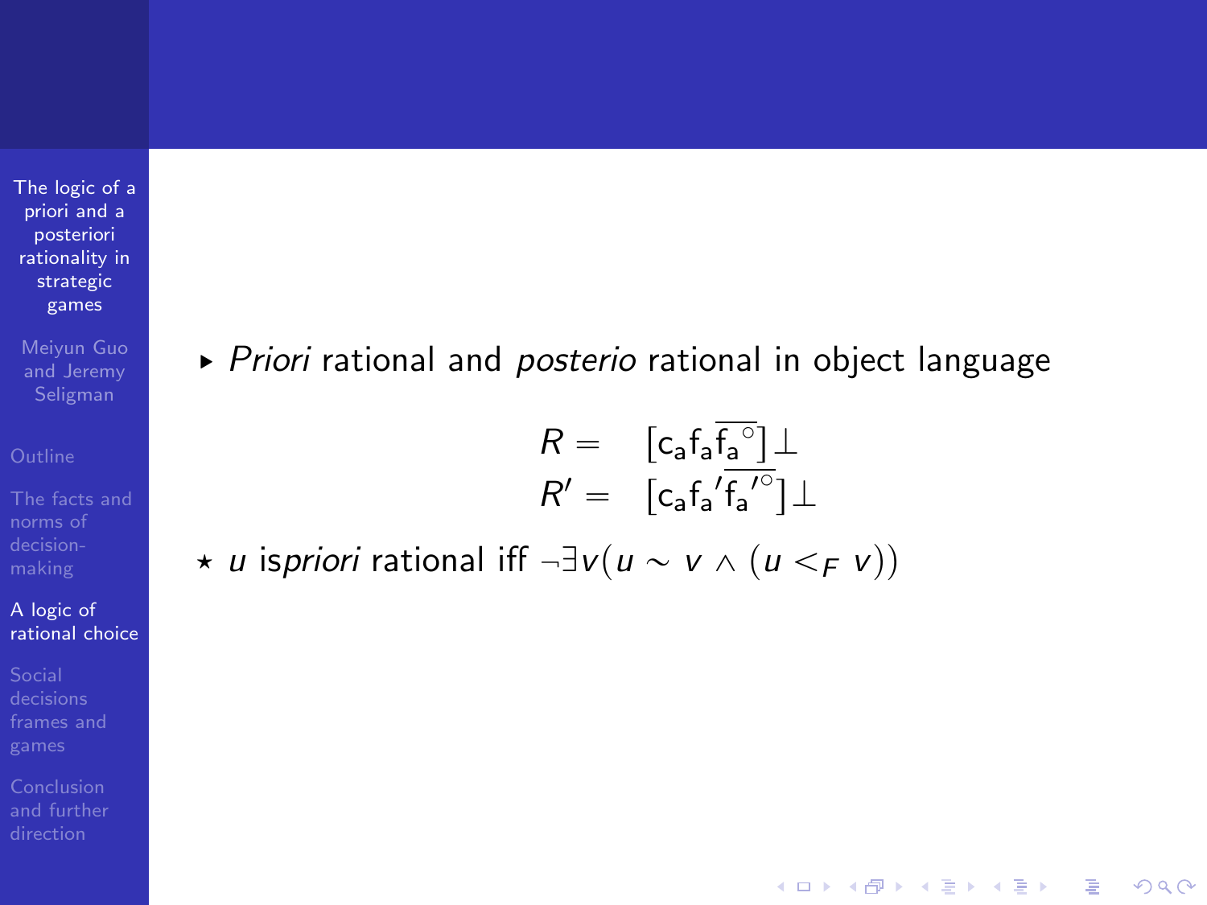- *Priori* rational and *posterio* rational in object language

$$
\begin{aligned}
R = & \quad [\mathsf{c_a f_a \overline{f_a{}^{\circ}}}]\bot \\
R' = & \quad [\mathsf{c_a f_a{}' \overline{f_a{}'^{\circ}}}]\bot
\end{aligned}
$$

⋆ $u$ is*priori* rational iff $\neg\exists v(u \sim v \wedge (u <_F v))$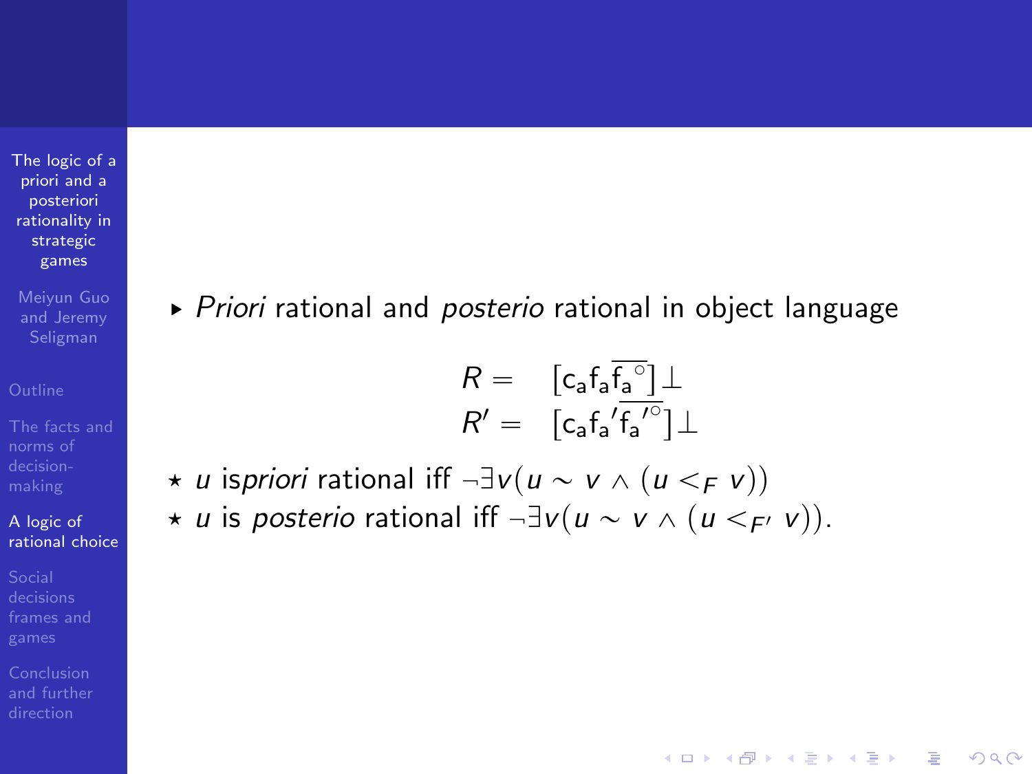- *Priori* rational and *posterio* rational in object language

$$
\begin{aligned}
R = & \quad [\mathsf{c_a f_a} \overline{\mathsf{f_a}^{\circ}}]\bot \\
R' = & \quad [\mathsf{c_a f_a}' \overline{\mathsf{f_a}'^{\circ}}]\bot
\end{aligned}
$$

- ⋆ $u$ is*priori* rational iff $\neg\exists v(u \sim v \wedge (u <_F v))$
- ⋆ $u$ is *posterio* rational iff $\neg\exists v(u \sim v \wedge (u <_{F'} v))$.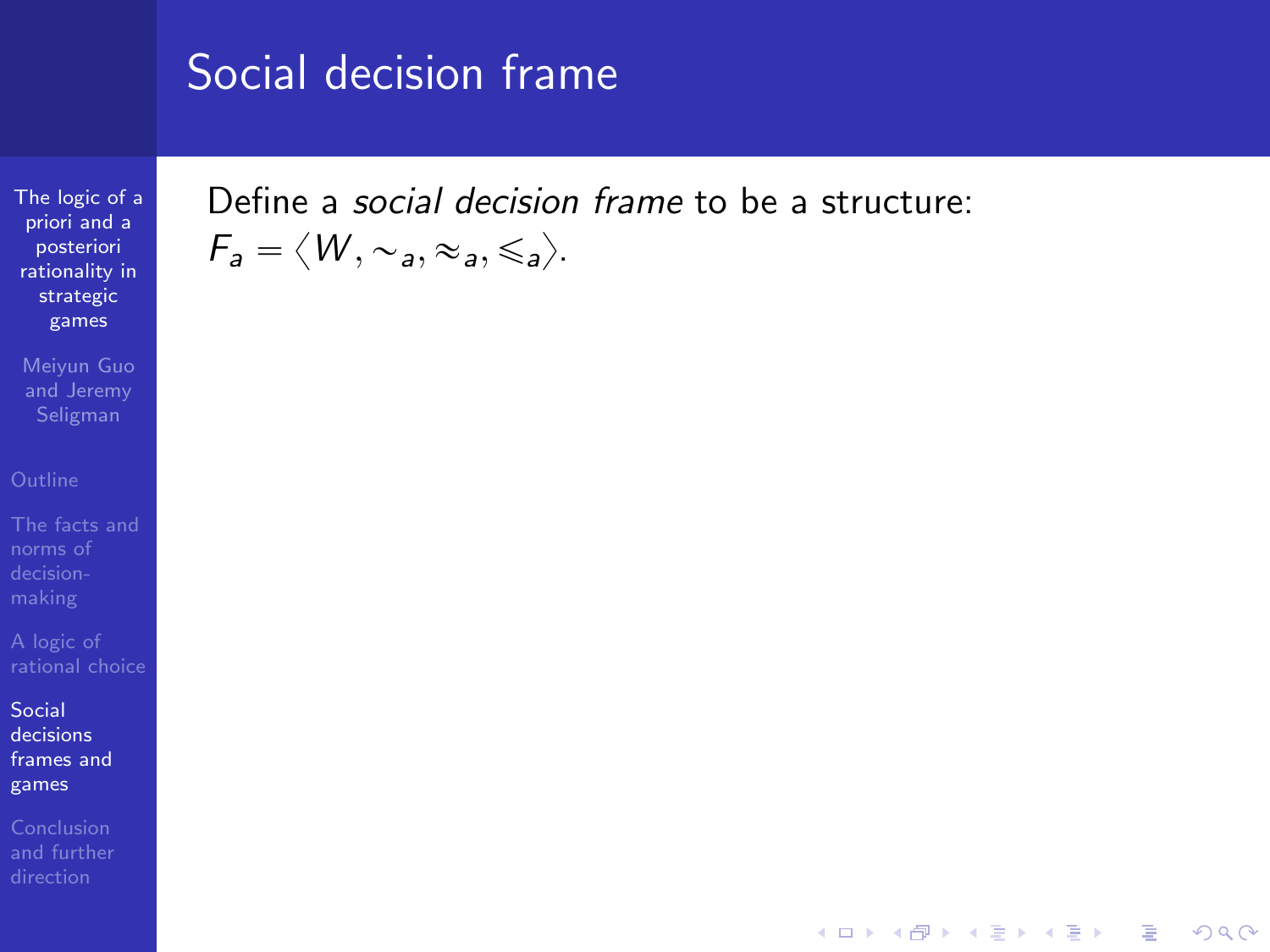# Social decision frame

Define a *social decision frame* to be a structure: $F_a = \langle W, \sim_a, \approx_a, \leqslant_a \rangle$.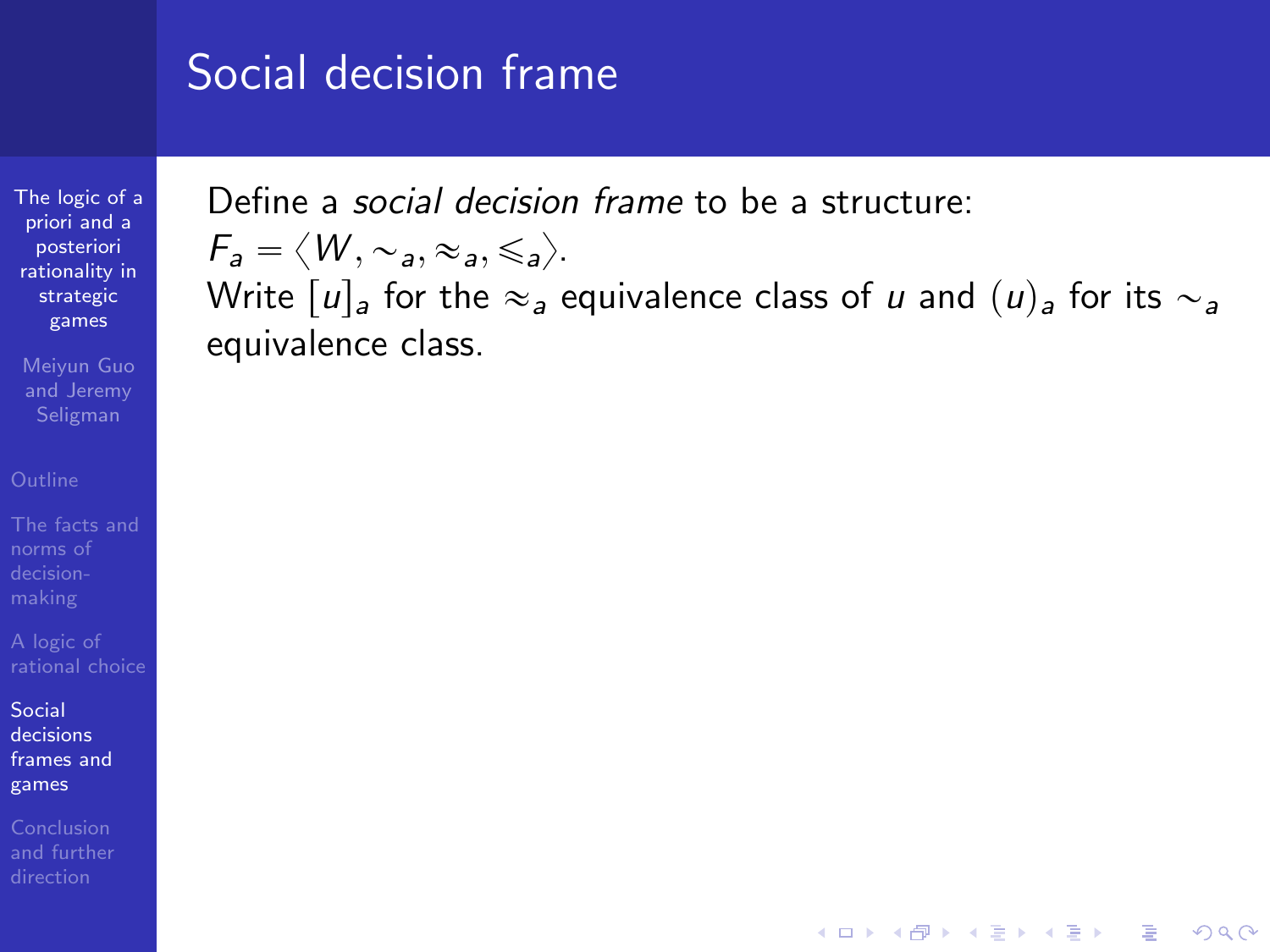# Social decision frame

Define a *social decision frame* to be a structure:
$F_a = \langle W, \sim_a, \approx_a, \leqslant_a \rangle$.
Write $[u]_a$ for the $\approx_a$ equivalence class of $u$ and $(u)_a$ for its $\sim_a$ equivalence class.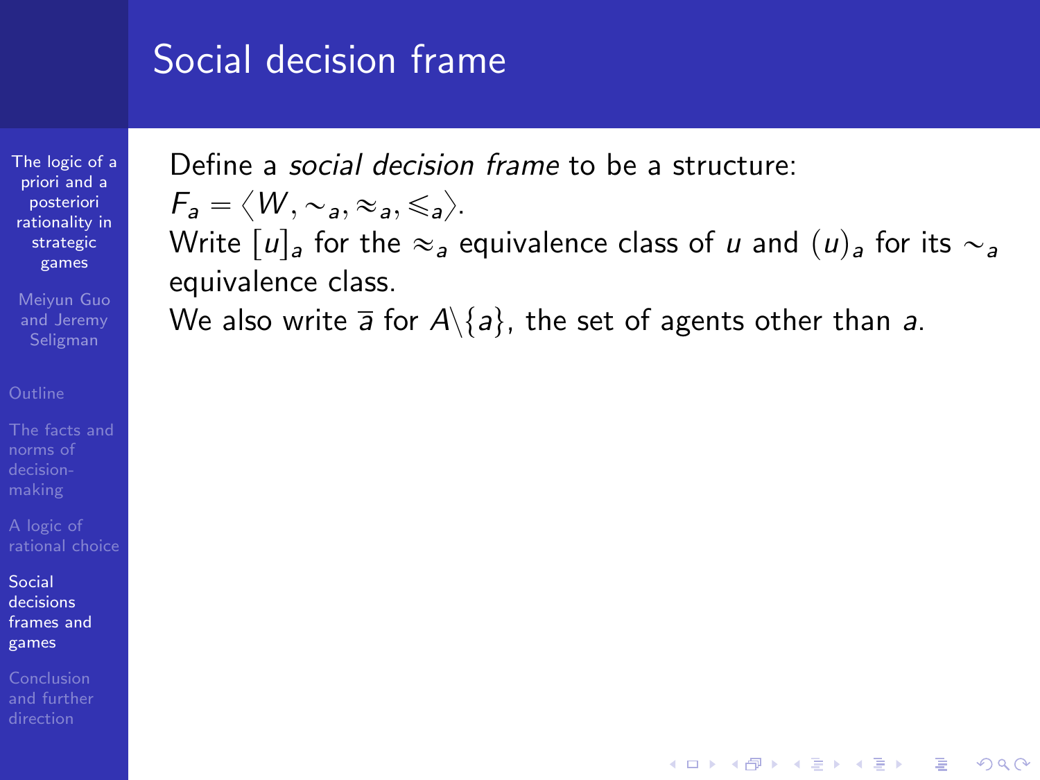# Social decision frame

Define a *social decision frame* to be a structure:

$F_a = \langle W, \sim_a, \approx_a, \leqslant_a \rangle$.

Write $[u]_a$ for the $\approx_a$ equivalence class of $u$ and $(u)_a$ for its $\sim_a$ equivalence class.

We also write $\overline{a}$ for $A \backslash \{a\}$, the set of agents other than $a$.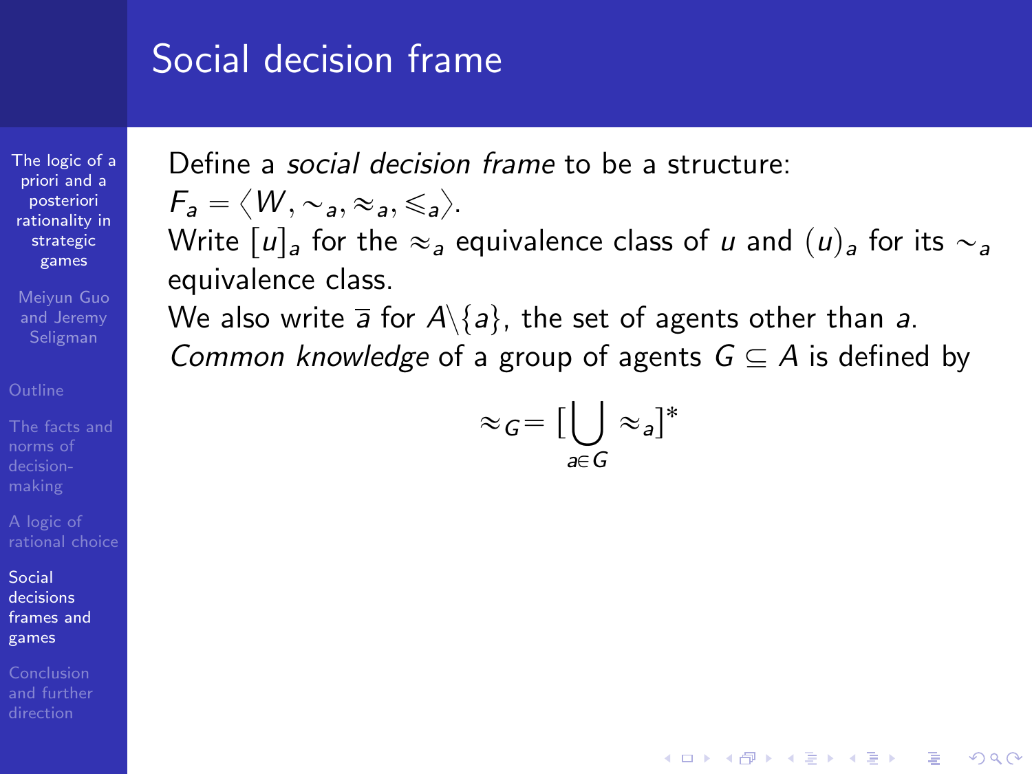# Social decision frame

Define a *social decision frame* to be a structure:
$F_a = \langle W, \sim_a, \approx_a, \leqslant_a \rangle$.
Write $[u]_a$ for the $\approx_a$ equivalence class of $u$ and $(u)_a$ for its $\sim_a$ equivalence class.
We also write $\overline{a}$ for $A \backslash \{a\}$, the set of agents other than $a$.
*Common knowledge* of a group of agents $G \subseteq A$ is defined by

$$\approx_G = [\bigcup_{a \in G} \approx_a]^*$$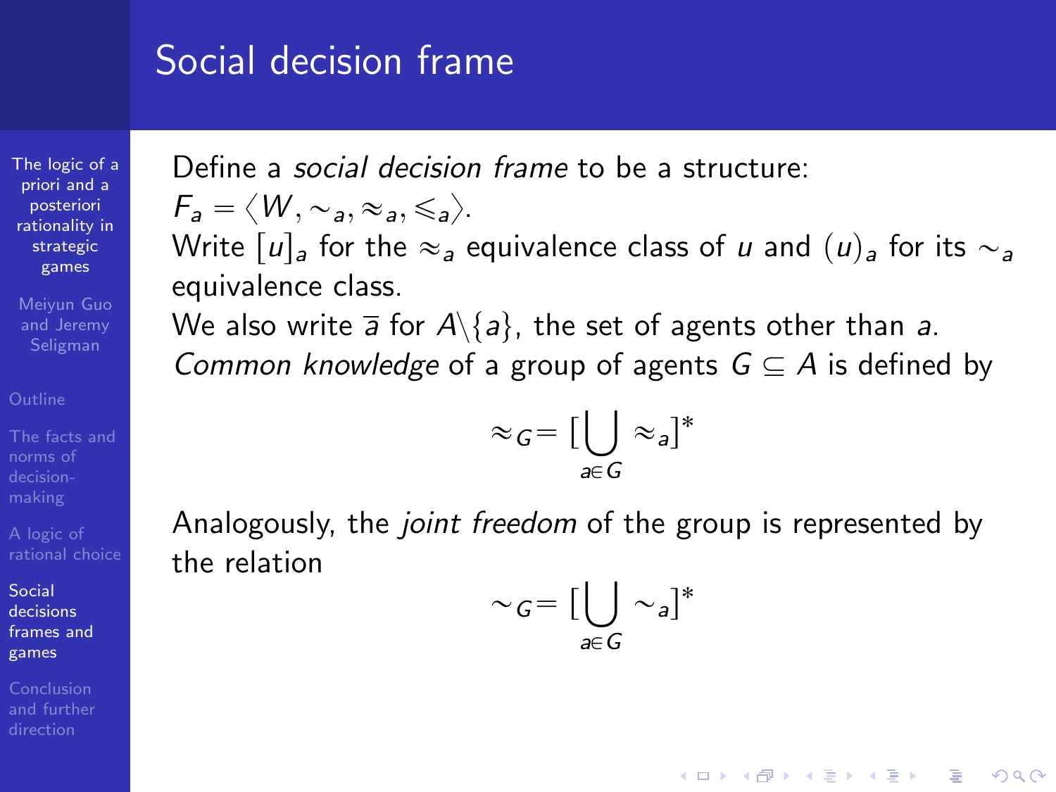# Social decision frame

Define a *social decision frame* to be a structure:
$F_a = \langle W, \sim_a, \approx_a, \leqslant_a \rangle$.
Write $[u]_a$ for the $\approx_a$ equivalence class of $u$ and $(u)_a$ for its $\sim_a$ equivalence class.
We also write $\overline{a}$ for $A \backslash \{a\}$, the set of agents other than $a$.
*Common knowledge* of a group of agents $G \subseteq A$ is defined by

$$\approx_G = [\bigcup_{a \in G} \approx_a]^*$$

Analogously, the *joint freedom* of the group is represented by the relation

$$\sim_G = [\bigcup_{a \in G} \sim_a]^*$$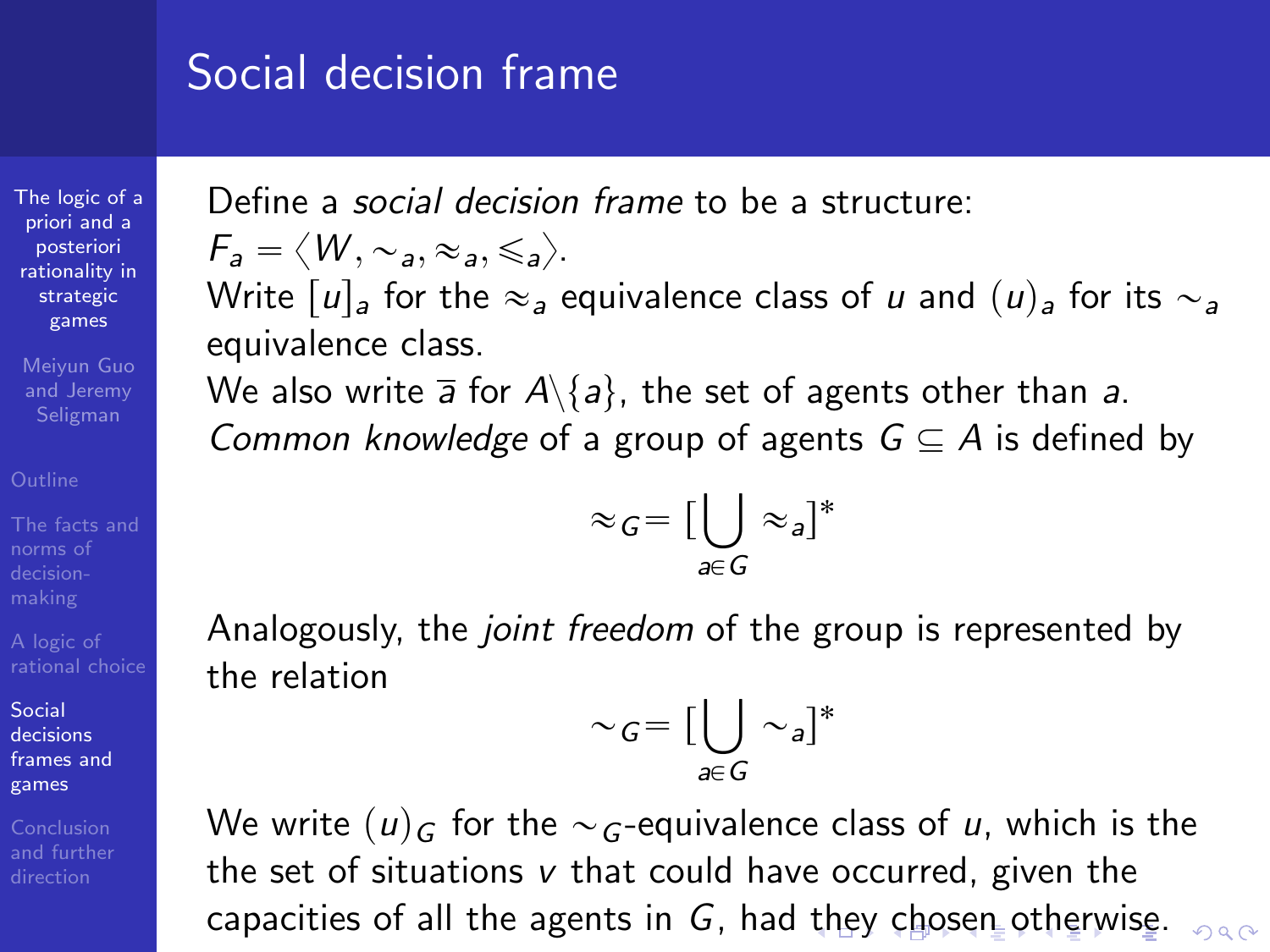# Social decision frame

Define a *social decision frame* to be a structure: $F_a = \langle W, \sim_a, \approx_a, \leqslant_a \rangle$.

Write $[u]_a$ for the $\approx_a$ equivalence class of $u$ and $(u)_a$ for its $\sim_a$ equivalence class.

We also write $\overline{a}$ for $A \backslash \{a\}$, the set of agents other than $a$.

*Common knowledge* of a group of agents $G \subseteq A$ is defined by

$$\approx_G = [\bigcup_{a \in G} \approx_a]^*$$

Analogously, the *joint freedom* of the group is represented by the relation

$$\sim_G = [\bigcup_{a \in G} \sim_a]^*$$

We write $(u)_G$ for the $\sim_G$-equivalence class of $u$, which is the the set of situations $v$ that could have occurred, given the capacities of all the agents in $G$, had they chosen otherwise.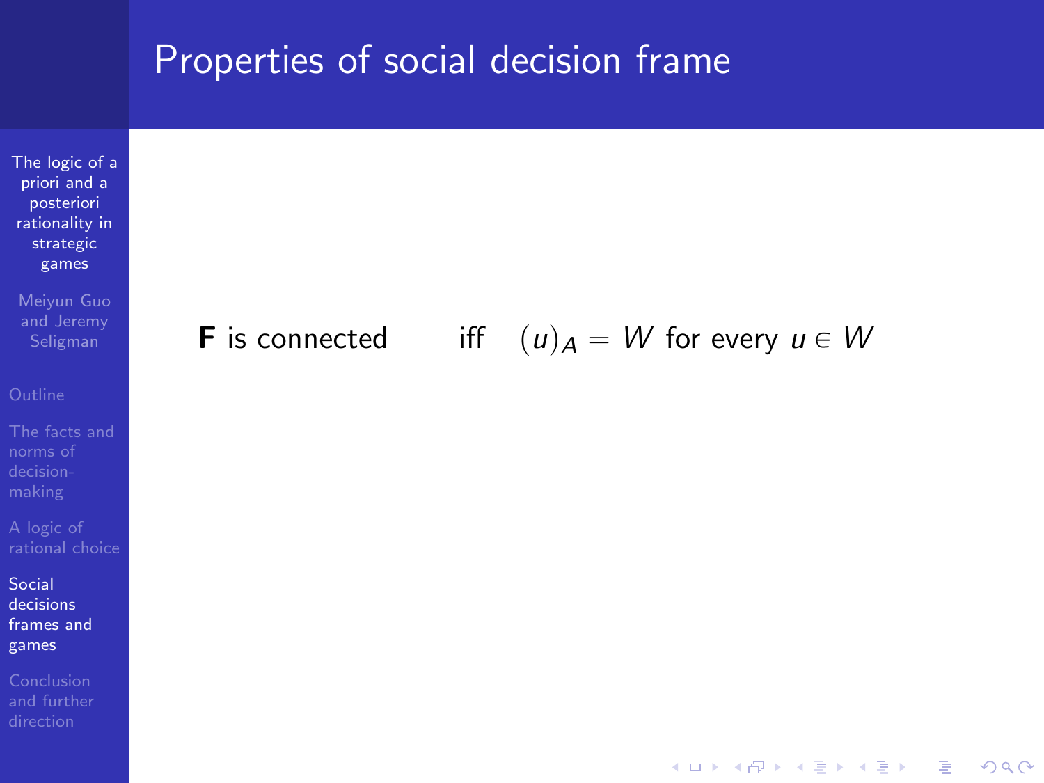# Properties of social decision frame

**F** is connected iff $(u)_A = W$ for every $u \in W$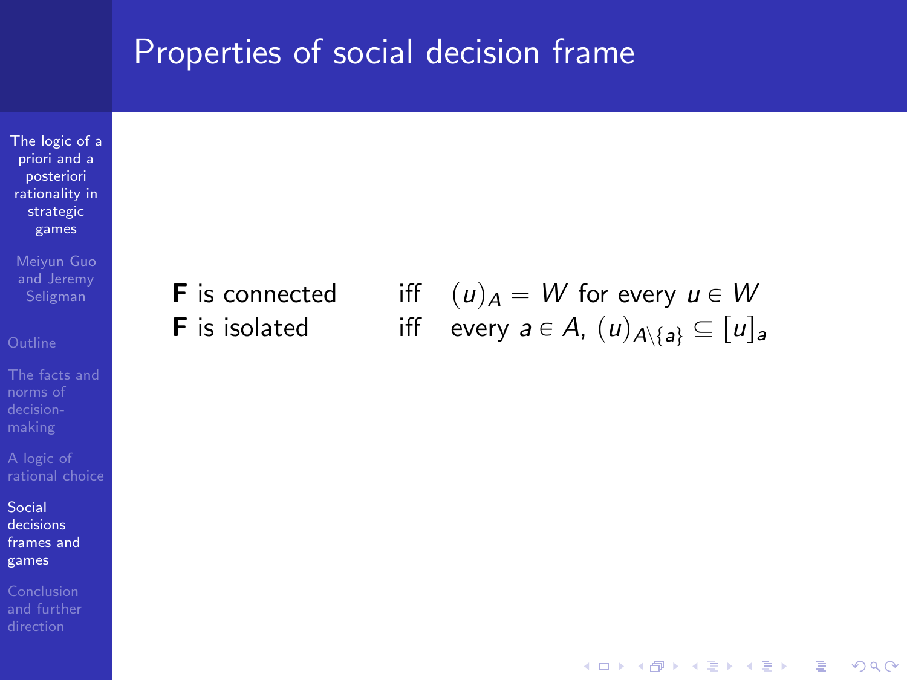# Properties of social decision frame

| | | |
|---|---|---|
| **F** is connected | iff | $(u)_A = W$ for every $u \in W$ |
| **F** is isolated | iff | every $a \in A$, $(u)_{A \setminus \{a\}} \subseteq [u]_a$ |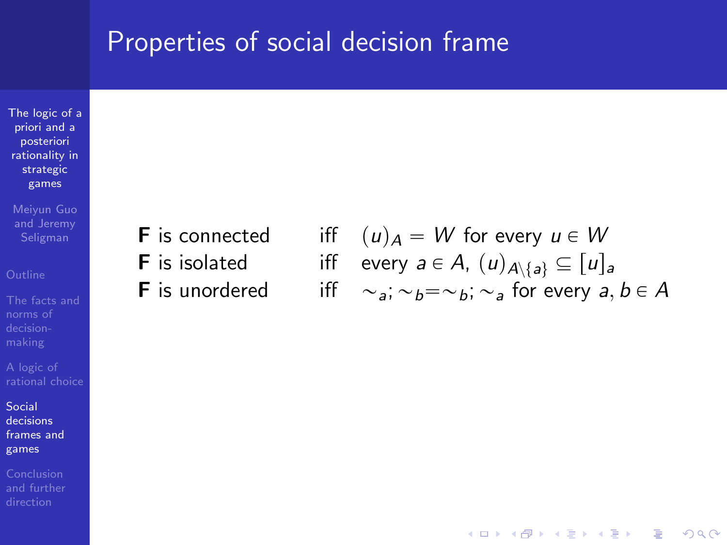# Properties of social decision frame

| | | |
|---|---|---|
| **F** is connected | iff | $(u)_A = W$ for every $u \in W$ |
| **F** is isolated | iff | every $a \in A$, $(u)_{A \setminus \{a\}} \subseteq [u]_a$ |
| **F** is unordered | iff | $\sim_a ; \sim_b = \sim_b ; \sim_a$ for every $a, b \in A$ |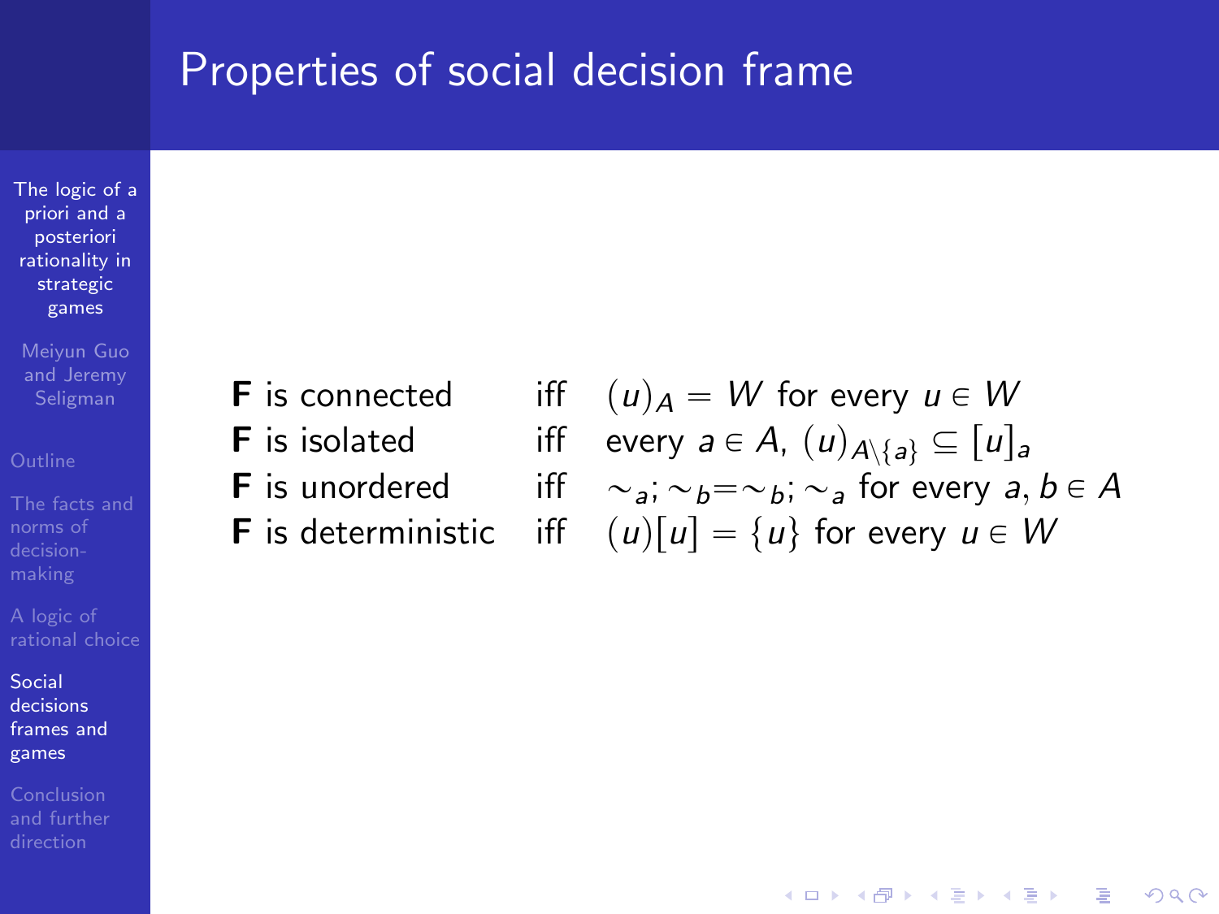# Properties of social decision frame

| | | |
|---|---|---|
| **F** is connected | iff | $(u)_A = W$ for every $u \in W$ |
| **F** is isolated | iff | every $a \in A$, $(u)_{A \setminus \{a\}} \subseteq [u]_a$ |
| **F** is unordered | iff | $\sim_a ; \sim_b = \sim_b ; \sim_a$ for every $a, b \in A$ |
| **F** is deterministic | iff | $(u)[u] = \{u\}$ for every $u \in W$ |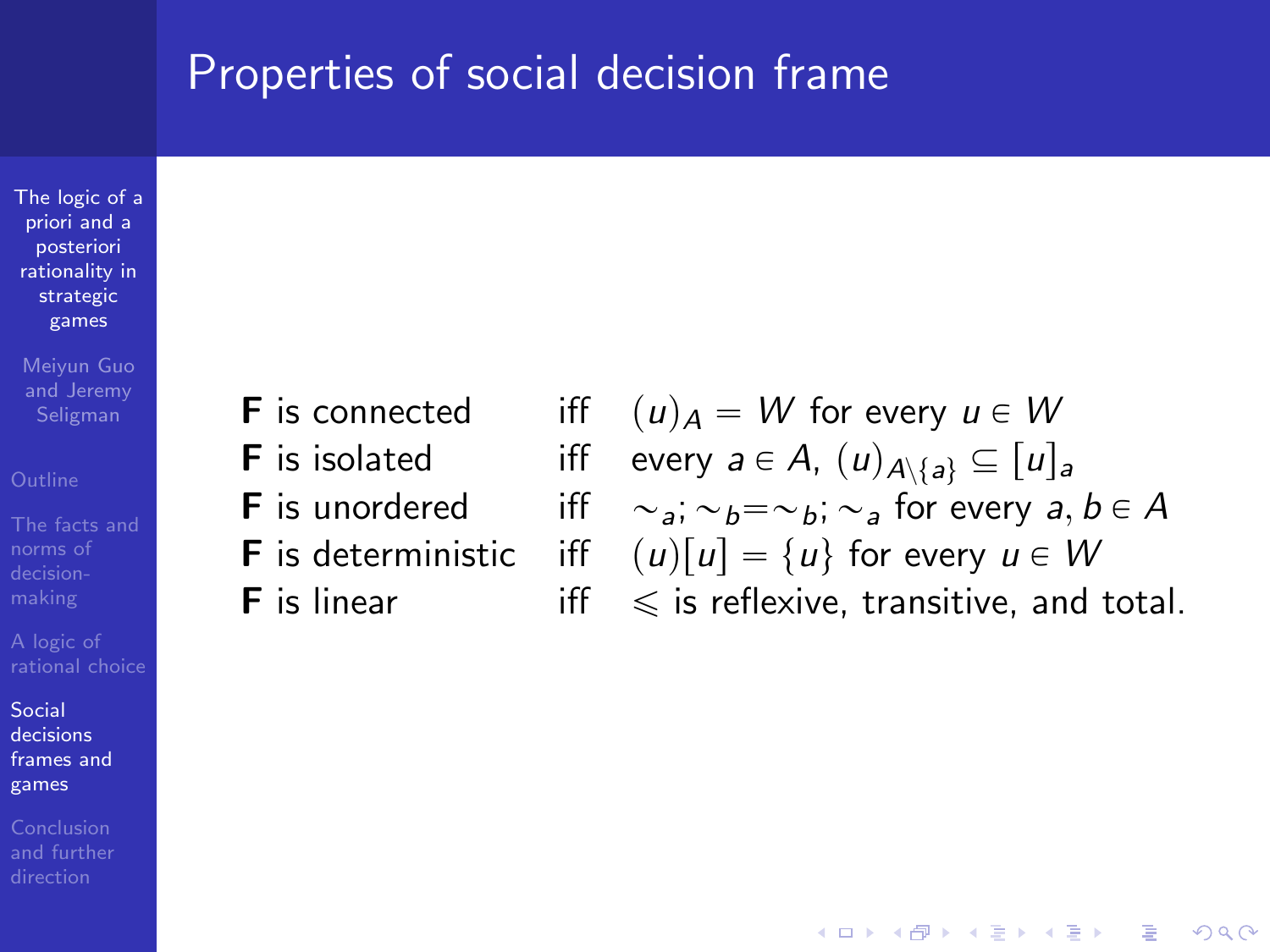# Properties of social decision frame

| | | |
|---|---|---|
| **F** is connected | iff | $(u)_A = W$ for every $u \in W$ |
| **F** is isolated | iff | every $a \in A$, $(u)_{A \setminus \{a\}} \subseteq [u]_a$ |
| **F** is unordered | iff | $\sim_a ; \sim_b = \sim_b ; \sim_a$ for every $a, b \in A$ |
| **F** is deterministic | iff | $(u)[u] = \{u\}$ for every $u \in W$ |
| **F** is linear | iff | $\leqslant$ is reflexive, transitive, and total. |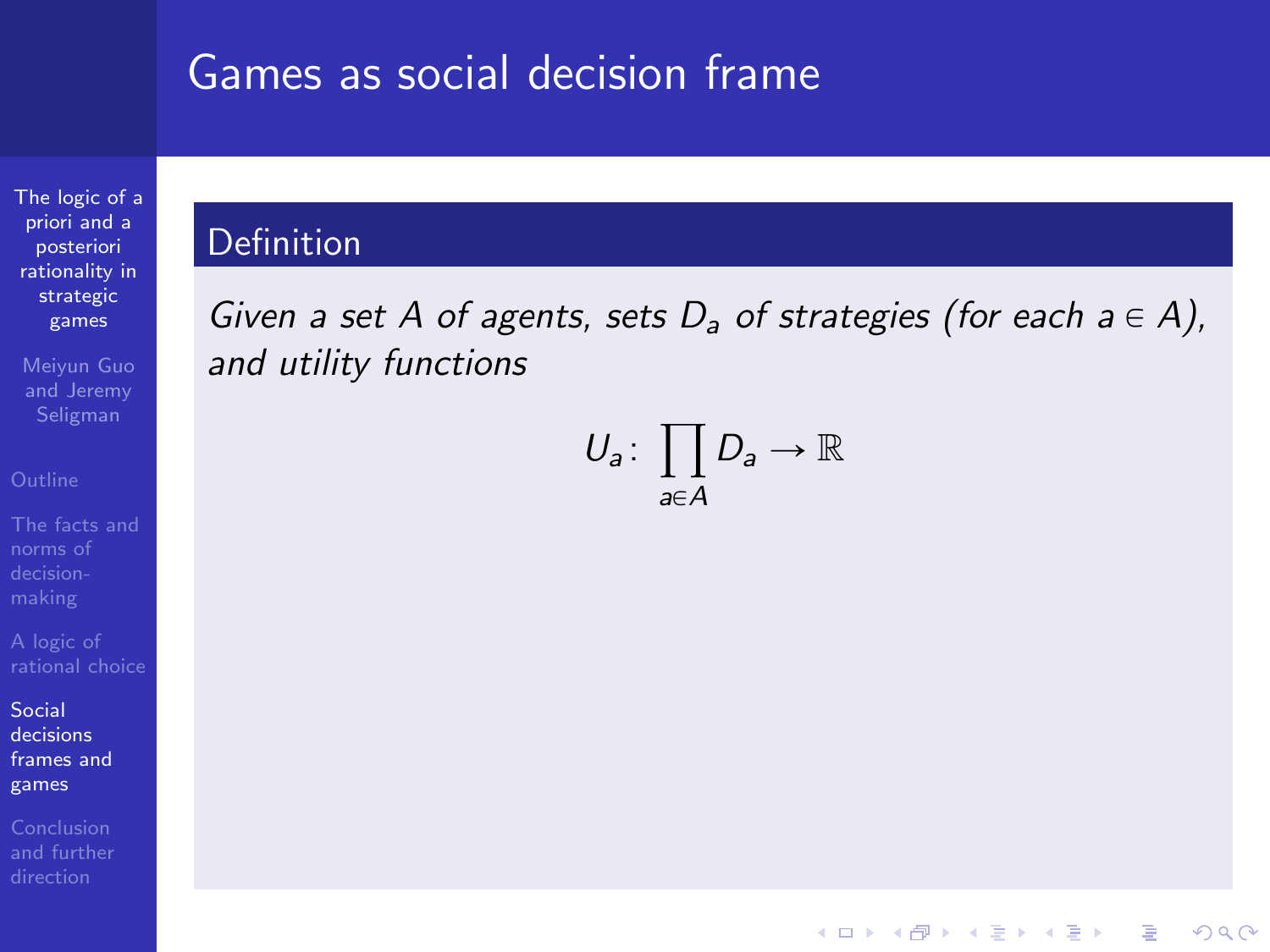# Games as social decision frame

**Definition**

*Given a set $A$ of agents, sets $D_a$ of strategies (for each $a \in A$), and utility functions*

$$U_a \colon \prod_{a \in A} D_a \to \mathbb{R}$$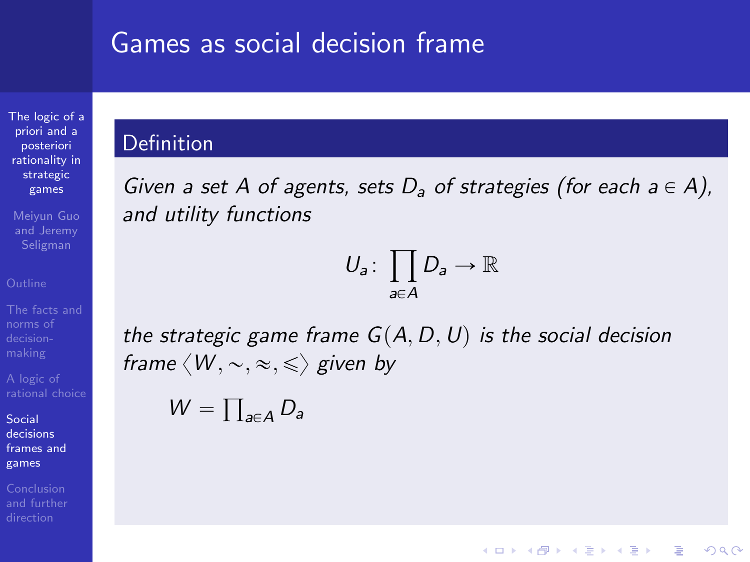# Games as social decision frame

## Definition

*Given a set $A$ of agents, sets $D_a$ of strategies (for each $a \in A$), and utility functions*

$$U_a \colon \prod_{a \in A} D_a \to \mathbb{R}$$

*the strategic game frame $G(A, D, U)$ is the social decision frame $\langle W, \sim, \approx, \leqslant \rangle$ given by*

$$W = \prod_{a \in A} D_a$$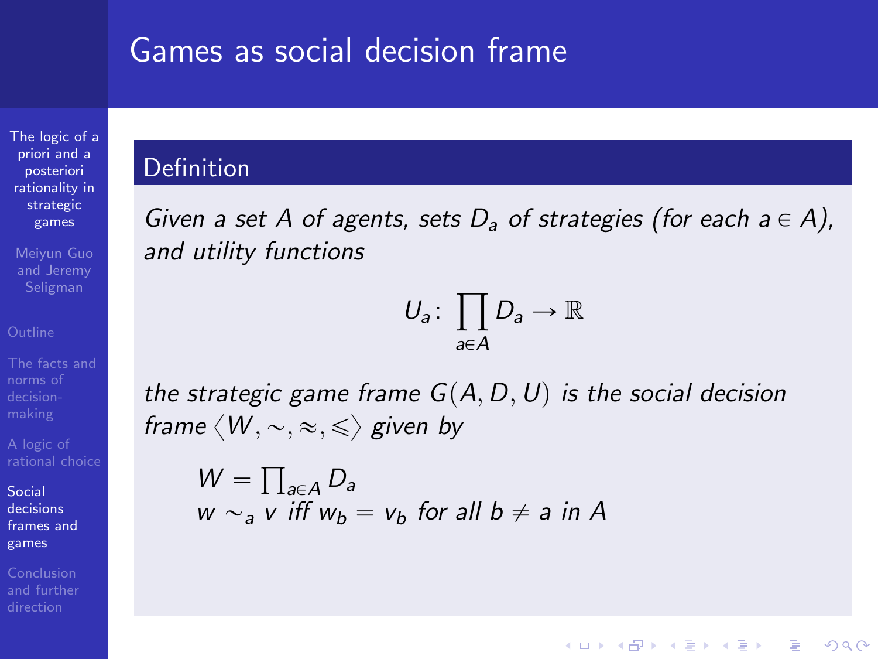# Games as social decision frame

## Definition

*Given a set $A$ of agents, sets $D_a$ of strategies (for each $a \in A$), and utility functions*

$$U_a \colon \prod_{a \in A} D_a \to \mathbb{R}$$

*the strategic game frame $G(A, D, U)$ is the social decision frame $\langle W, \sim, \approx, \leqslant \rangle$ given by*

$$W = \textstyle\prod_{a \in A} D_a$$
$$w \sim_a v \text{ iff } w_b = v_b \text{ for all } b \neq a \text{ in } A$$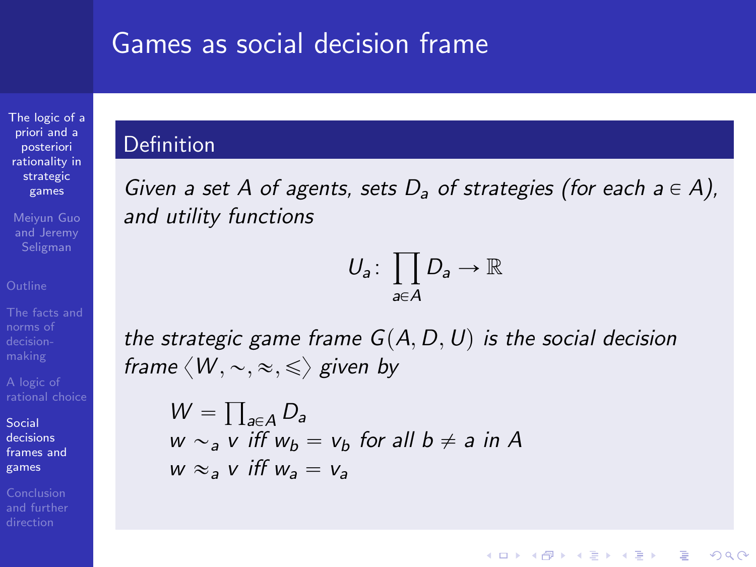# Games as social decision frame

## Definition

*Given a set $A$ of agents, sets $D_a$ of strategies (for each $a \in A$), and utility functions*

$$U_a \colon \prod_{a \in A} D_a \to \mathbb{R}$$

*the strategic game frame $G(A, D, U)$ is the social decision frame $\langle W, \sim, \approx, \leqslant \rangle$ given by*

$$W = \prod_{a \in A} D_a$$

$$w \sim_a v \text{ iff } w_b = v_b \text{ for all } b \neq a \text{ in } A$$

$$w \approx_a v \text{ iff } w_a = v_a$$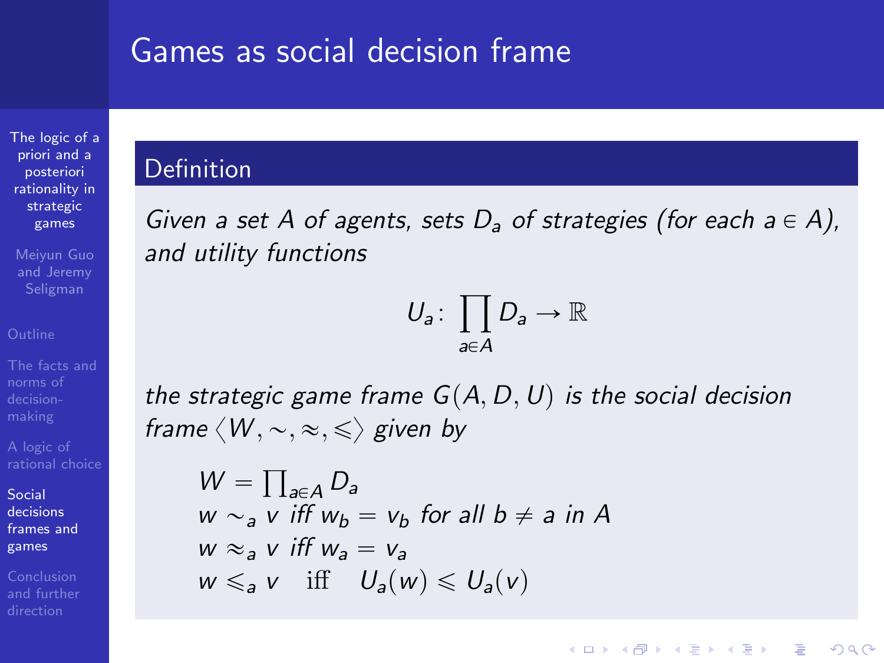# Games as social decision frame

## Definition

*Given a set $A$ of agents, sets $D_a$ of strategies (for each $a \in A$), and utility functions*

$$U_a \colon \prod_{a \in A} D_a \to \mathbb{R}$$

*the strategic game frame $G(A, D, U)$ is the social decision frame $\langle W, \sim, \approx, \leqslant \rangle$ given by*

$$
\begin{aligned}
& W = \textstyle\prod_{a \in A} D_a \\
& w \sim_a v \text{ iff } w_b = v_b \text{ for all } b \neq a \text{ in } A \\
& w \approx_a v \text{ iff } w_a = v_a \\
& w \leqslant_a v \quad \text{iff} \quad U_a(w) \leqslant U_a(v)
\end{aligned}
$$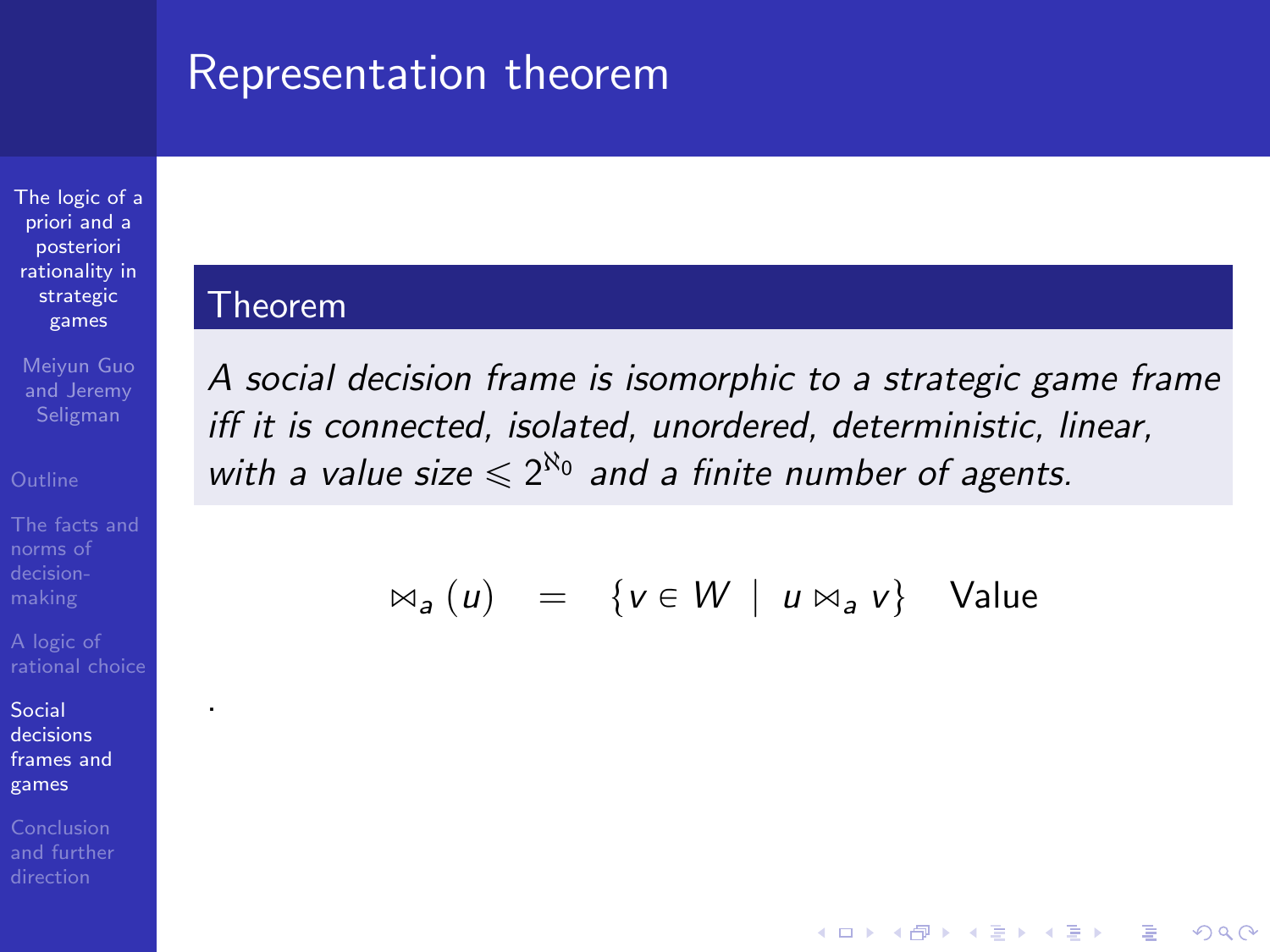# Representation theorem

**Theorem**

*A social decision frame is isomorphic to a strategic game frame iff it is connected, isolated, unordered, deterministic, linear, with a value size $\leqslant 2^{\aleph_0}$ and a finite number of agents.*

$$\bowtie_a(u) \quad = \quad \{v \in W \mid u \bowtie_a v\} \quad \text{Value}$$

.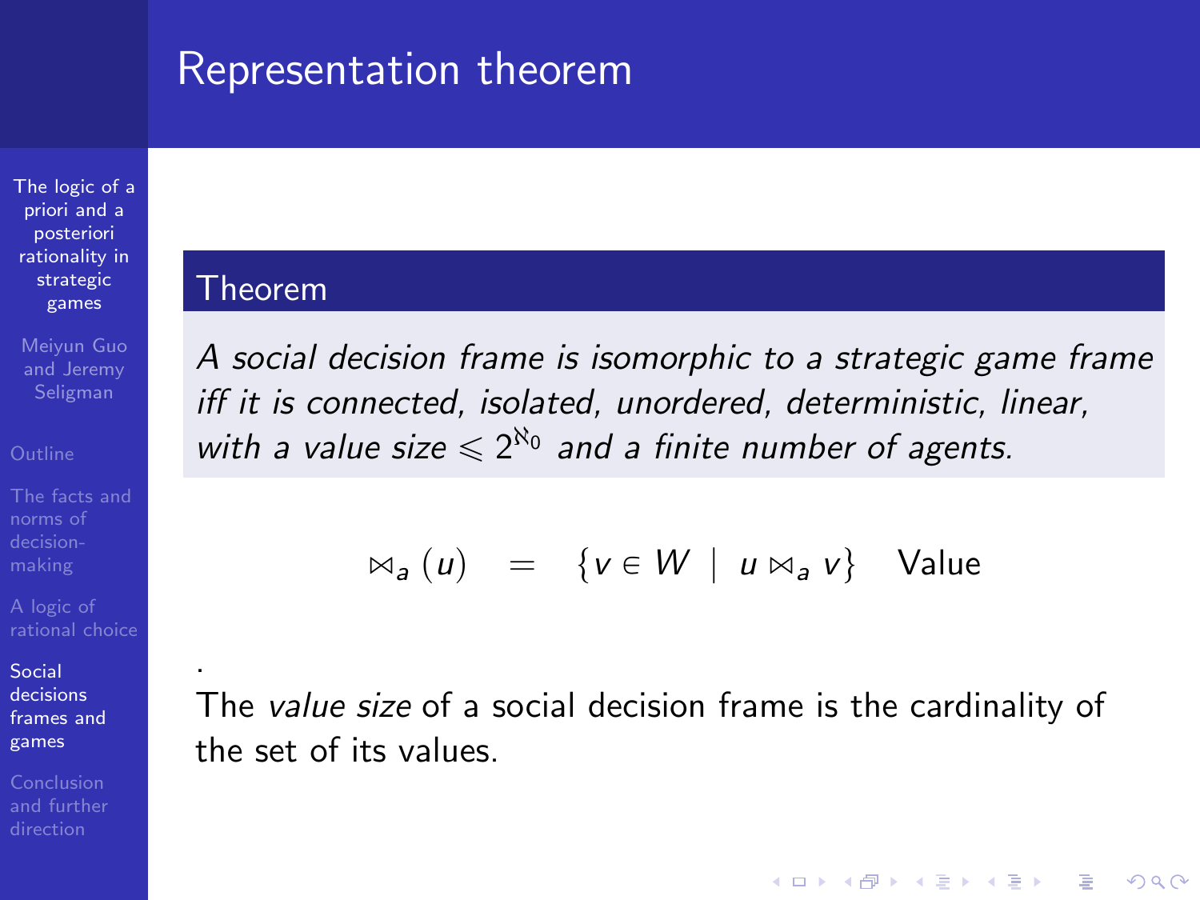# Representation theorem

**Theorem**

*A social decision frame is isomorphic to a strategic game frame iff it is connected, isolated, unordered, deterministic, linear, with a value size $\leqslant 2^{\aleph_0}$ and a finite number of agents.*

$$\bowtie_a (u) \quad = \quad \{v \in W \mid u \bowtie_a v\} \quad \text{Value}$$

.

The *value size* of a social decision frame is the cardinality of the set of its values.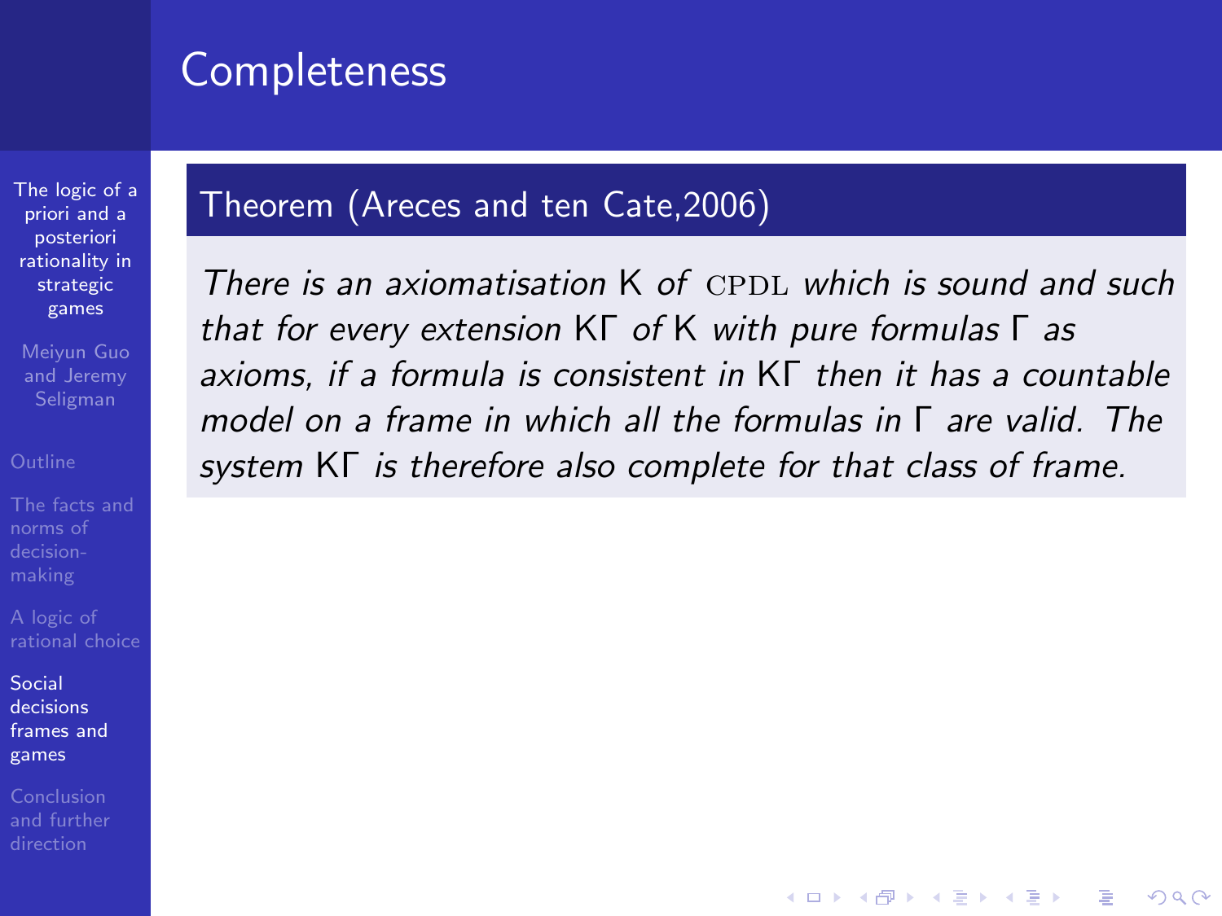# Completeness

**Theorem (Areces and ten Cate,2006)**

*There is an axiomatisation* K *of* CPDL *which is sound and such that for every extension* $K\Gamma$ *of* K *with pure formulas* $\Gamma$ *as axioms, if a formula is consistent in* $K\Gamma$ *then it has a countable model on a frame in which all the formulas in* $\Gamma$ *are valid. The system* $K\Gamma$ *is therefore also complete for that class of frame.*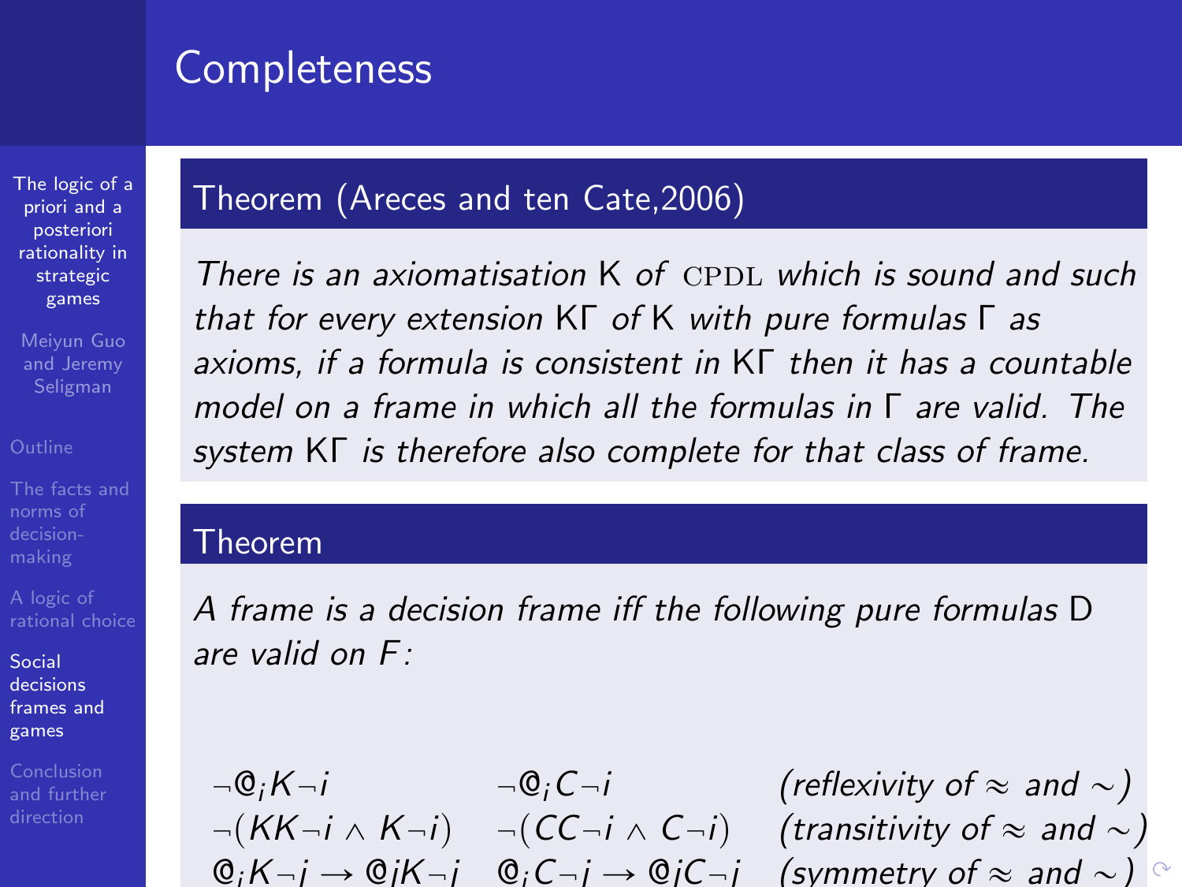## Completeness

### Theorem (Areces and ten Cate,2006)

*There is an axiomatisation* K *of* CPDL *which is sound and such that for every extension* KΓ *of* K *with pure formulas* Γ *as axioms, if a formula is consistent in* KΓ *then it has a countable model on a frame in which all the formulas in* Γ *are valid. The system* KΓ *is therefore also complete for that class of frame.*

### Theorem

*A frame is a decision frame iff the following pure formulas* D *are valid on* $F$*:*

| | | |
|---|---|---|
| $\neg @_i K \neg i$ | $\neg @_i C \neg i$ | *(reflexivity of* $\approx$ *and* $\sim$*)* |
| $\neg (KK\neg i \wedge K\neg i)$ | $\neg (CC\neg i \wedge C\neg i)$ | *(transitivity of* $\approx$ *and* $\sim$*)* |
| $@_i K \neg j \rightarrow @ j K \neg j$ | $@_i C \neg j \rightarrow @ j C \neg j$ | *(symmetry of* $\approx$ *and* $\sim$*)* |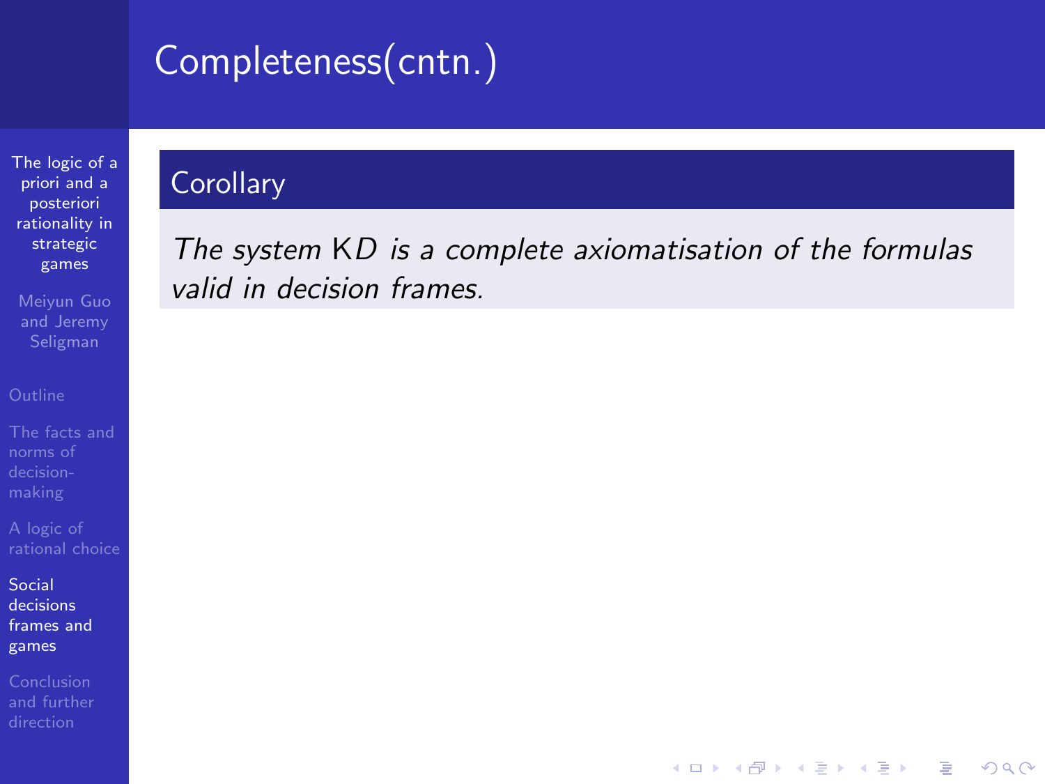# Completeness(cntn.)

**Corollary**

*The system KD is a complete axiomatisation of the formulas valid in decision frames.*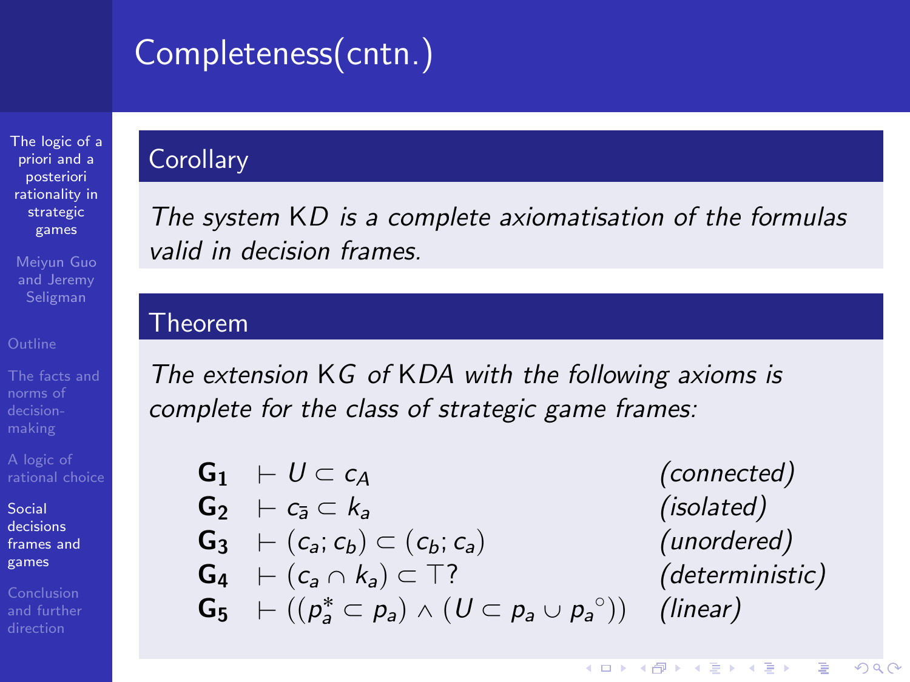# Completeness(cntn.)

## Corollary

*The system KD is a complete axiomatisation of the formulas valid in decision frames.*

## Theorem

*The extension KG of KDA with the following axioms is complete for the class of strategic game frames:*

| | | |
|---|---|---|
| **G₁** | $\vdash U \subset c_A$ | *(connected)* |
| **G₂** | $\vdash c_{\bar{a}} \subset k_a$ | *(isolated)* |
| **G₃** | $\vdash (c_a; c_b) \subset (c_b; c_a)$ | *(unordered)* |
| **G₄** | $\vdash (c_a \cap k_a) \subset \top?$ | *(deterministic)* |
| **G₅** | $\vdash ((p_a^* \subset p_a) \wedge (U \subset p_a \cup p_a{}^\circ))$ | *(linear)* |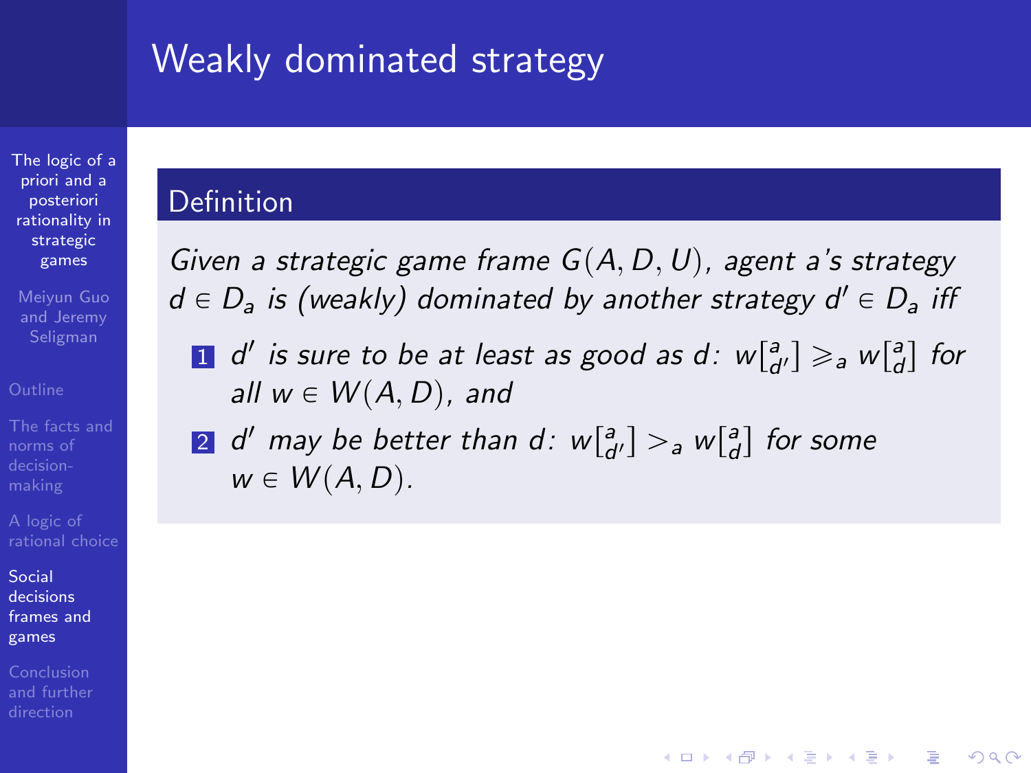# Weakly dominated strategy

## Definition

*Given a strategic game frame $G(A, D, U)$, agent $a$'s strategy $d \in D_a$ is (weakly) dominated by another strategy $d' \in D_a$ iff*

1. *$d'$ is sure to be at least as good as $d$: $w[^a_{d'}] \geqslant_a w[^a_d]$ for all $w \in W(A, D)$, and*
2. *$d'$ may be better than $d$: $w[^a_{d'}] >_a w[^a_d]$ for some $w \in W(A, D)$.*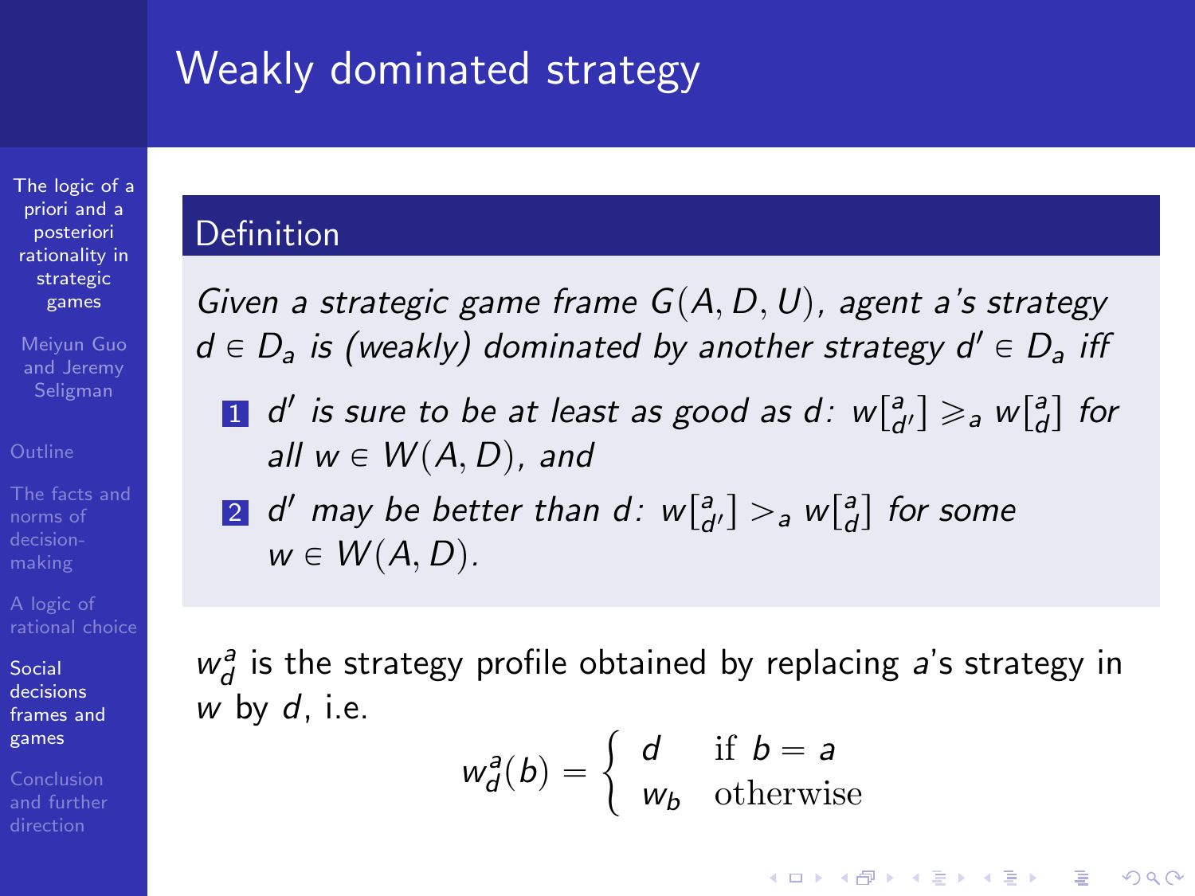# Weakly dominated strategy

**Definition**

*Given a strategic game frame $G(A, D, U)$, agent $a$'s strategy $d \in D_a$ is (weakly) dominated by another strategy $d' \in D_a$ iff*

1. *$d'$ is sure to be at least as good as $d$: $w[^a_{d'}] \geqslant_a w[^a_d]$ for all $w \in W(A, D)$, and*
2. *$d'$ may be better than $d$: $w[^a_{d'}] >_a w[^a_d]$ for some $w \in W(A, D)$.*

$w^a_d$ is the strategy profile obtained by replacing $a$'s strategy in $w$ by $d$, i.e.

$$w^a_d(b) = \begin{cases} d & \text{if } b = a \\ w_b & \text{otherwise} \end{cases}$$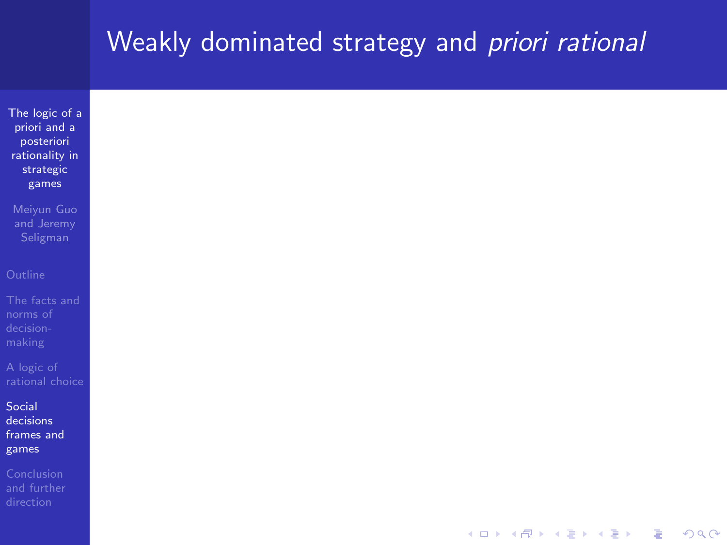# Weakly dominated strategy and *priori rational*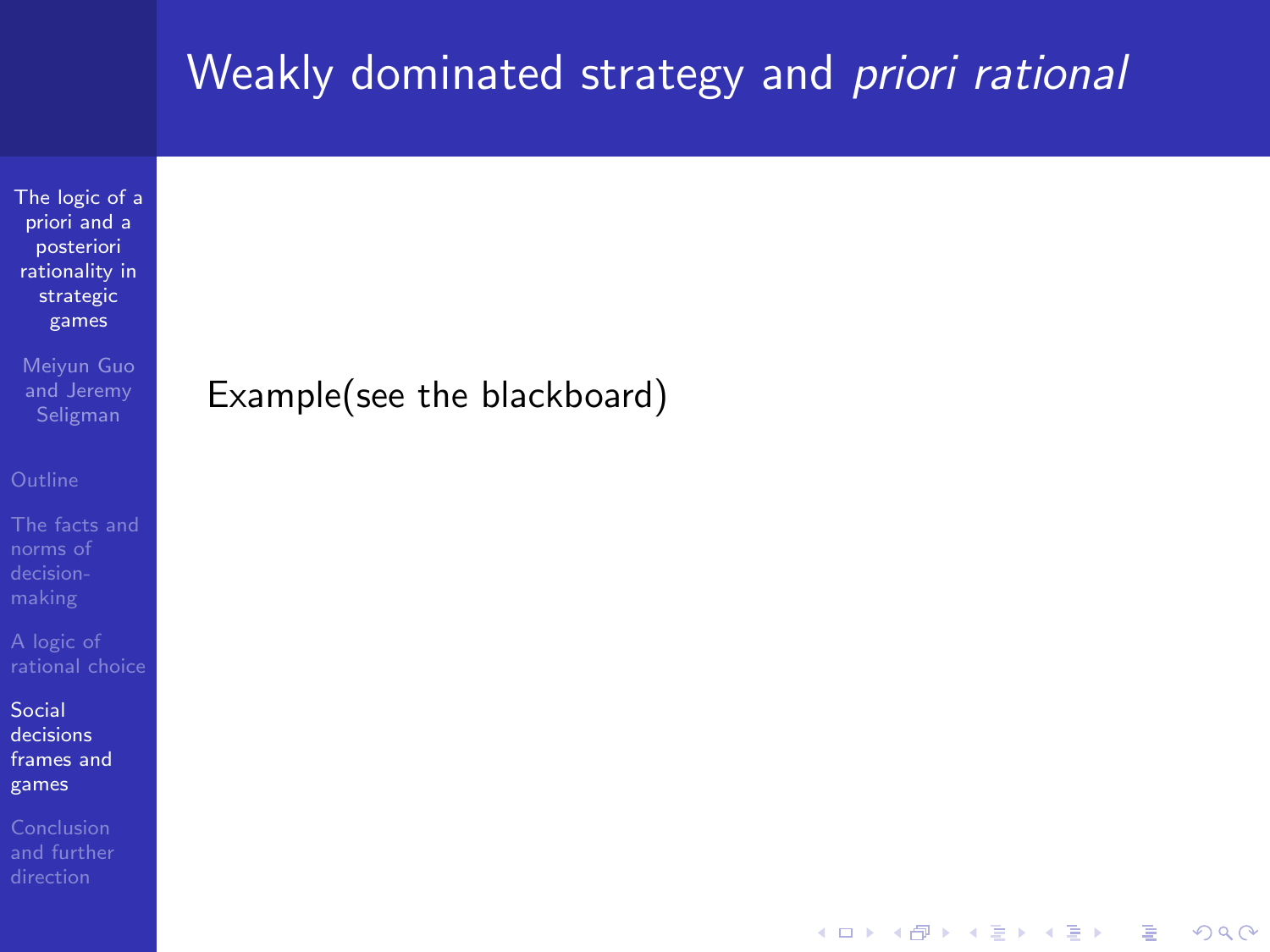# Weakly dominated strategy and *priori rational*

Example(see the blackboard)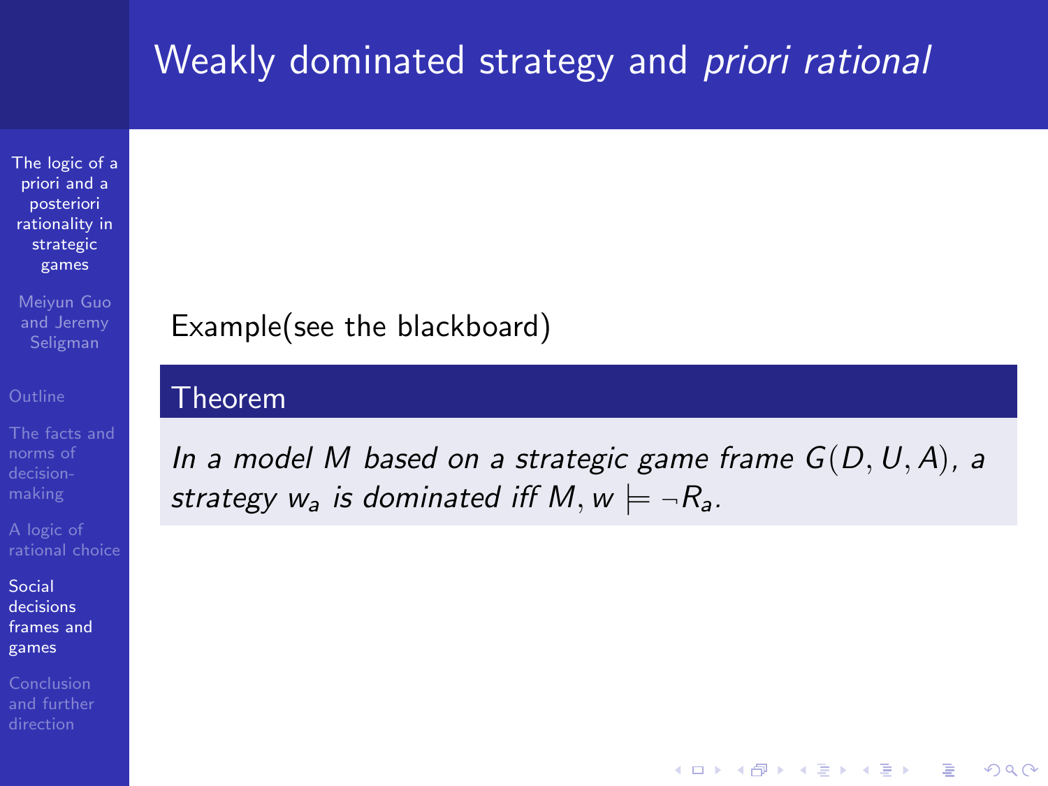# Weakly dominated strategy and *priori rational*

Example(see the blackboard)

**Theorem**

*In a model $M$ based on a strategic game frame $G(D, U, A)$, a strategy $w_a$ is dominated iff $M, w \models \neg R_a$.*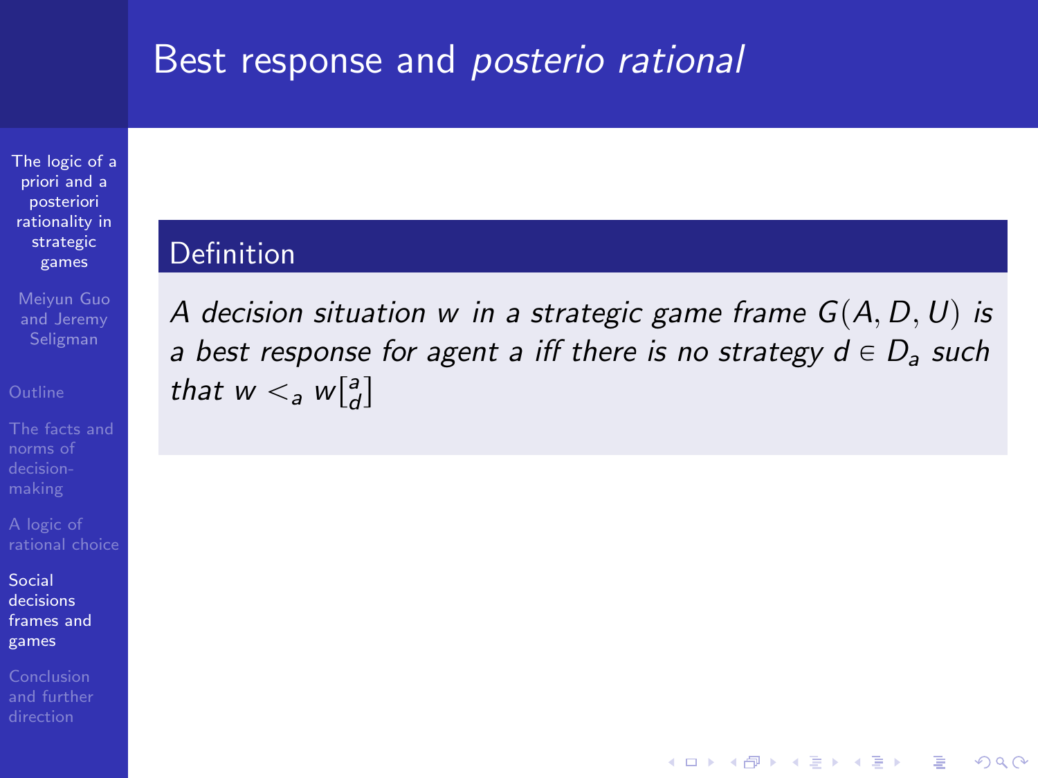# Best response and *posterio rational*

## Definition

*A decision situation $w$ in a strategic game frame $G(A, D, U)$ is a best response for agent $a$ iff there is no strategy $d \in D_a$ such that $w <_a w[{}^{a}_{d}]$*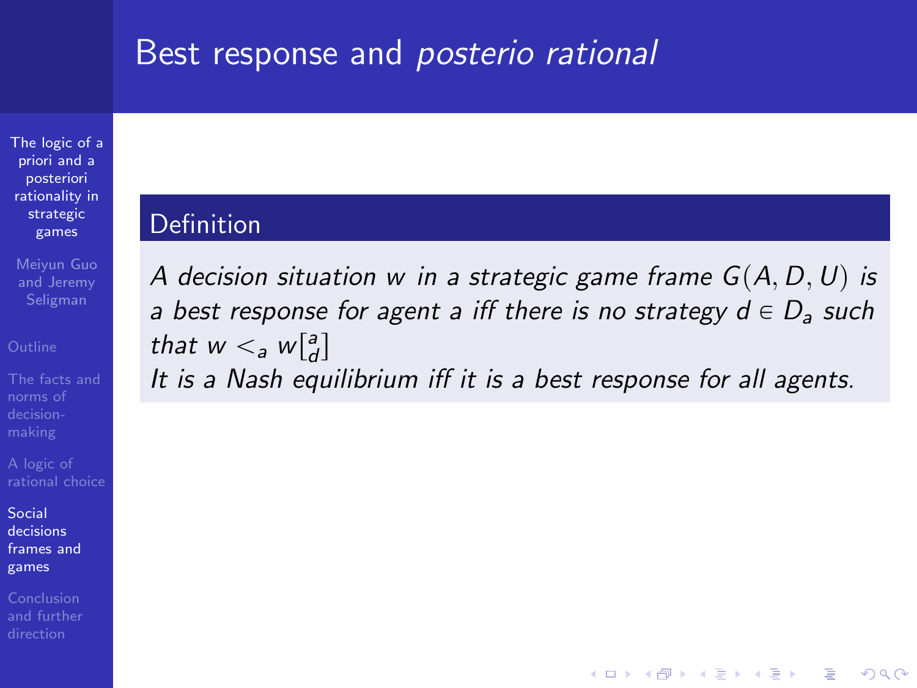# Best response and *posterio rational*

**Definition**

*A decision situation $w$ in a strategic game frame $G(A, D, U)$ is a best response for agent $a$ iff there is no strategy $d \in D_a$ such that $w <_a w[{}^a_d]$*

*It is a Nash equilibrium iff it is a best response for all agents.*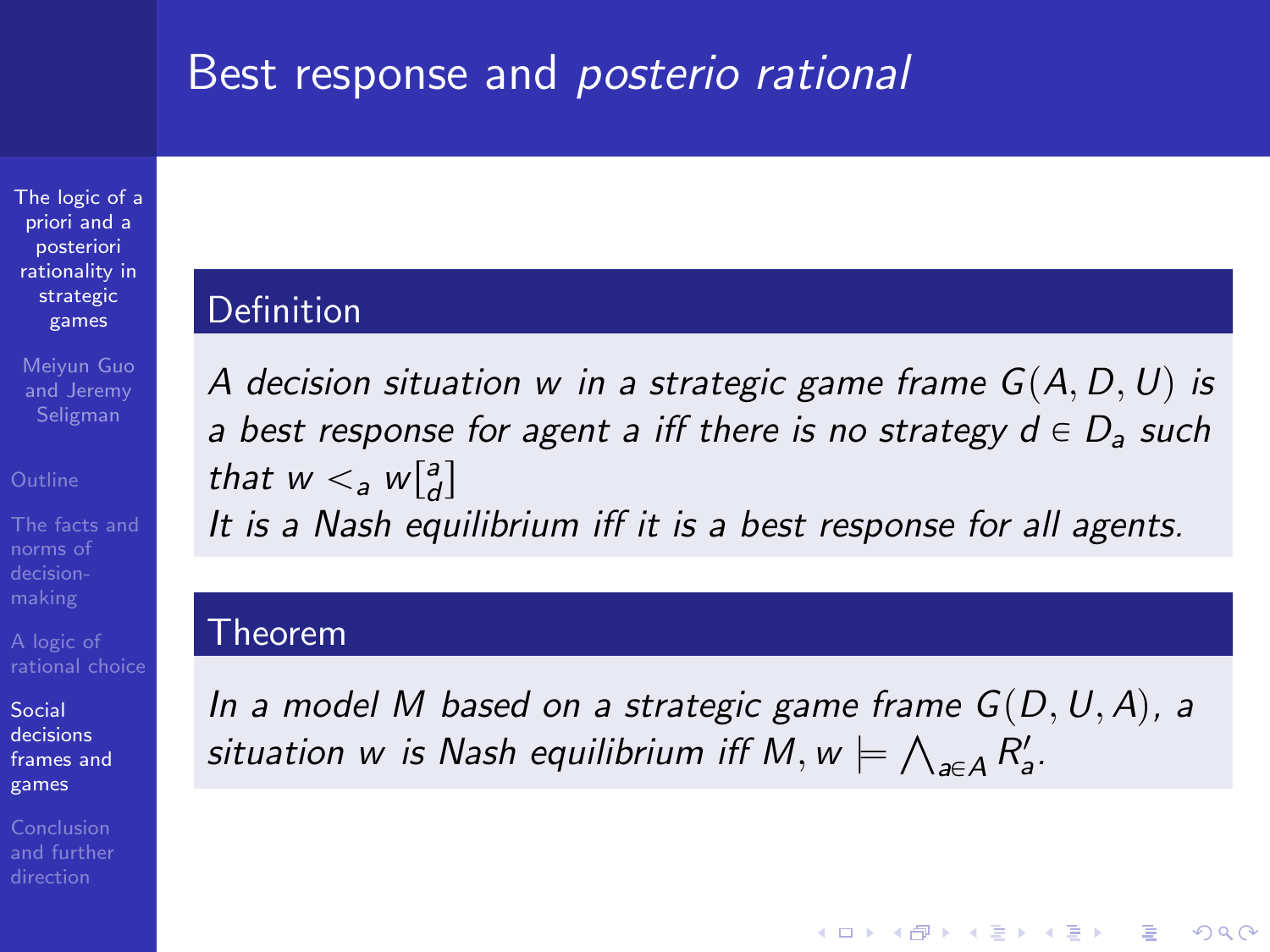# Best response and *posterio rational*

**Definition**

*A decision situation $w$ in a strategic game frame $G(A, D, U)$ is a best response for agent $a$ iff there is no strategy $d \in D_a$ such that $w <_a w[^a_d]$*
*It is a Nash equilibrium iff it is a best response for all agents.*

**Theorem**

*In a model $M$ based on a strategic game frame $G(D, U, A)$, a situation $w$ is Nash equilibrium iff $M, w \models \bigwedge_{a \in A} R'_a$.*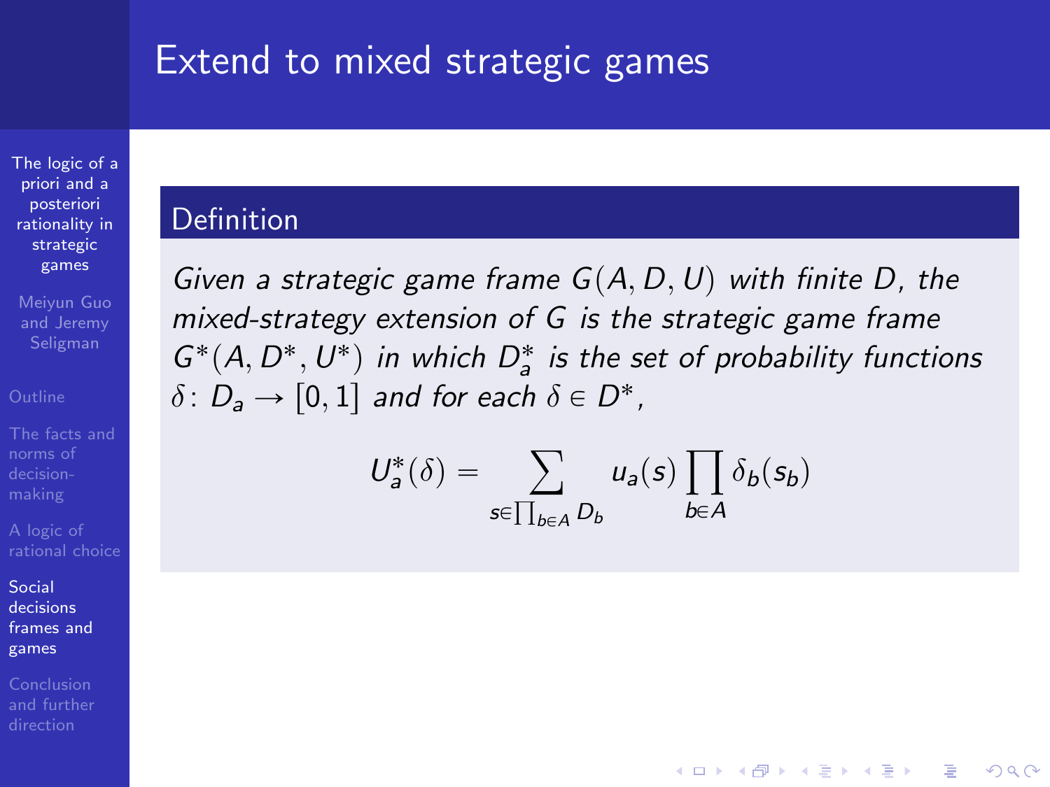# Extend to mixed strategic games

## Definition

*Given a strategic game frame $G(A, D, U)$ with finite $D$, the mixed-strategy extension of $G$ is the strategic game frame $G^*(A, D^*, U^*)$ in which $D^*_a$ is the set of probability functions $\delta \colon D_a \to [0, 1]$ and for each $\delta \in D^*$,*

$$U^*_a(\delta) = \sum_{s \in \prod_{b \in A} D_b} u_a(s) \prod_{b \in A} \delta_b(s_b)$$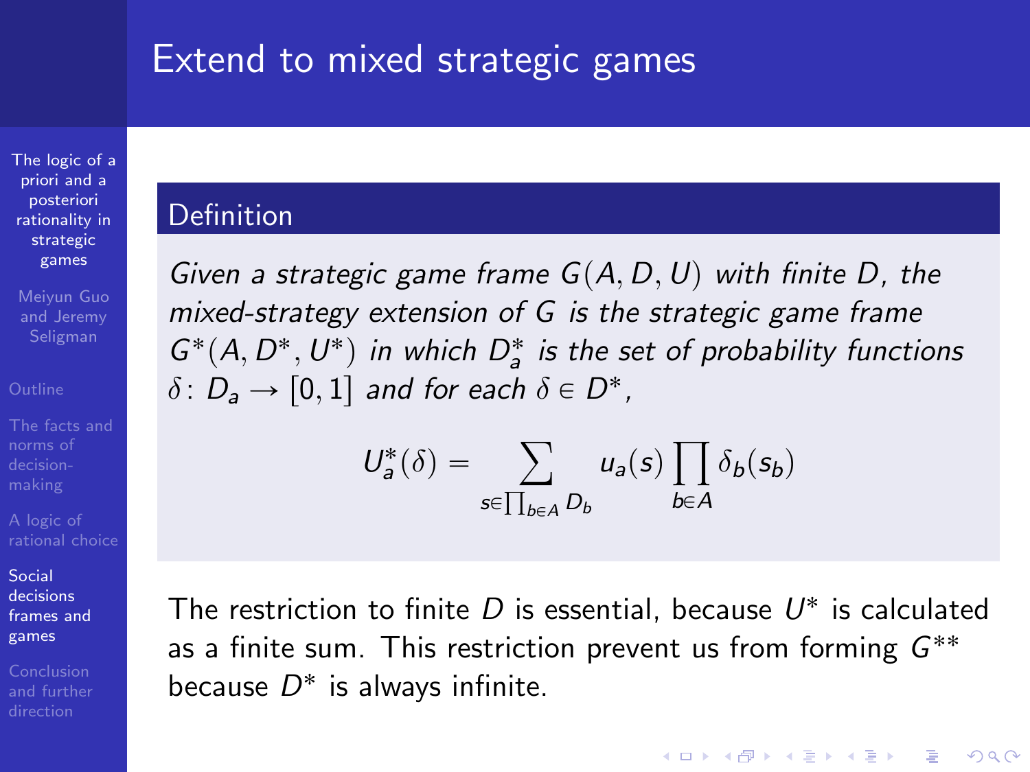# Extend to mixed strategic games

**Definition**

*Given a strategic game frame $G(A, D, U)$ with finite $D$, the mixed-strategy extension of $G$ is the strategic game frame $G^*(A, D^*, U^*)$ in which $D^*_a$ is the set of probability functions $\delta \colon D_a \to [0, 1]$ and for each $\delta \in D^*$,*

$$U^*_a(\delta) = \sum_{s \in \prod_{b \in A} D_b} u_a(s) \prod_{b \in A} \delta_b(s_b)$$

The restriction to finite $D$ is essential, because $U^*$ is calculated as a finite sum. This restriction prevent us from forming $G^{**}$ because $D^*$ is always infinite.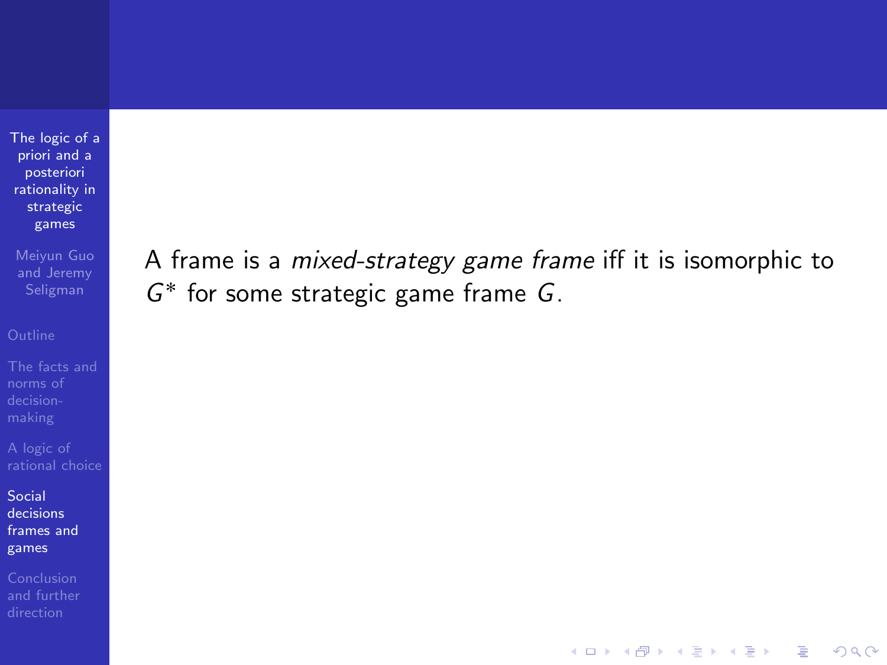A frame is a *mixed-strategy game frame* iff it is isomorphic to $G^*$ for some strategic game frame $G$.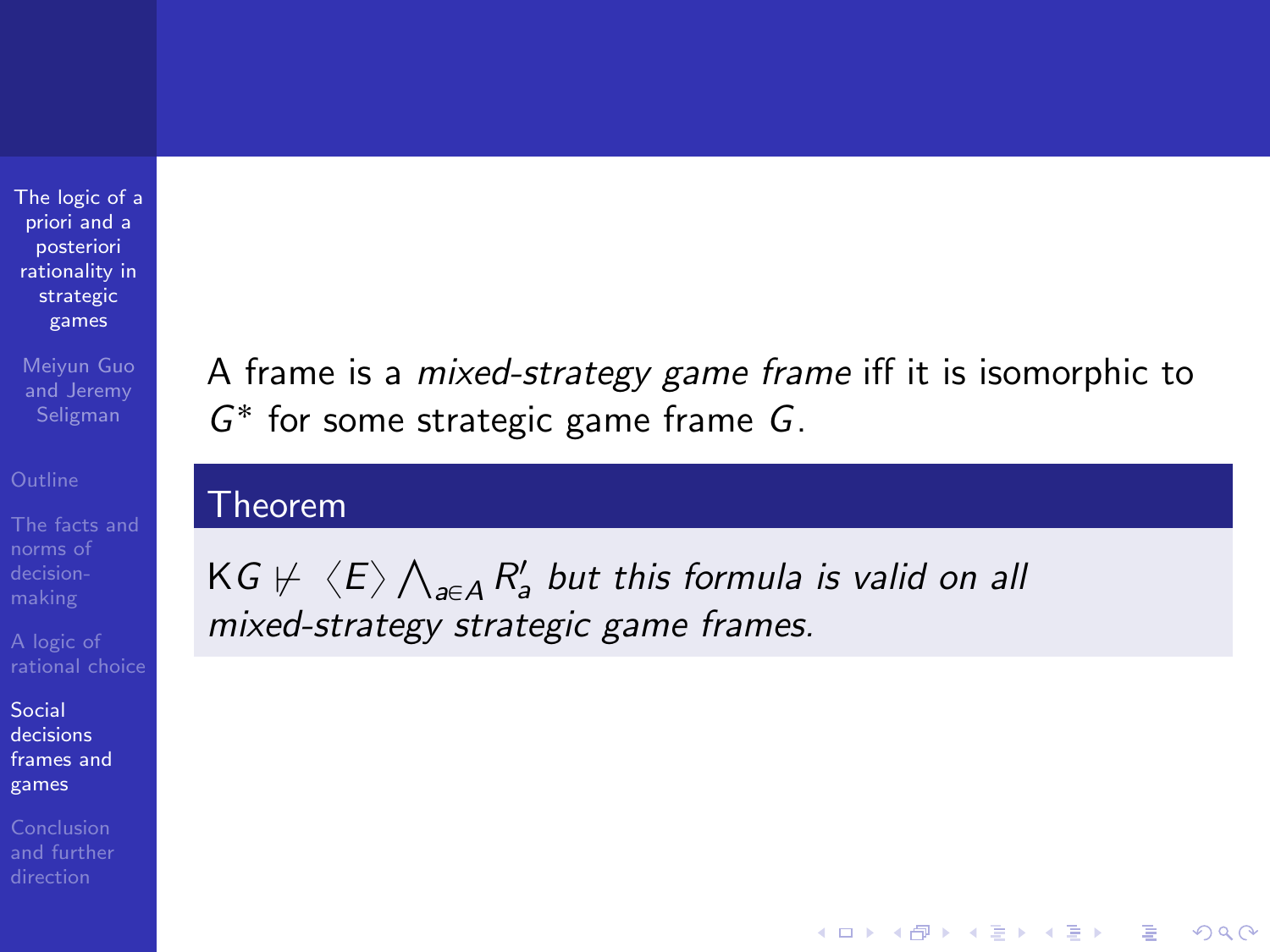A frame is a *mixed-strategy game frame* iff it is isomorphic to $G^*$ for some strategic game frame $G$.

**Theorem**

*$\mathsf{K}G \not\vdash \langle E \rangle \bigwedge_{a \in A} R'_a$ but this formula is valid on all mixed-strategy strategic game frames.*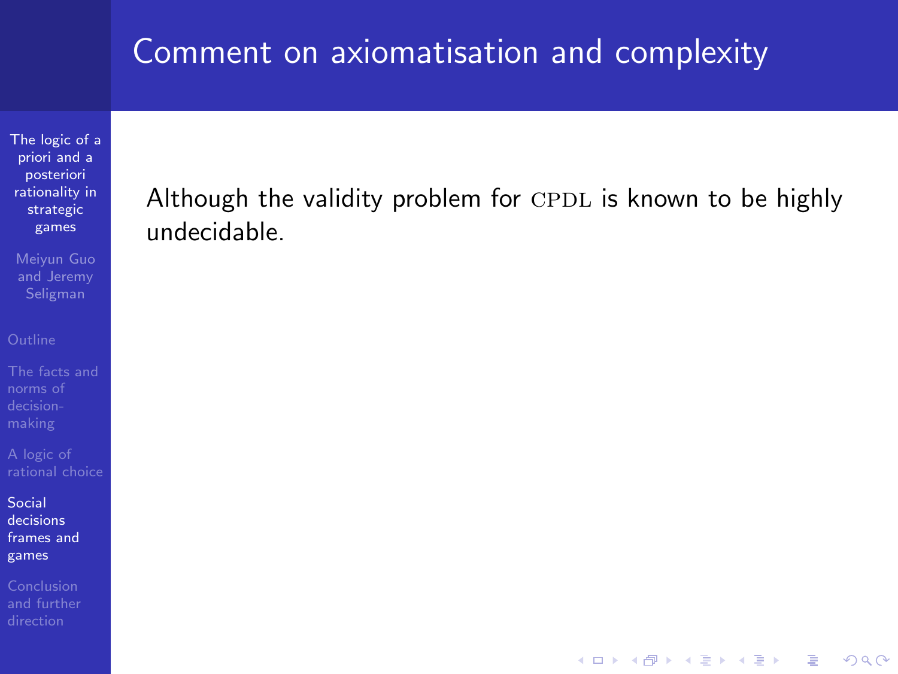# Comment on axiomatisation and complexity

Although the validity problem for CPDL is known to be highly undecidable.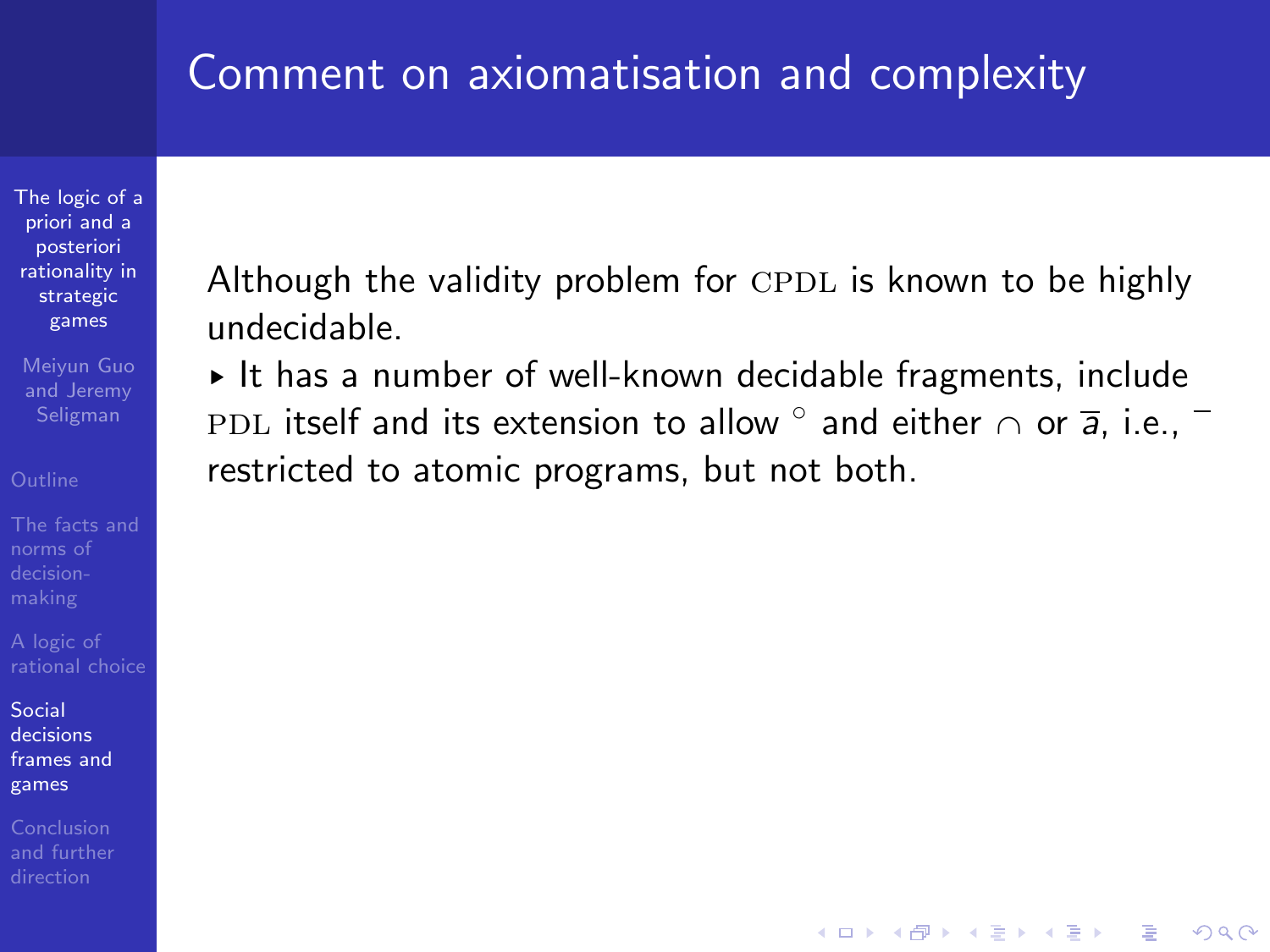## Comment on axiomatisation and complexity

Although the validity problem for CPDL is known to be highly undecidable.

- It has a number of well-known decidable fragments, include PDL itself and its extension to allow $^\circ$ and either $\cap$ or $\overline{a}$, i.e., $^-$ restricted to atomic programs, but not both.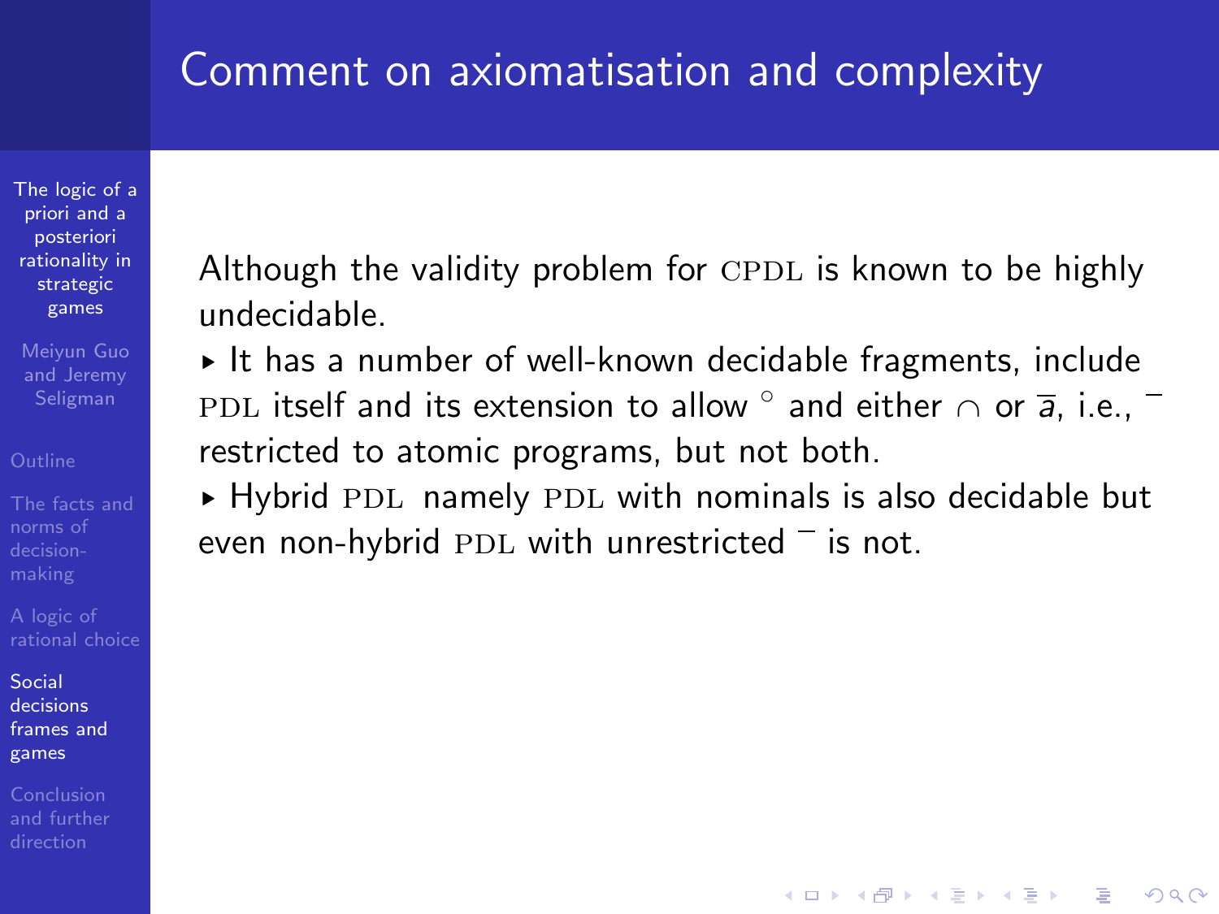# Comment on axiomatisation and complexity

Although the validity problem for CPDL is known to be highly undecidable.

- It has a number of well-known decidable fragments, include PDL itself and its extension to allow $^{\circ}$ and either $\cap$ or $\overline{a}$, i.e., $^{-}$ restricted to atomic programs, but not both.
- Hybrid PDL namely PDL with nominals is also decidable but even non-hybrid PDL with unrestricted $^{-}$ is not.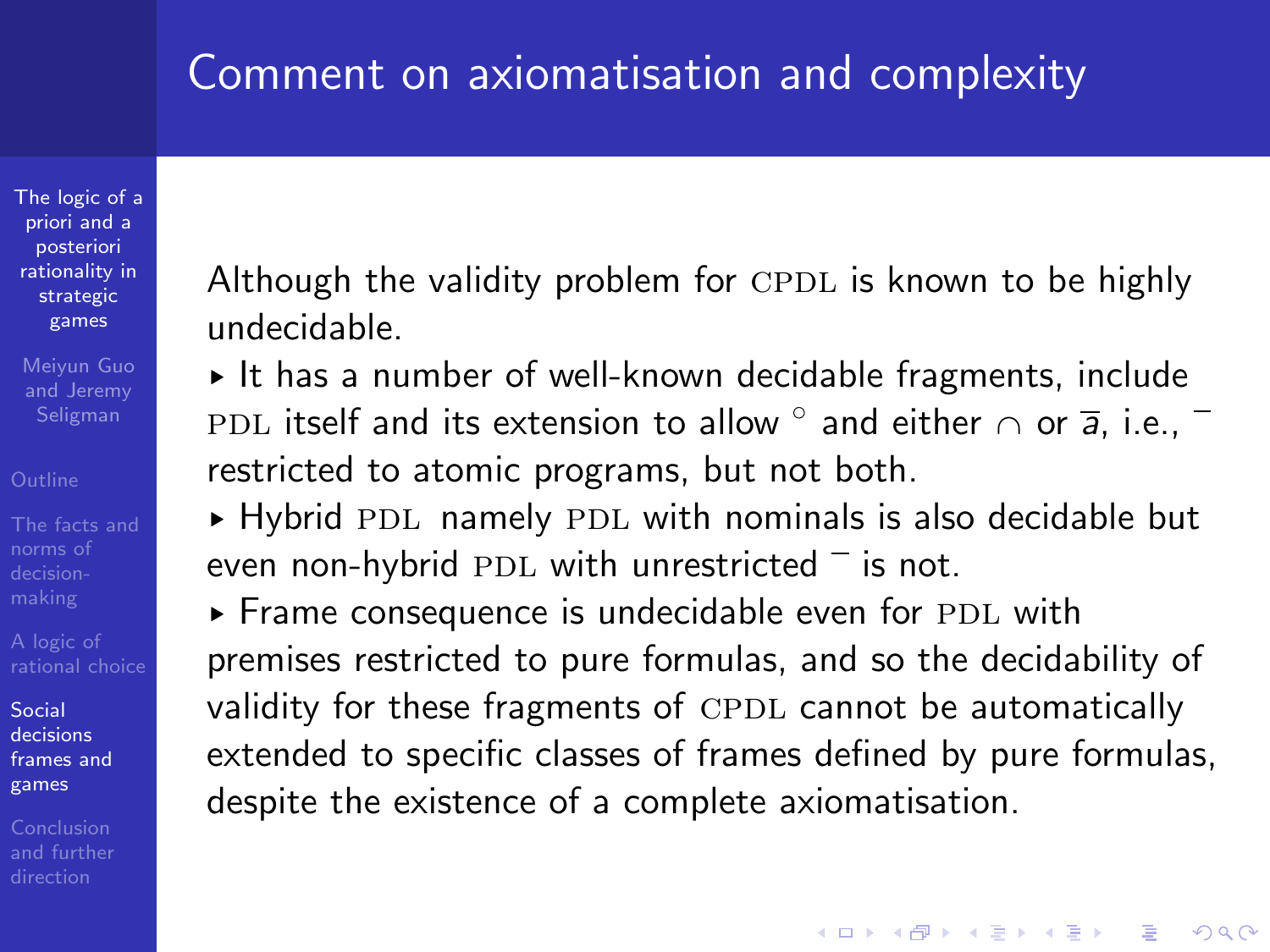# Comment on axiomatisation and complexity

Although the validity problem for CPDL is known to be highly undecidable.

- It has a number of well-known decidable fragments, include PDL itself and its extension to allow $^\circ$ and either $\cap$ or $\overline{a}$, i.e., $^-$ restricted to atomic programs, but not both.
- Hybrid PDL namely PDL with nominals is also decidable but even non-hybrid PDL with unrestricted $^-$ is not.
- Frame consequence is undecidable even for PDL with premises restricted to pure formulas, and so the decidability of validity for these fragments of CPDL cannot be automatically extended to specific classes of frames defined by pure formulas, despite the existence of a complete axiomatisation.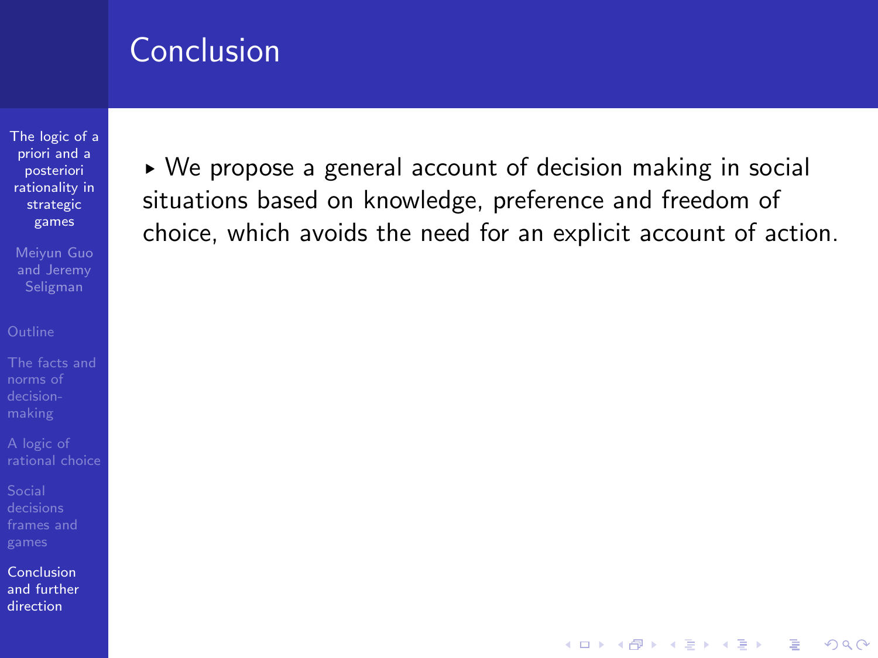# Conclusion

- We propose a general account of decision making in social situations based on knowledge, preference and freedom of choice, which avoids the need for an explicit account of action.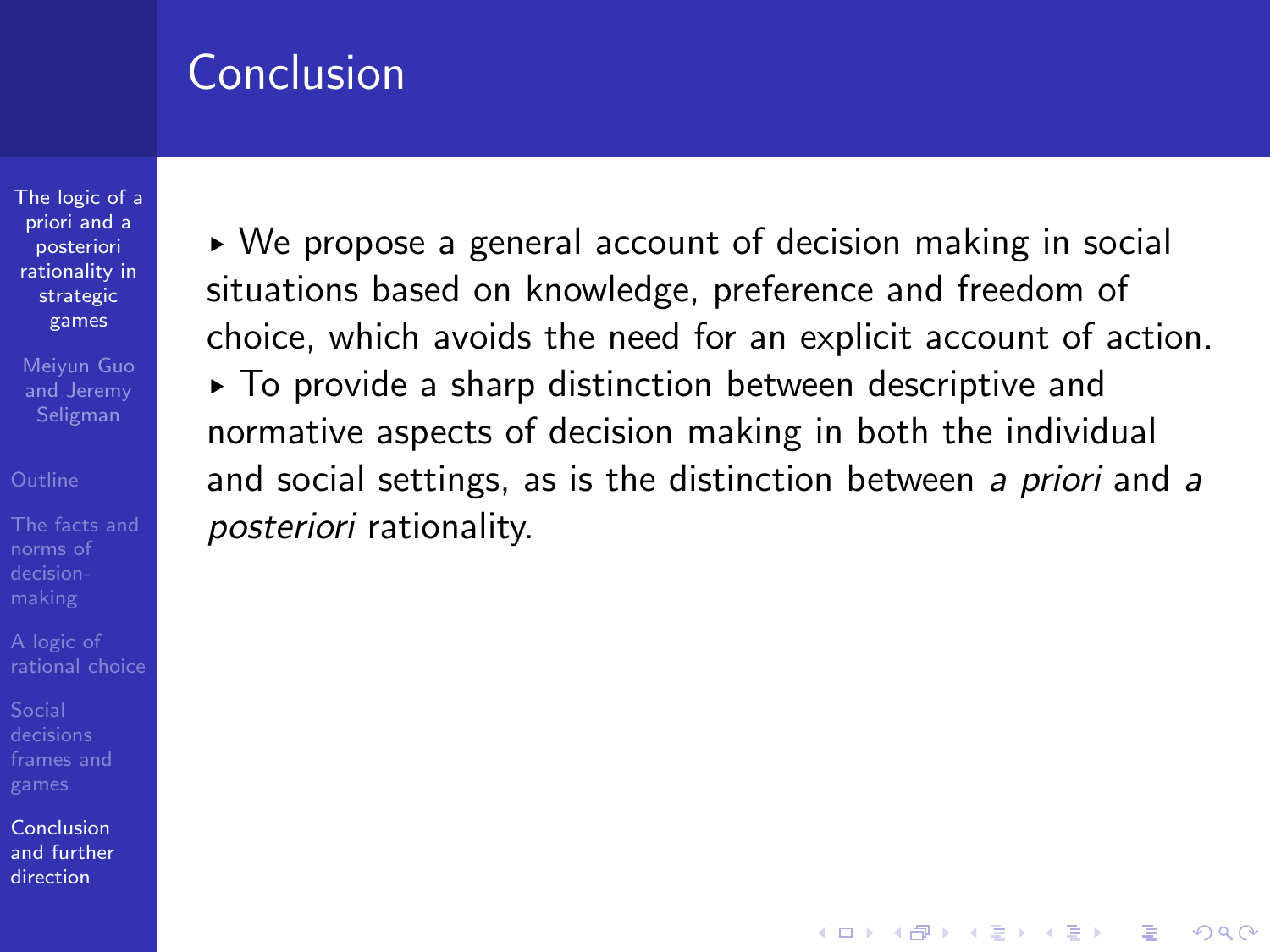# Conclusion

- We propose a general account of decision making in social situations based on knowledge, preference and freedom of choice, which avoids the need for an explicit account of action.
- To provide a sharp distinction between descriptive and normative aspects of decision making in both the individual and social settings, as is the distinction between *a priori* and *a posteriori* rationality.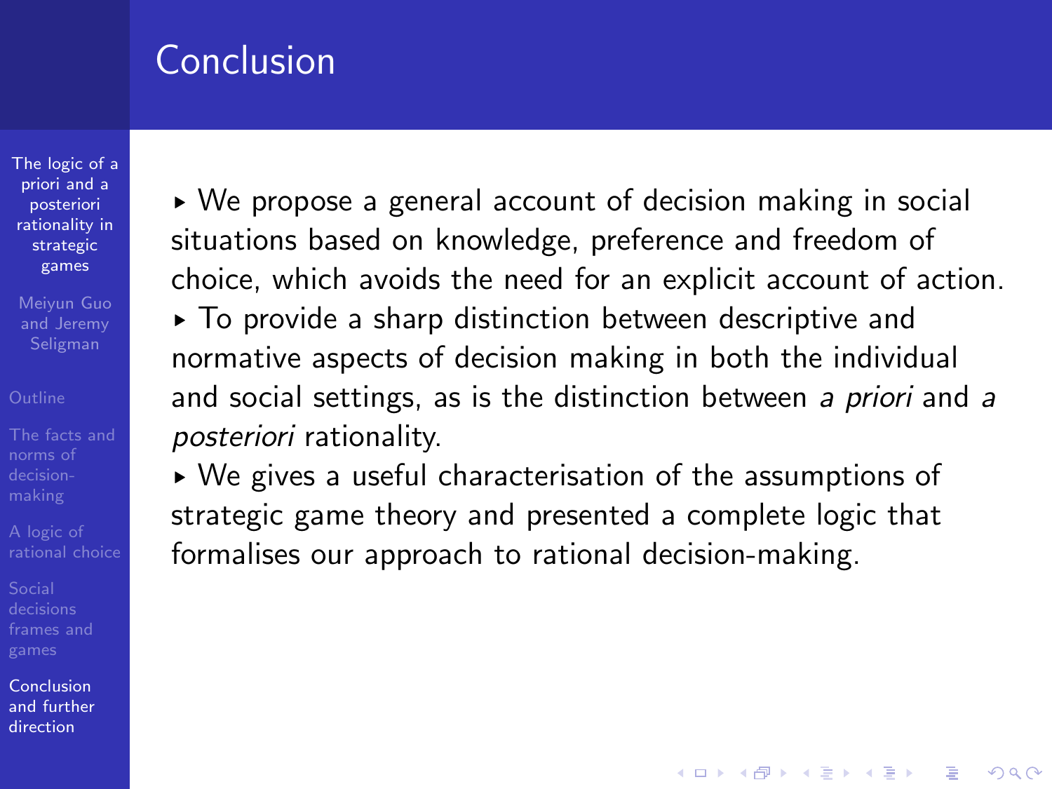# Conclusion

- We propose a general account of decision making in social situations based on knowledge, preference and freedom of choice, which avoids the need for an explicit account of action.
- To provide a sharp distinction between descriptive and normative aspects of decision making in both the individual and social settings, as is the distinction between *a priori* and *a posteriori* rationality.
- We gives a useful characterisation of the assumptions of strategic game theory and presented a complete logic that formalises our approach to rational decision-making.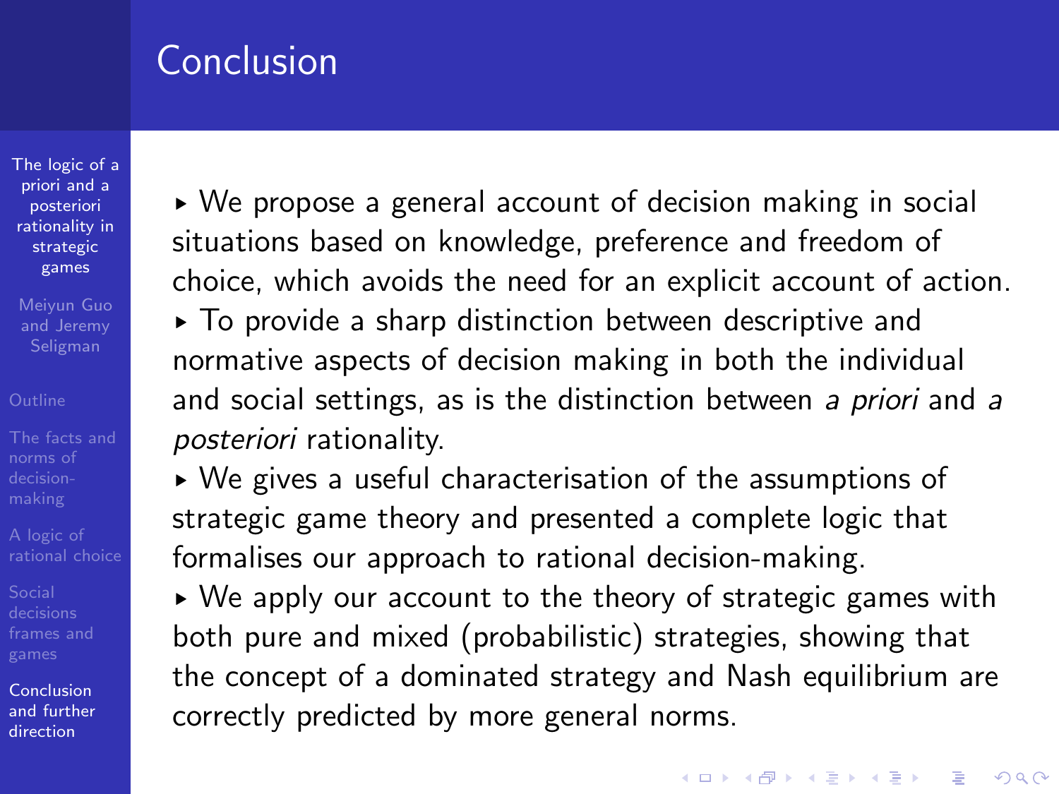# Conclusion

- We propose a general account of decision making in social situations based on knowledge, preference and freedom of choice, which avoids the need for an explicit account of action.
- To provide a sharp distinction between descriptive and normative aspects of decision making in both the individual and social settings, as is the distinction between *a priori* and *a posteriori* rationality.
- We gives a useful characterisation of the assumptions of strategic game theory and presented a complete logic that formalises our approach to rational decision-making.
- We apply our account to the theory of strategic games with both pure and mixed (probabilistic) strategies, showing that the concept of a dominated strategy and Nash equilibrium are correctly predicted by more general norms.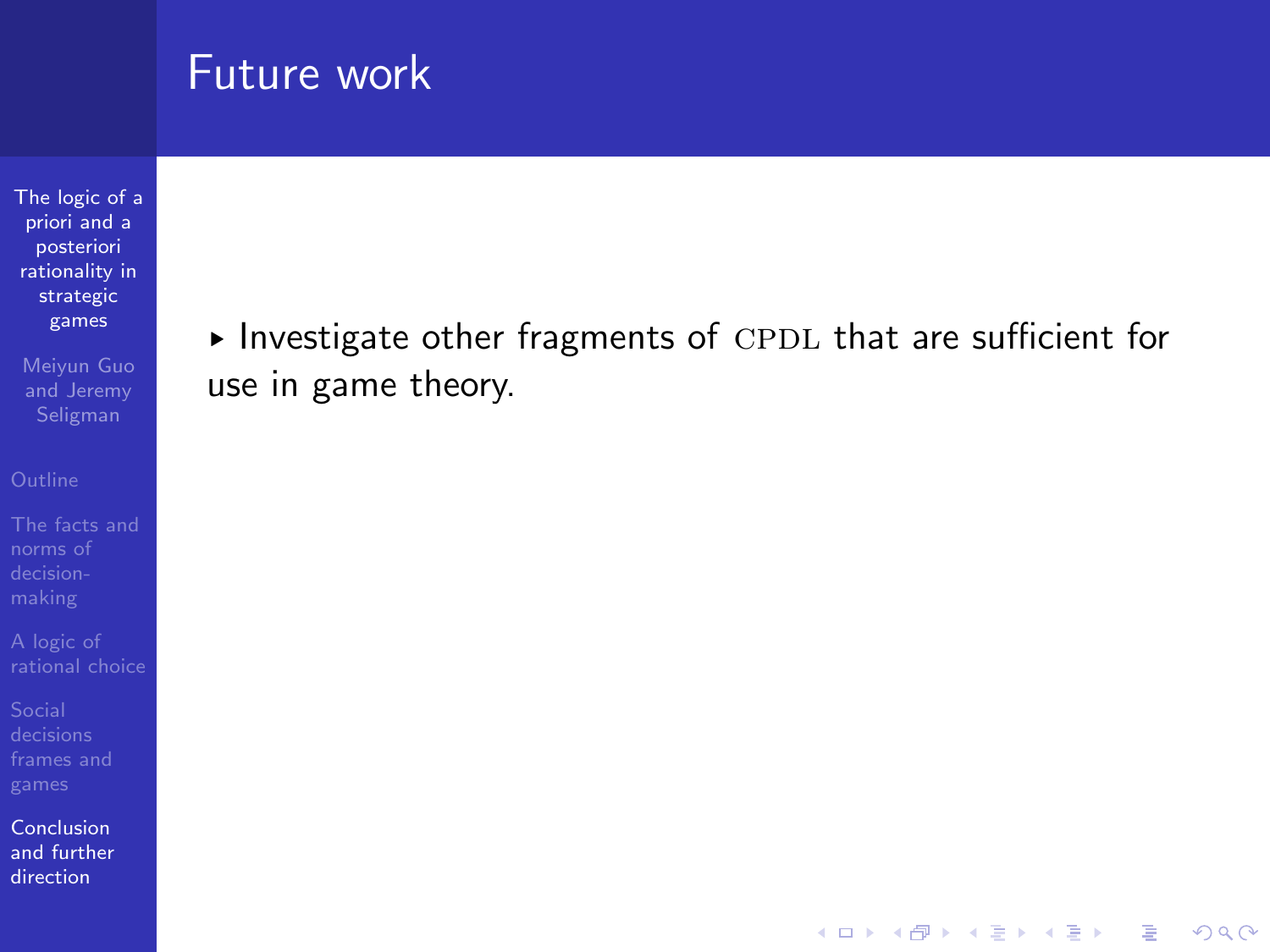# Future work

- Investigate other fragments of CPDL that are sufficient for use in game theory.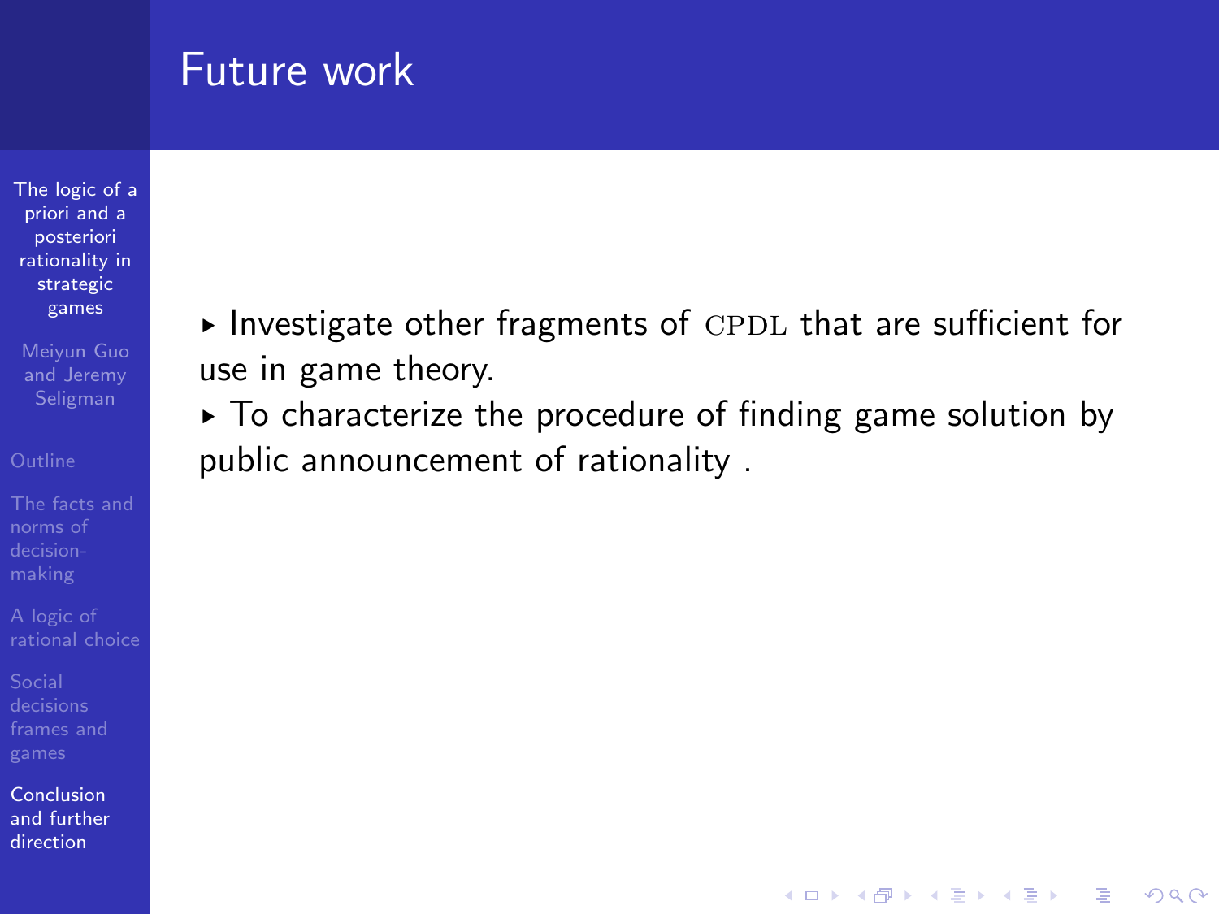# Future work

- Investigate other fragments of CPDL that are sufficient for use in game theory.
- To characterize the procedure of finding game solution by public announcement of rationality .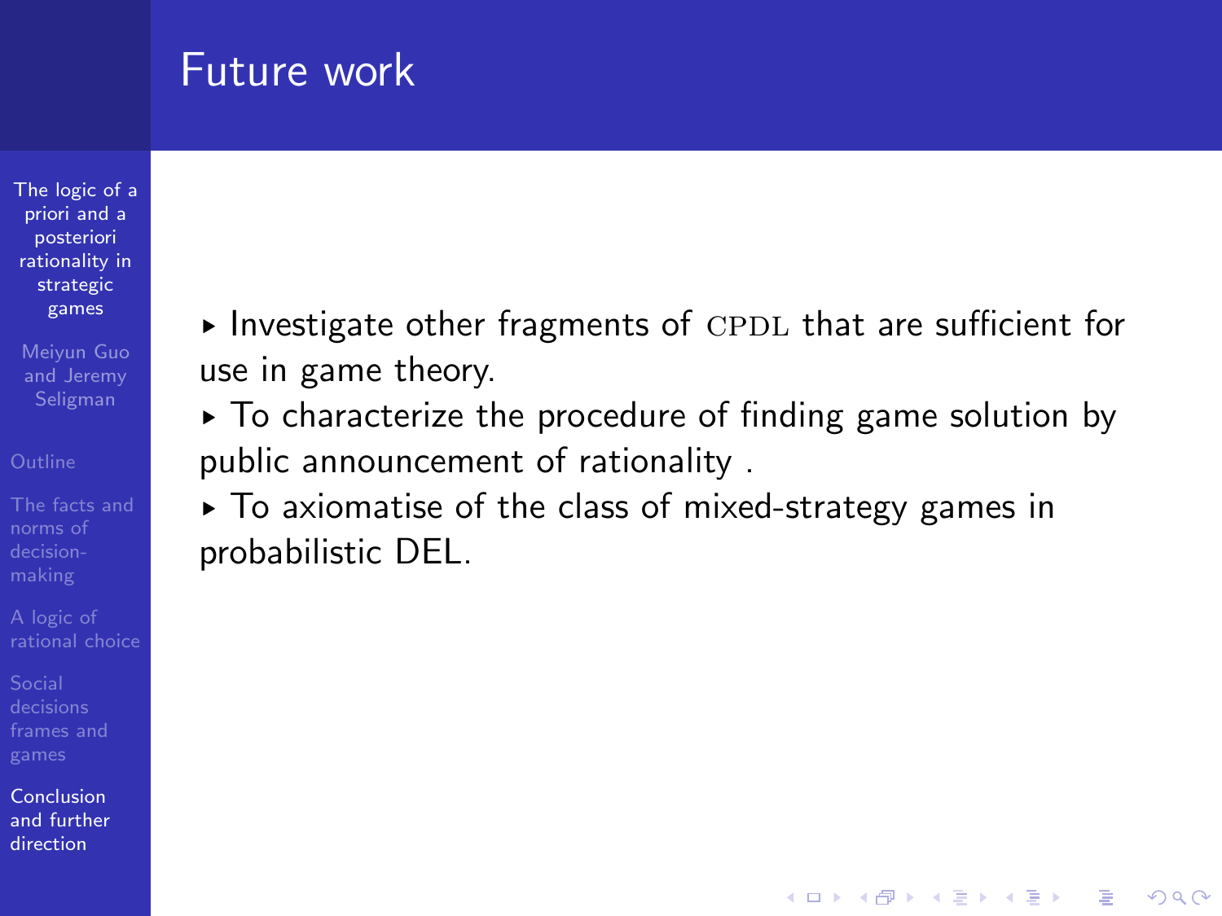# Future work

- Investigate other fragments of CPDL that are sufficient for use in game theory.
- To characterize the procedure of finding game solution by public announcement of rationality .
- To axiomatise of the class of mixed-strategy games in probabilistic DEL.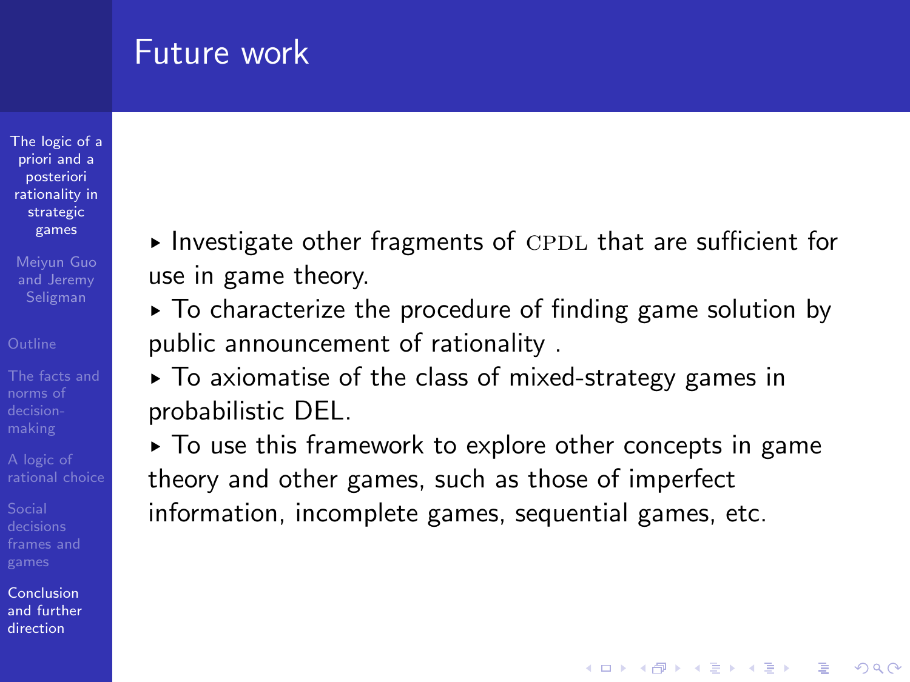# Future work

- Investigate other fragments of CPDL that are sufficient for use in game theory.
- To characterize the procedure of finding game solution by public announcement of rationality .
- To axiomatise of the class of mixed-strategy games in probabilistic DEL.
- To use this framework to explore other concepts in game theory and other games, such as those of imperfect information, incomplete games, sequential games, etc.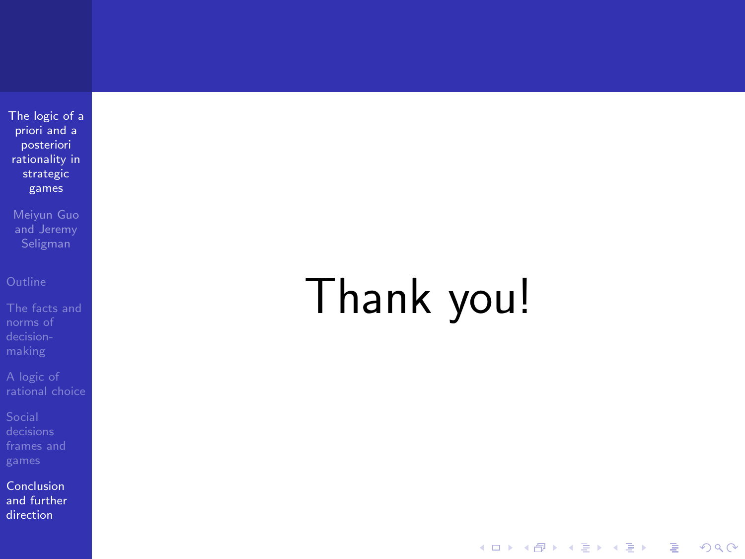Thank you!